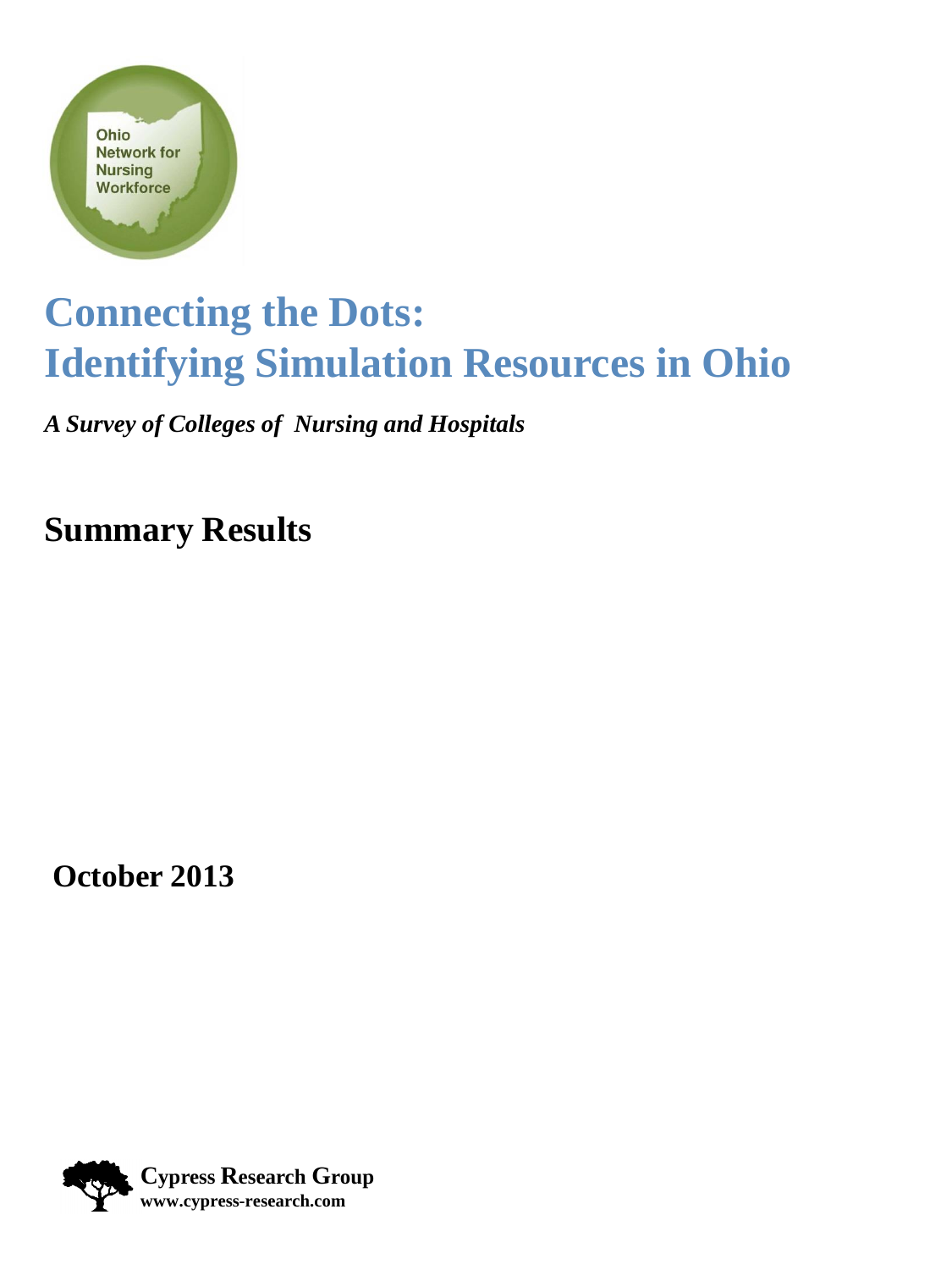Ohio Network for Nursing Workforce

# Connecting the Dots: Identifying Simulation Resources in Ohio

***A Survey of Colleges of Nursing and Hospitals***

## Summary Results

**October 2013**

**Cypress Research Group**
**www.cypress-research.com**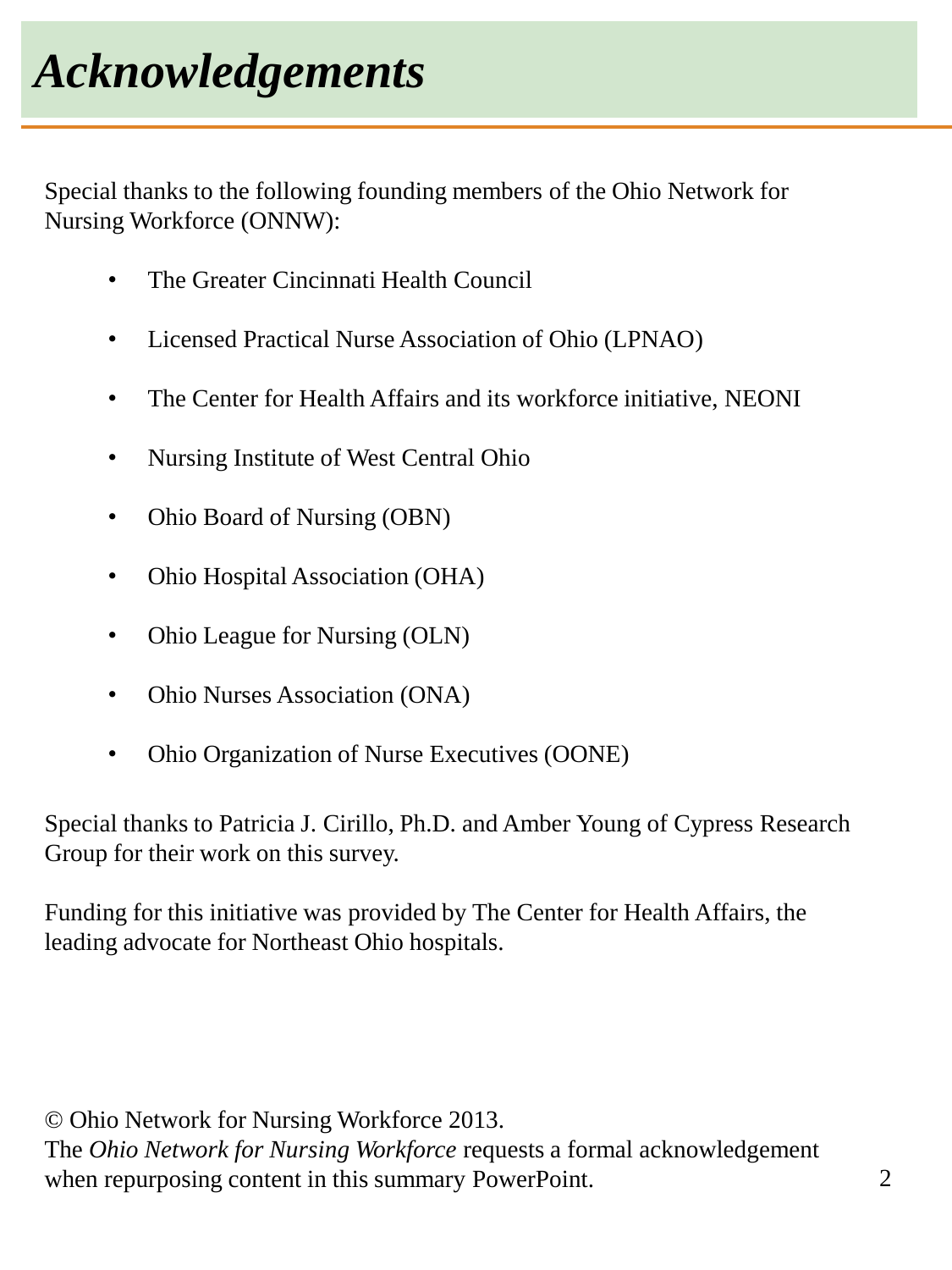# *Acknowledgements*

Special thanks to the following founding members of the Ohio Network for Nursing Workforce (ONNW):

- The Greater Cincinnati Health Council
- Licensed Practical Nurse Association of Ohio (LPNAO)
- The Center for Health Affairs and its workforce initiative, NEONI
- Nursing Institute of West Central Ohio
- Ohio Board of Nursing (OBN)
- Ohio Hospital Association (OHA)
- Ohio League for Nursing (OLN)
- Ohio Nurses Association (ONA)
- Ohio Organization of Nurse Executives (OONE)

Special thanks to Patricia J. Cirillo, Ph.D. and Amber Young of Cypress Research Group for their work on this survey.

Funding for this initiative was provided by The Center for Health Affairs, the leading advocate for Northeast Ohio hospitals.

© Ohio Network for Nursing Workforce 2013.
The *Ohio Network for Nursing Workforce* requests a formal acknowledgement when repurposing content in this summary PowerPoint.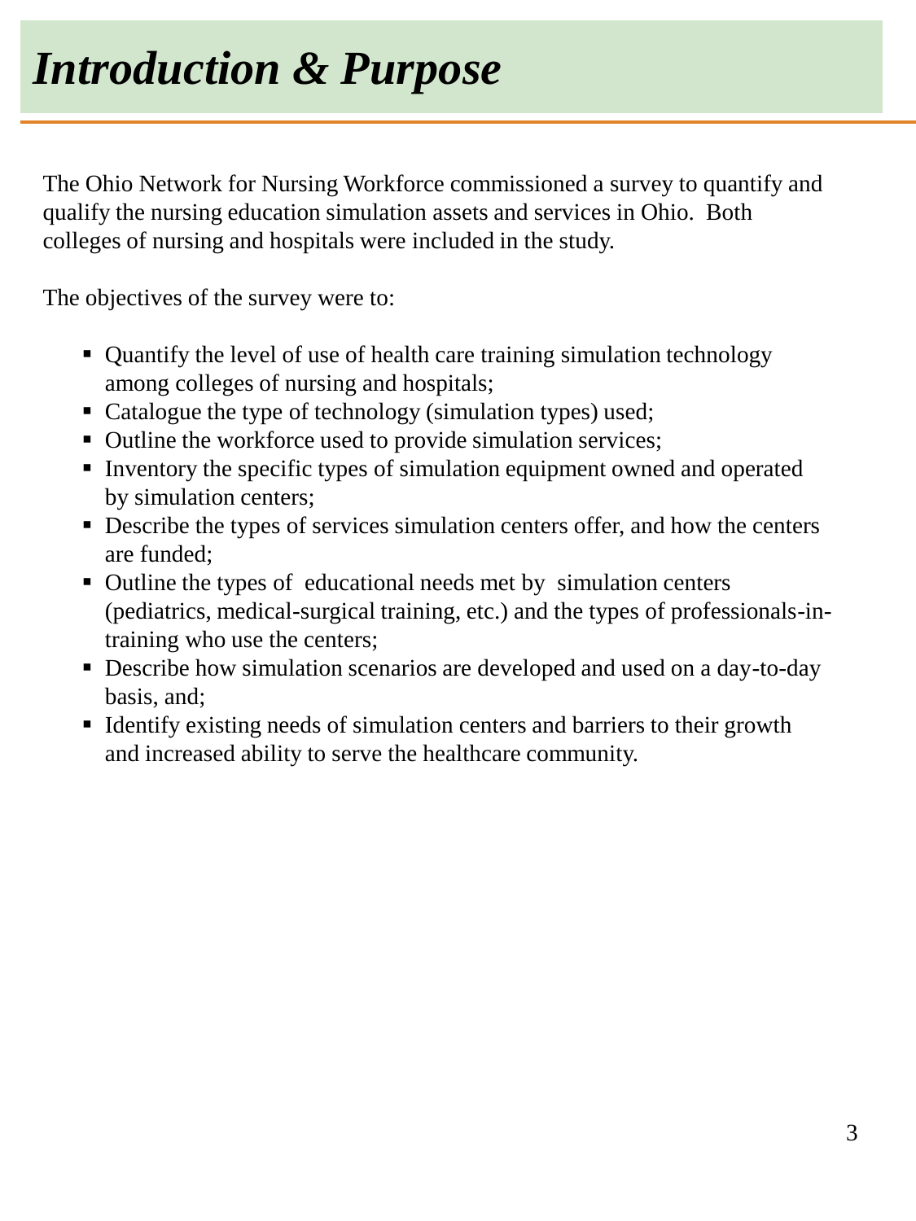# *Introduction & Purpose*

The Ohio Network for Nursing Workforce commissioned a survey to quantify and qualify the nursing education simulation assets and services in Ohio. Both colleges of nursing and hospitals were included in the study.

The objectives of the survey were to:

- Quantify the level of use of health care training simulation technology among colleges of nursing and hospitals;
- Catalogue the type of technology (simulation types) used;
- Outline the workforce used to provide simulation services;
- Inventory the specific types of simulation equipment owned and operated by simulation centers;
- Describe the types of services simulation centers offer, and how the centers are funded;
- Outline the types of educational needs met by simulation centers (pediatrics, medical-surgical training, etc.) and the types of professionals-in-training who use the centers;
- Describe how simulation scenarios are developed and used on a day-to-day basis, and;
- Identify existing needs of simulation centers and barriers to their growth and increased ability to serve the healthcare community.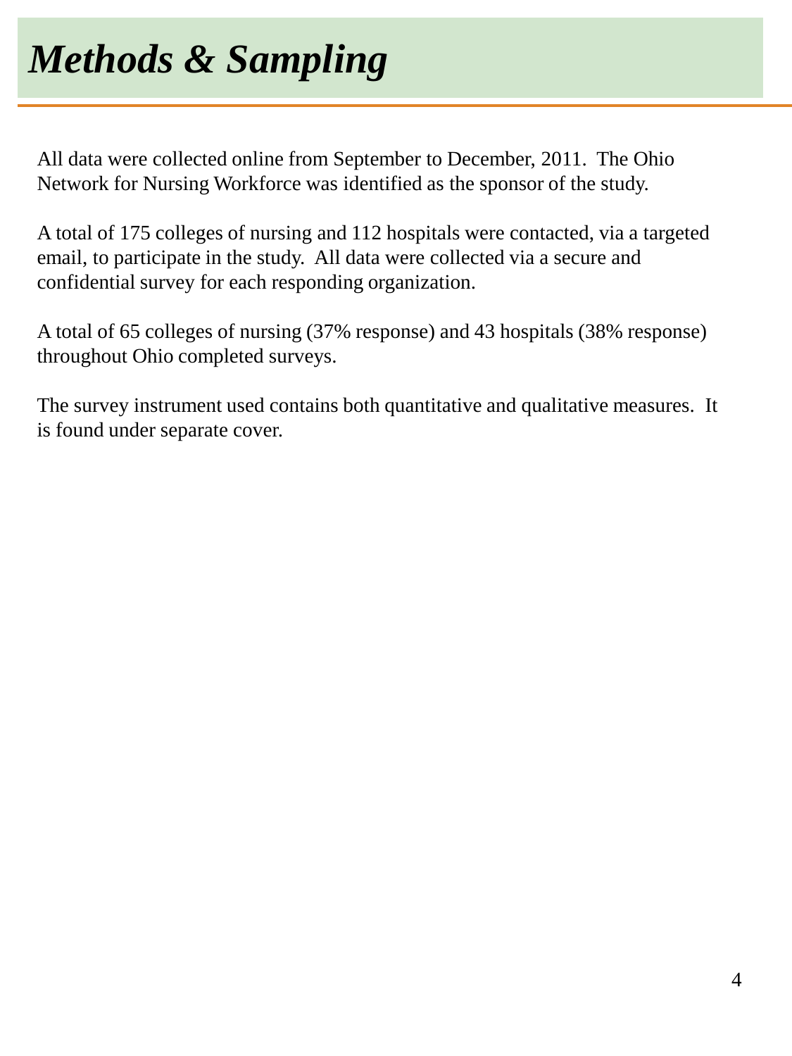# *Methods & Sampling*

All data were collected online from September to December, 2011. The Ohio Network for Nursing Workforce was identified as the sponsor of the study.

A total of 175 colleges of nursing and 112 hospitals were contacted, via a targeted email, to participate in the study. All data were collected via a secure and confidential survey for each responding organization.

A total of 65 colleges of nursing (37% response) and 43 hospitals (38% response) throughout Ohio completed surveys.

The survey instrument used contains both quantitative and qualitative measures. It is found under separate cover.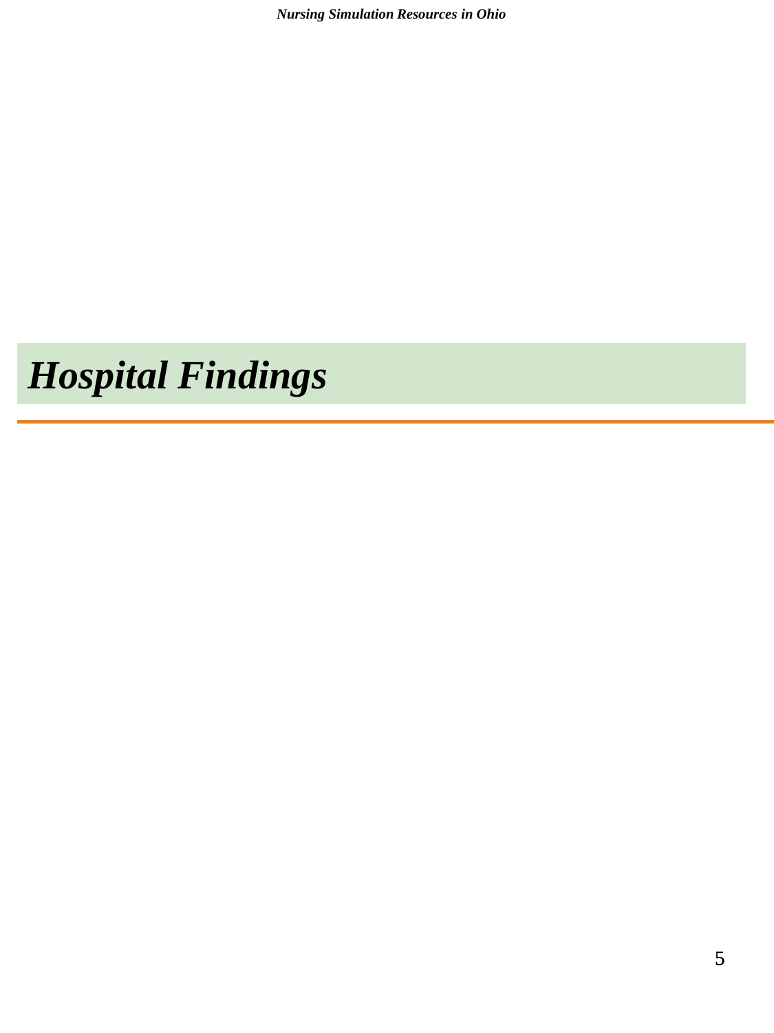# *Hospital Findings*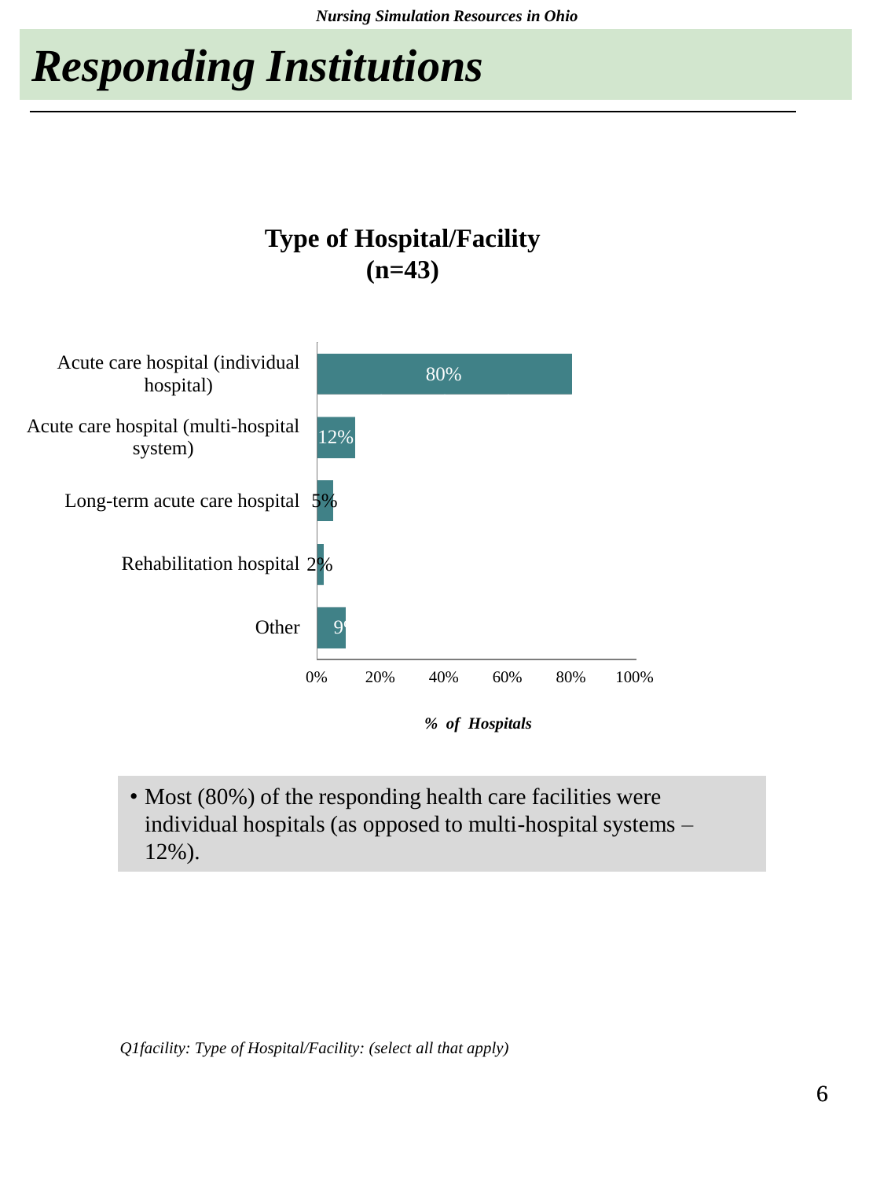# Responding Institutions

**Type of Hospital/Facility (n=43)**

| Type of Hospital/Facility | % of Hospitals |
|---|---|
| Acute care hospital (individual hospital) | 80% |
| Acute care hospital (multi-hospital system) | 12% |
| Long-term acute care hospital | 5% |
| Rehabilitation hospital | 2% |
| Other | 9% |

- Most (80%) of the responding health care facilities were individual hospitals (as opposed to multi-hospital systems – 12%).

*Q1facility: Type of Hospital/Facility: (select all that apply)*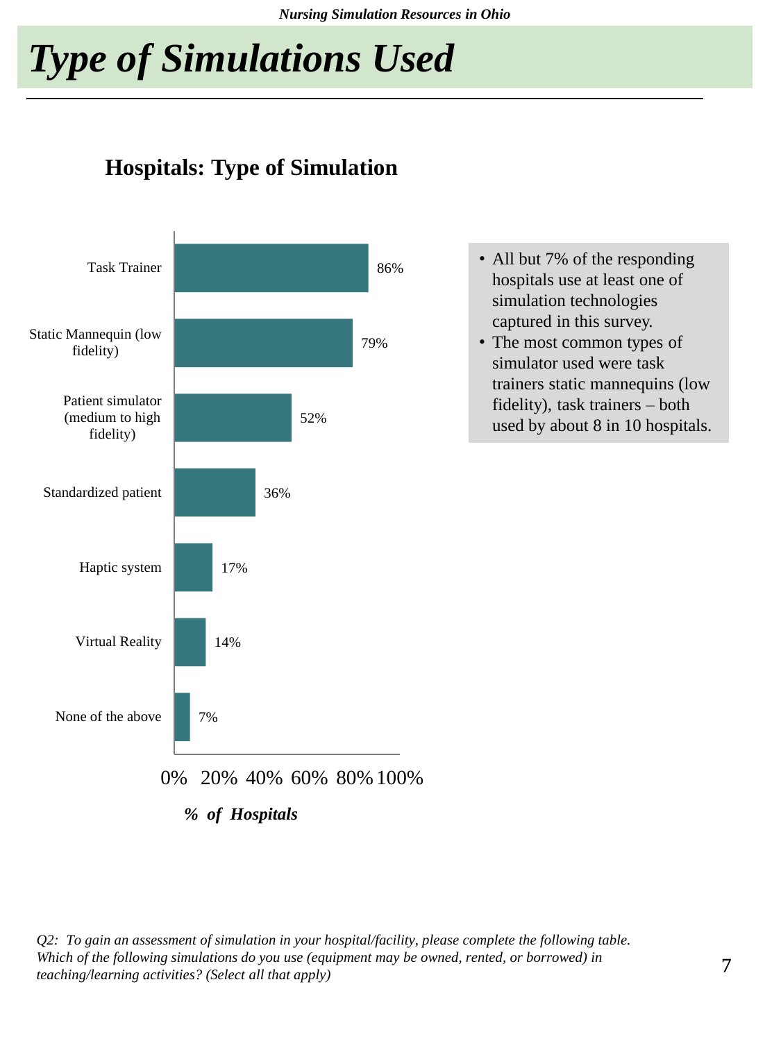# Type of Simulations Used

## Hospitals: Type of Simulation

| Type of Simulation | % of Hospitals |
|---|---|
| Task Trainer | 86% |
| Static Mannequin (low fidelity) | 79% |
| Patient simulator (medium to high fidelity) | 52% |
| Standardized patient | 36% |
| Haptic system | 17% |
| Virtual Reality | 14% |
| None of the above | 7% |

- All but 7% of the responding hospitals use at least one of simulation technologies captured in this survey.
- The most common types of simulator used were task trainers static mannequins (low fidelity), task trainers – both used by about 8 in 10 hospitals.

*Q2: To gain an assessment of simulation in your hospital/facility, please complete the following table. Which of the following simulations do you use (equipment may be owned, rented, or borrowed) in teaching/learning activities? (Select all that apply)*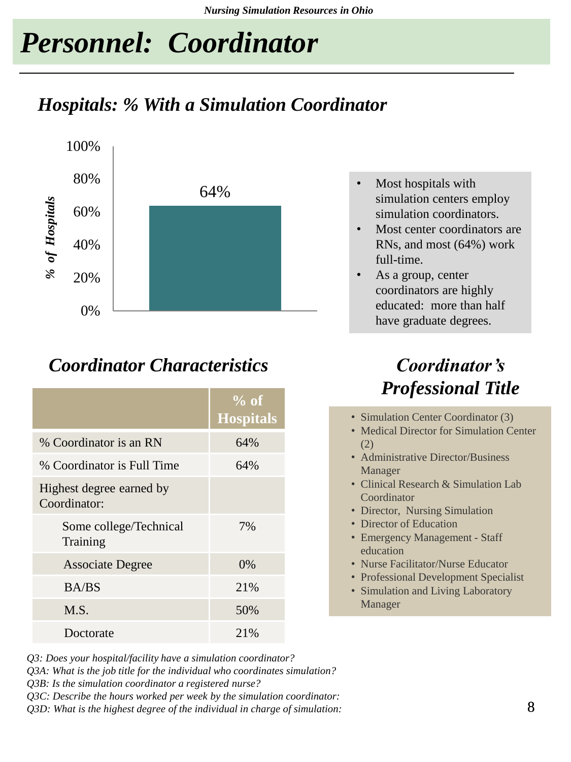# *Personnel: Coordinator*

## *Hospitals: % With a Simulation Coordinator*

| | % of Hospitals |
|---|---|
| Hospitals with a Simulation Coordinator | 64% |

- Most hospitals with simulation centers employ simulation coordinators.
- Most center coordinators are RNs, and most (64%) work full-time.
- As a group, center coordinators are highly educated: more than half have graduate degrees.

## *Coordinator Characteristics*

| | % of Hospitals |
|---|---|
| % Coordinator is an RN | 64% |
| % Coordinator is Full Time | 64% |
| Highest degree earned by Coordinator: | |
| Some college/Technical Training | 7% |
| Associate Degree | 0% |
| BA/BS | 21% |
| M.S. | 50% |
| Doctorate | 21% |

## *Coordinator's Professional Title*

- Simulation Center Coordinator (3)
- Medical Director for Simulation Center (2)
- Administrative Director/Business Manager
- Clinical Research & Simulation Lab Coordinator
- Director, Nursing Simulation
- Director of Education
- Emergency Management - Staff education
- Nurse Facilitator/Nurse Educator
- Professional Development Specialist
- Simulation and Living Laboratory Manager

*Q3: Does your hospital/facility have a simulation coordinator?*
*Q3A: What is the job title for the individual who coordinates simulation?*
*Q3B: Is the simulation coordinator a registered nurse?*
*Q3C: Describe the hours worked per week by the simulation coordinator:*
*Q3D: What is the highest degree of the individual in charge of simulation:*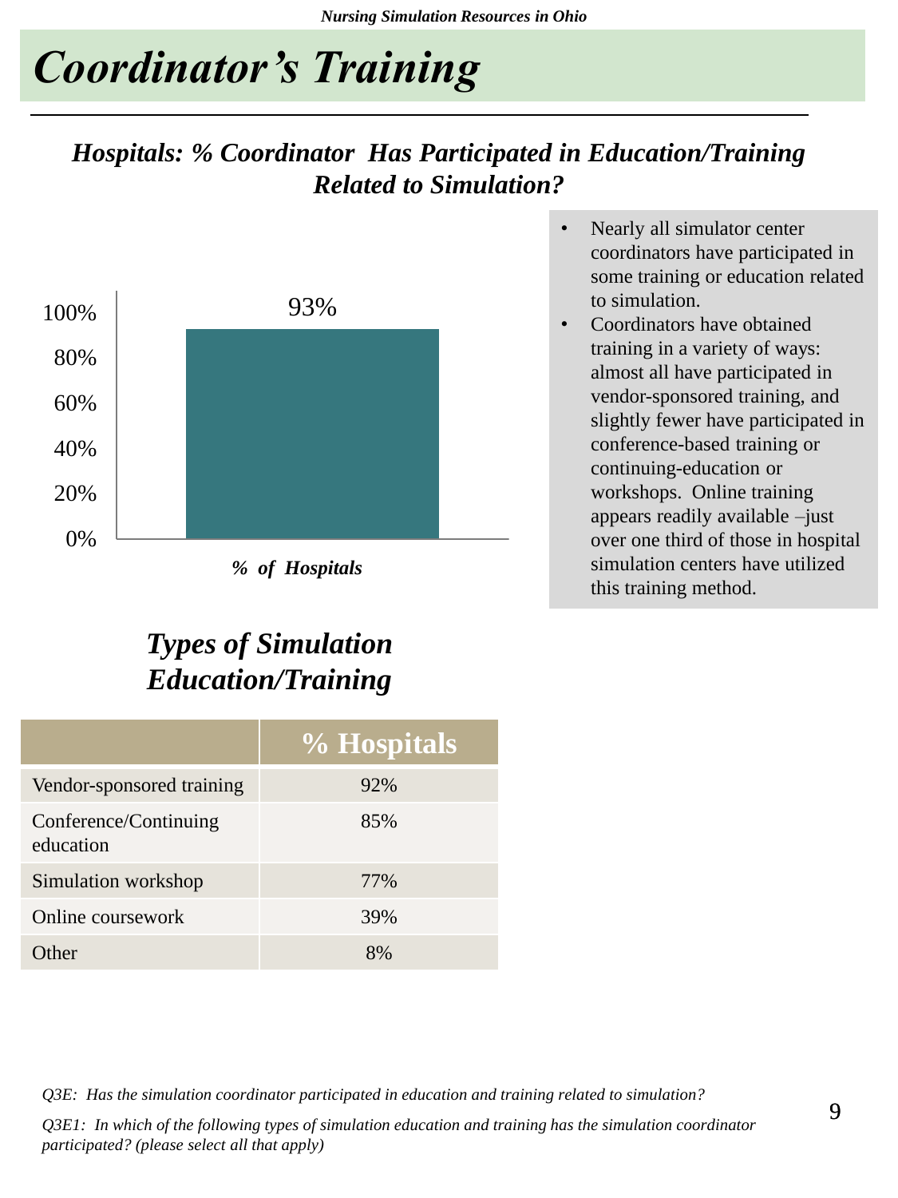# *Coordinator's Training*

## *Hospitals: % Coordinator Has Participated in Education/Training Related to Simulation?*

| | % of Hospitals |
|---|---|
| Has participated | 93% |

- Nearly all simulator center coordinators have participated in some training or education related to simulation.
- Coordinators have obtained training in a variety of ways: almost all have participated in vendor-sponsored training, and slightly fewer have participated in conference-based training or continuing-education or workshops. Online training appears readily available –just over one third of those in hospital simulation centers have utilized this training method.

## *Types of Simulation Education/Training*

| | % Hospitals |
|---|---|
| Vendor-sponsored training | 92% |
| Conference/Continuing education | 85% |
| Simulation workshop | 77% |
| Online coursework | 39% |
| Other | 8% |

*Q3E: Has the simulation coordinator participated in education and training related to simulation?*

*Q3E1: In which of the following types of simulation education and training has the simulation coordinator participated? (please select all that apply)*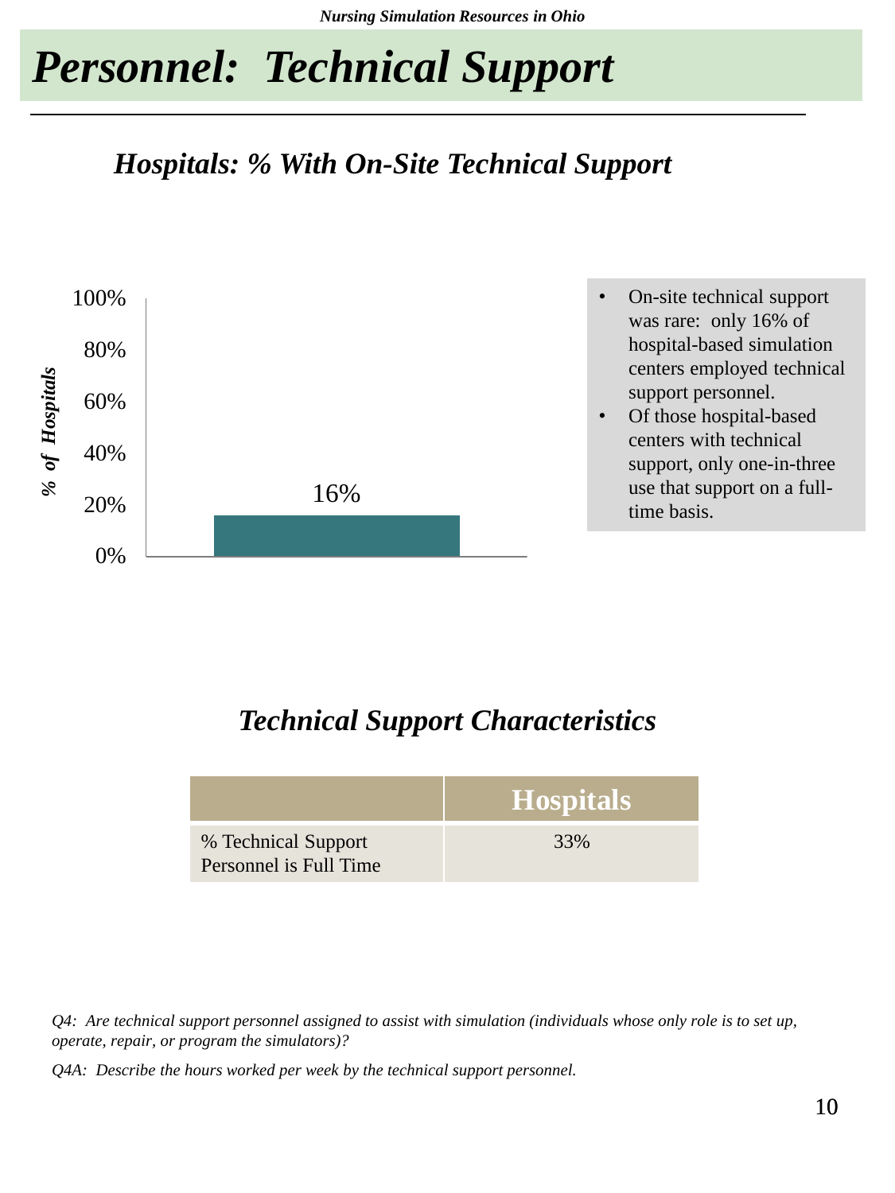# *Personnel: Technical Support*

## *Hospitals: % With On-Site Technical Support*

*% of Hospitals*

100%
80%
60%
40%
20%
0%

16%

- On-site technical support was rare: only 16% of hospital-based simulation centers employed technical support personnel.
- Of those hospital-based centers with technical support, only one-in-three use that support on a full-time basis.

## *Technical Support Characteristics*

| | Hospitals |
|---|---|
| % Technical Support Personnel is Full Time | 33% |

*Q4: Are technical support personnel assigned to assist with simulation (individuals whose only role is to set up, operate, repair, or program the simulators)?*

*Q4A: Describe the hours worked per week by the technical support personnel.*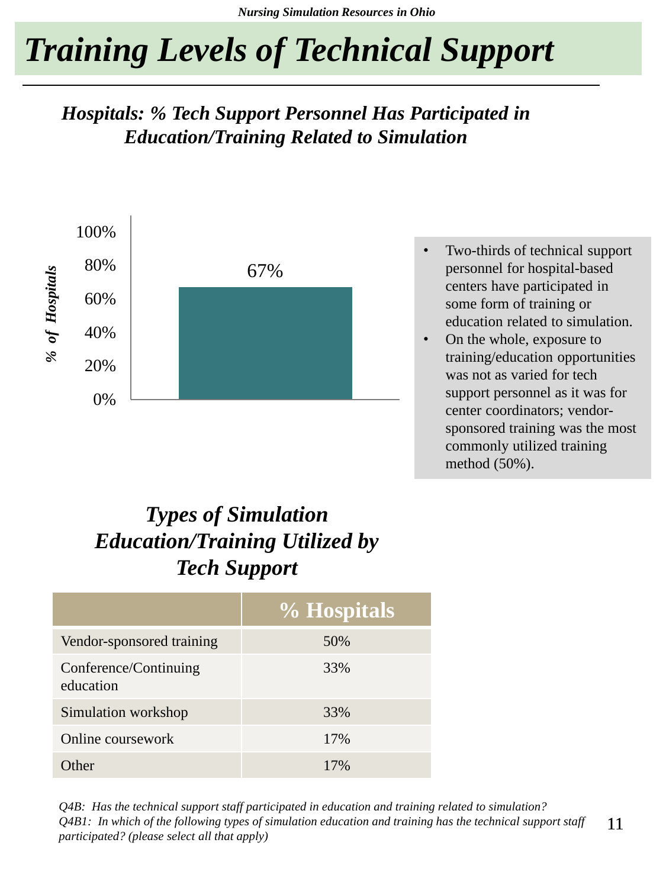# Training Levels of Technical Support

### *Hospitals: % Tech Support Personnel Has Participated in Education/Training Related to Simulation*

| | % of Hospitals |
|---|---|
| Tech support personnel has participated in education/training related to simulation | 67% |

- Two-thirds of technical support personnel for hospital-based centers have participated in some form of training or education related to simulation.
- On the whole, exposure to training/education opportunities was not as varied for tech support personnel as it was for center coordinators; vendor-sponsored training was the most commonly utilized training method (50%).

### *Types of Simulation Education/Training Utilized by Tech Support*

| | % Hospitals |
|---|---|
| Vendor-sponsored training | 50% |
| Conference/Continuing education | 33% |
| Simulation workshop | 33% |
| Online coursework | 17% |
| Other | 17% |

*Q4B: Has the technical support staff participated in education and training related to simulation?*
*Q4B1: In which of the following types of simulation education and training has the technical support staff participated? (please select all that apply)*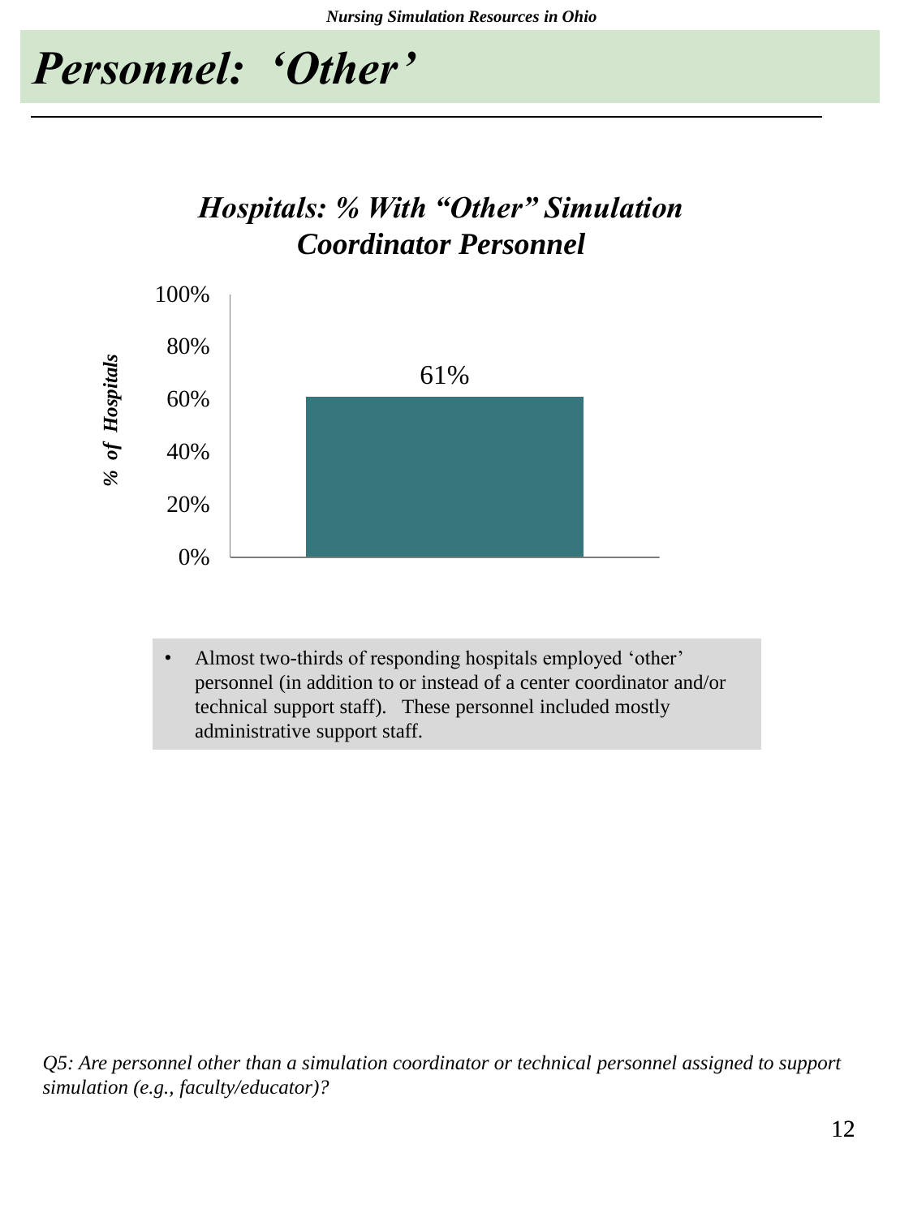# *Personnel: 'Other'*

***Hospitals: % With "Other" Simulation Coordinator Personnel***

| | % of Hospitals |
|---|---|
| Hospitals | 61% |

- Almost two-thirds of responding hospitals employed 'other' personnel (in addition to or instead of a center coordinator and/or technical support staff). These personnel included mostly administrative support staff.

*Q5: Are personnel other than a simulation coordinator or technical personnel assigned to support simulation (e.g., faculty/educator)?*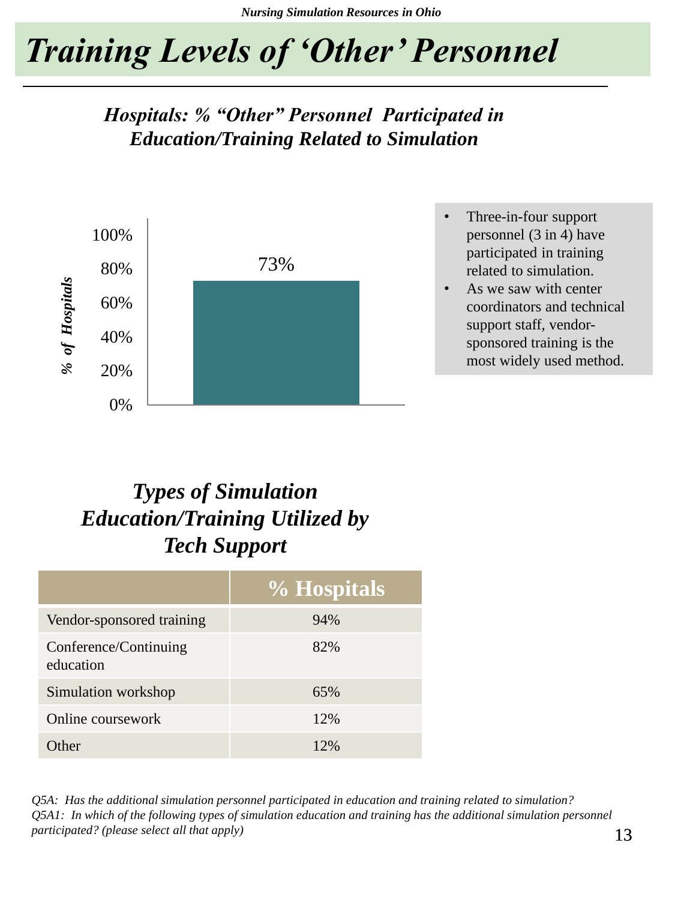# Training Levels of 'Other' Personnel

### *Hospitals: % "Other" Personnel Participated in Education/Training Related to Simulation*

% of Hospitals

100%
80%
60%
40%
20%
0%

73%

- Three-in-four support personnel (3 in 4) have participated in training related to simulation.
- As we saw with center coordinators and technical support staff, vendor-sponsored training is the most widely used method.

### *Types of Simulation Education/Training Utilized by Tech Support*

| | % Hospitals |
|---|---|
| Vendor-sponsored training | 94% |
| Conference/Continuing education | 82% |
| Simulation workshop | 65% |
| Online coursework | 12% |
| Other | 12% |

*Q5A: Has the additional simulation personnel participated in education and training related to simulation?*
*Q5A1: In which of the following types of simulation education and training has the additional simulation personnel participated? (please select all that apply)*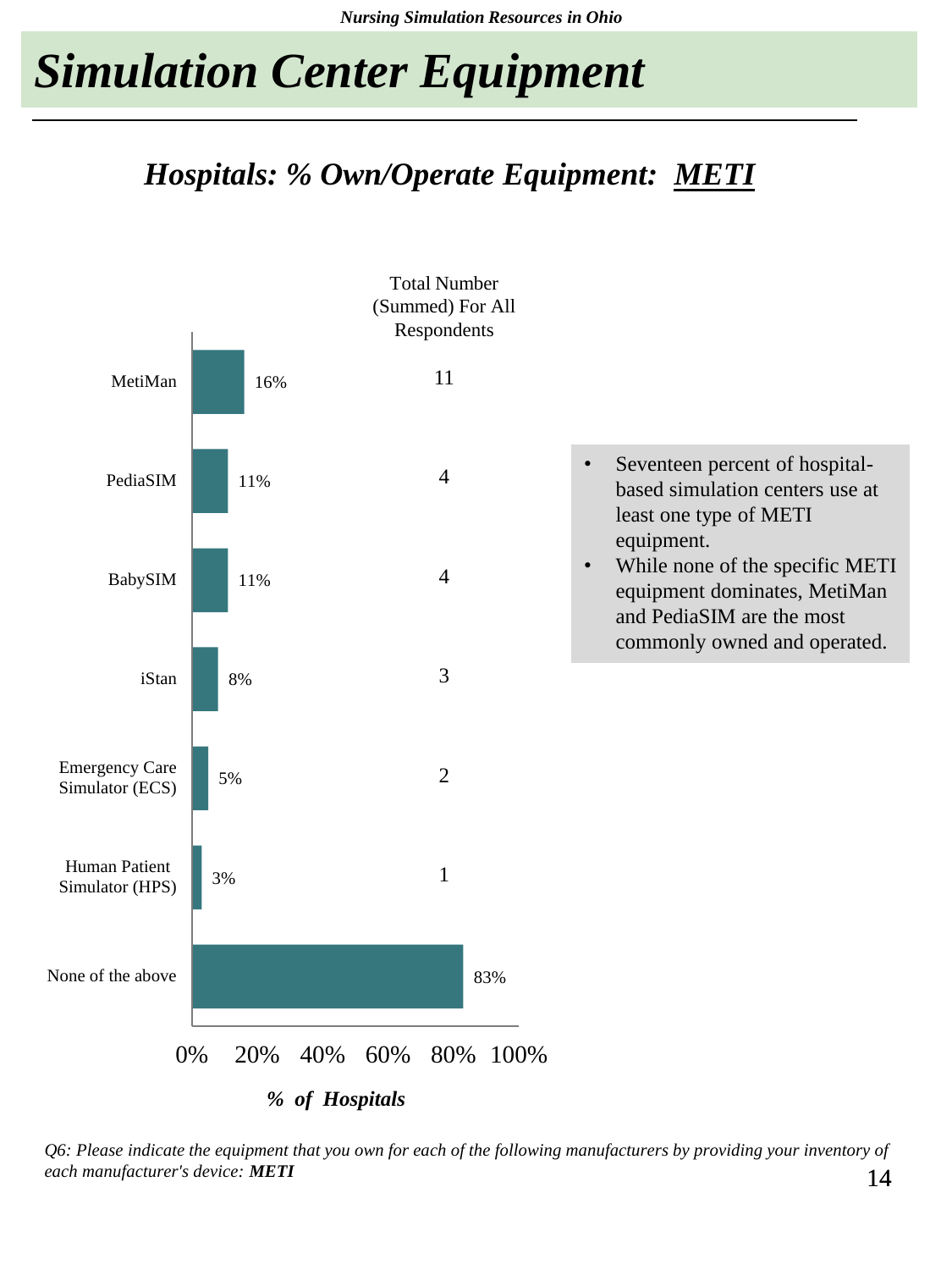# Simulation Center Equipment

## *Hospitals: % Own/Operate Equipment: METI*

| Equipment | % of Hospitals | Total Number (Summed) For All Respondents |
|---|---|---|
| MetiMan | 16% | 11 |
| PediaSIM | 11% | 4 |
| BabySIM | 11% | 4 |
| iStan | 8% | 3 |
| Emergency Care Simulator (ECS) | 5% | 2 |
| Human Patient Simulator (HPS) | 3% | 1 |
| None of the above | 83% | |

*% of Hospitals*

- Seventeen percent of hospital-based simulation centers use at least one type of METI equipment.
- While none of the specific METI equipment dominates, MetiMan and PediaSIM are the most commonly owned and operated.

*Q6: Please indicate the equipment that you own for each of the following manufacturers by providing your inventory of each manufacturer's device:* ***METI***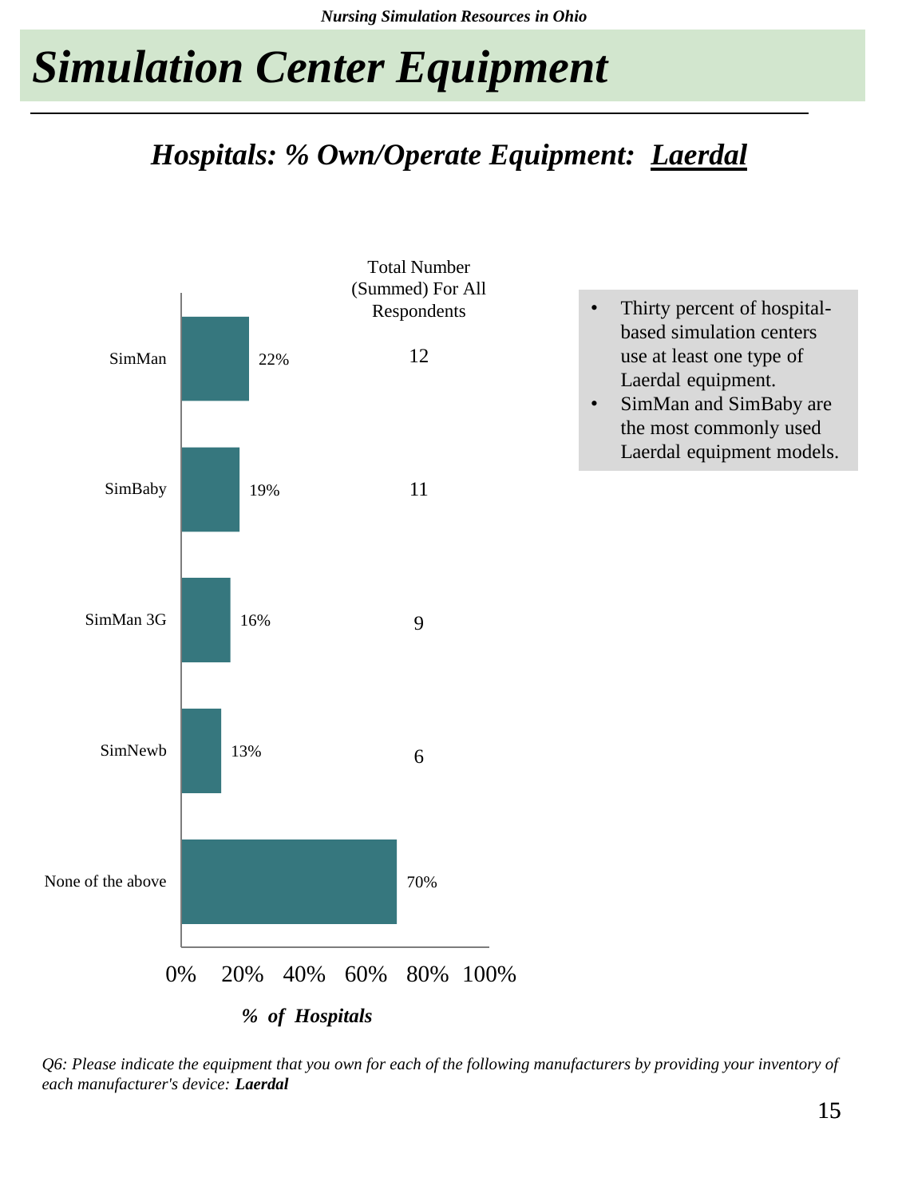# Simulation Center Equipment

## *Hospitals: % Own/Operate Equipment: Laerdal*

| Equipment | % of Hospitals | Total Number (Summed) For All Respondents |
|---|---|---|
| SimMan | 22% | 12 |
| SimBaby | 19% | 11 |
| SimMan 3G | 16% | 9 |
| SimNewb | 13% | 6 |
| None of the above | 70% | |

*% of Hospitals*

- Thirty percent of hospital-based simulation centers use at least one type of Laerdal equipment.
- SimMan and SimBaby are the most commonly used Laerdal equipment models.

*Q6: Please indicate the equipment that you own for each of the following manufacturers by providing your inventory of each manufacturer's device:* ***Laerdal***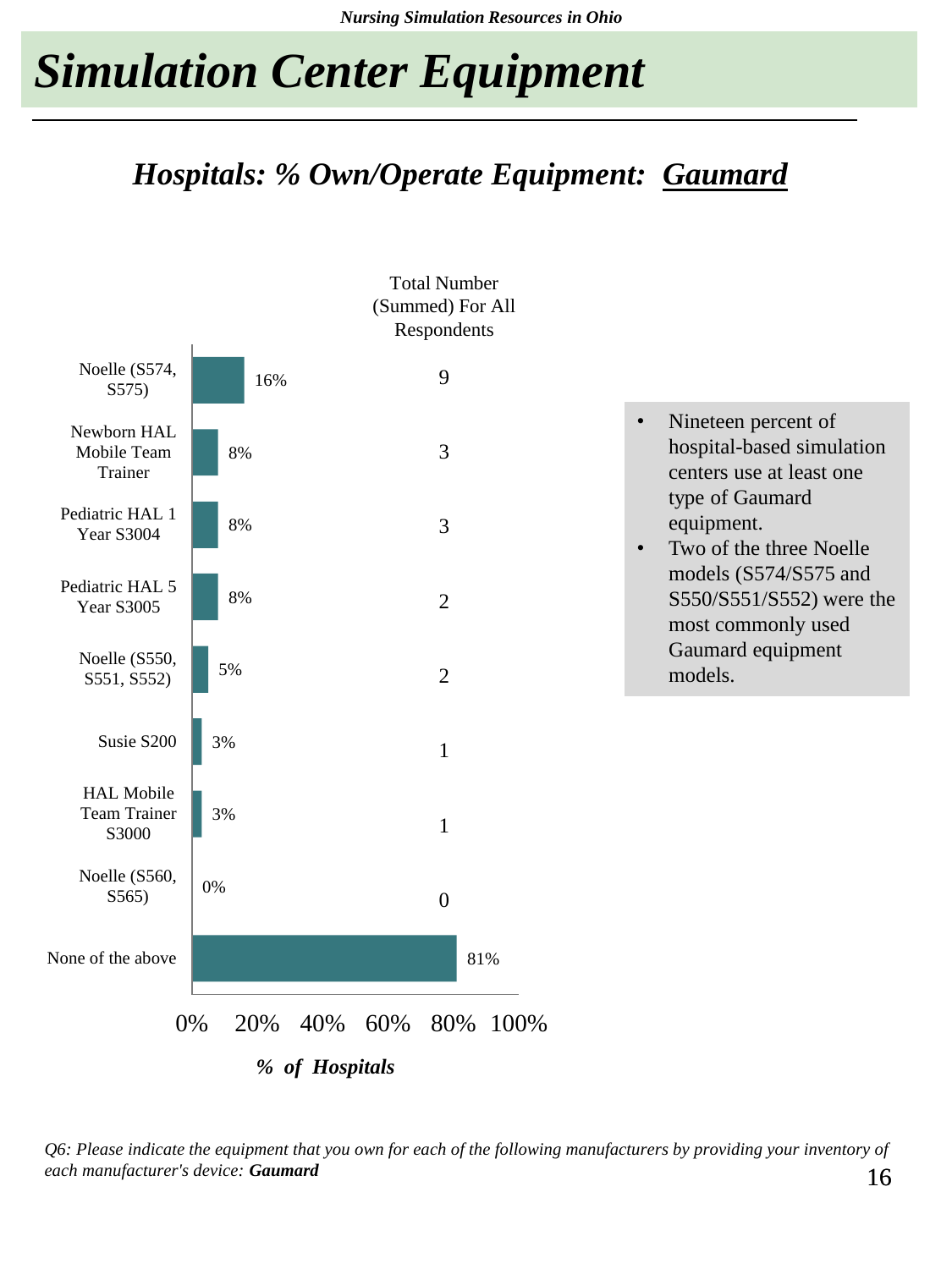# Simulation Center Equipment

## *Hospitals: % Own/Operate Equipment: Gaumard*

| Equipment | % of Hospitals | Total Number (Summed) For All Respondents |
|---|---|---|
| Noelle (S574, S575) | 16% | 9 |
| Newborn HAL Mobile Team Trainer | 8% | 3 |
| Pediatric HAL 1 Year S3004 | 8% | 3 |
| Pediatric HAL 5 Year S3005 | 8% | 2 |
| Noelle (S550, S551, S552) | 5% | 2 |
| Susie S200 | 3% | 1 |
| HAL Mobile Team Trainer S3000 | 3% | 1 |
| Noelle (S560, S565) | 0% | 0 |
| None of the above | 81% | |

*% of Hospitals*

- Nineteen percent of hospital-based simulation centers use at least one type of Gaumard equipment.
- Two of the three Noelle models (S574/S575 and S550/S551/S552) were the most commonly used Gaumard equipment models.

*Q6: Please indicate the equipment that you own for each of the following manufacturers by providing your inventory of each manufacturer's device:* ***Gaumard***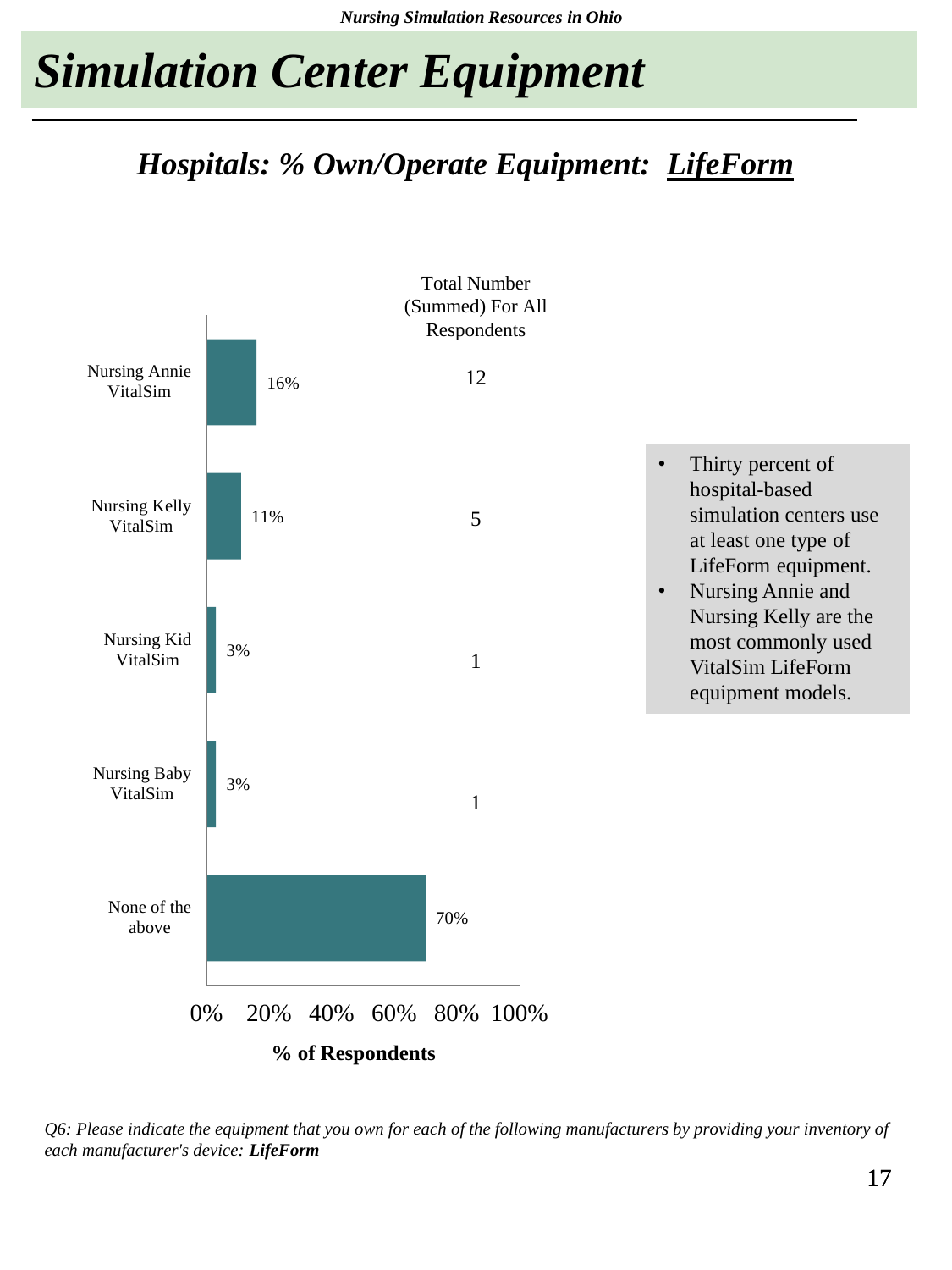# Simulation Center Equipment

## *Hospitals: % Own/Operate Equipment: LifeForm*

| Equipment | % of Respondents | Total Number (Summed) For All Respondents |
|---|---|---|
| Nursing Annie VitalSim | 16% | 12 |
| Nursing Kelly VitalSim | 11% | 5 |
| Nursing Kid VitalSim | 3% | 1 |
| Nursing Baby VitalSim | 3% | 1 |
| None of the above | 70% | |

- Thirty percent of hospital-based simulation centers use at least one type of LifeForm equipment.
- Nursing Annie and Nursing Kelly are the most commonly used VitalSim LifeForm equipment models.

*Q6: Please indicate the equipment that you own for each of the following manufacturers by providing your inventory of each manufacturer's device: **LifeForm***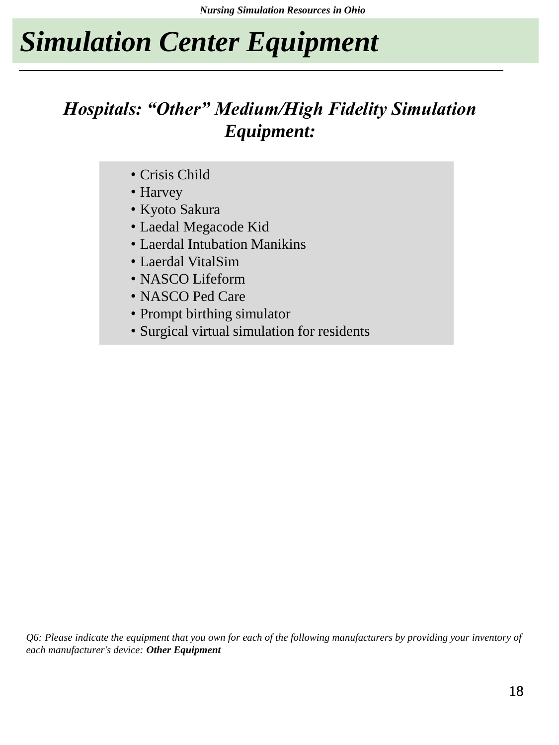# *Simulation Center Equipment*

## *Hospitals: "Other" Medium/High Fidelity Simulation Equipment:*

- Crisis Child
- Harvey
- Kyoto Sakura
- Laedal Megacode Kid
- Laerdal Intubation Manikins
- Laerdal VitalSim
- NASCO Lifeform
- NASCO Ped Care
- Prompt birthing simulator
- Surgical virtual simulation for residents

*Q6: Please indicate the equipment that you own for each of the following manufacturers by providing your inventory of each manufacturer's device:* ***Other Equipment***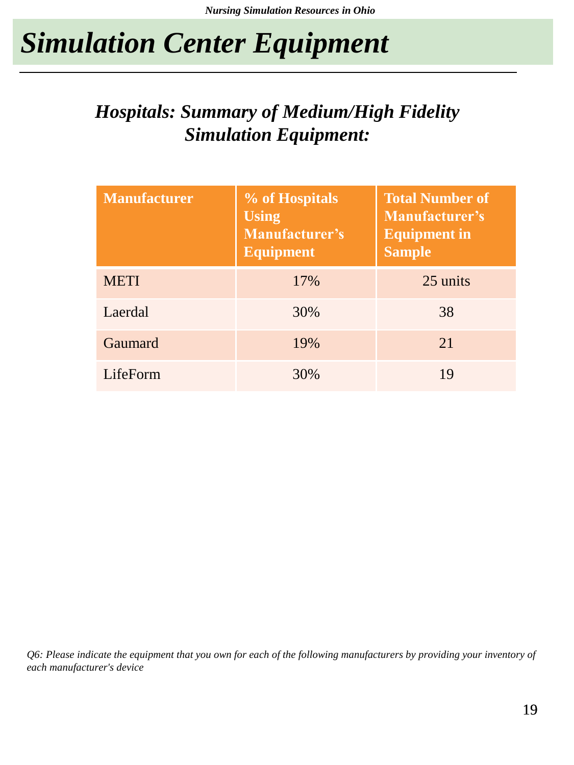# *Simulation Center Equipment*

## *Hospitals: Summary of Medium/High Fidelity Simulation Equipment:*

| Manufacturer | % of Hospitals Using Manufacturer's Equipment | Total Number of Manufacturer's Equipment in Sample |
|---|---|---|
| METI | 17% | 25 units |
| Laerdal | 30% | 38 |
| Gaumard | 19% | 21 |
| LifeForm | 30% | 19 |

*Q6: Please indicate the equipment that you own for each of the following manufacturers by providing your inventory of each manufacturer's device*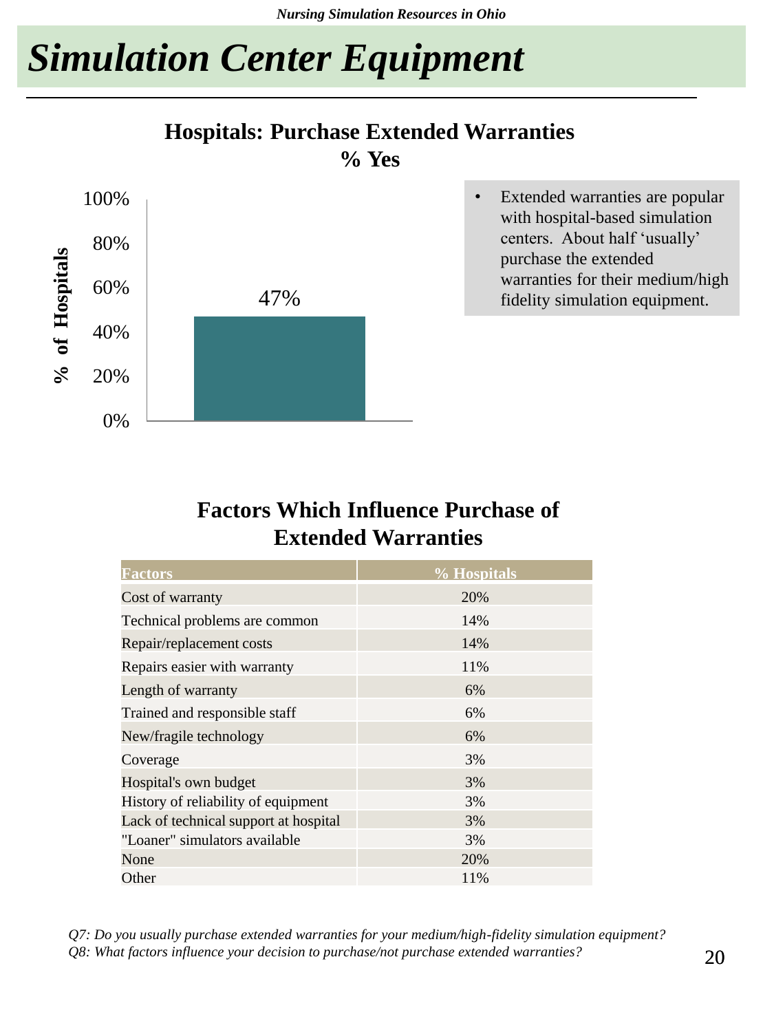# Simulation Center Equipment

## Hospitals: Purchase Extended Warranties % Yes

% of Hospitals: 47%

- Extended warranties are popular with hospital-based simulation centers. About half 'usually' purchase the extended warranties for their medium/high fidelity simulation equipment.

## Factors Which Influence Purchase of Extended Warranties

| Factors | % Hospitals |
|---|---|
| Cost of warranty | 20% |
| Technical problems are common | 14% |
| Repair/replacement costs | 14% |
| Repairs easier with warranty | 11% |
| Length of warranty | 6% |
| Trained and responsible staff | 6% |
| New/fragile technology | 6% |
| Coverage | 3% |
| Hospital's own budget | 3% |
| History of reliability of equipment | 3% |
| Lack of technical support at hospital | 3% |
| "Loaner" simulators available | 3% |
| None | 20% |
| Other | 11% |

*Q7: Do you usually purchase extended warranties for your medium/high-fidelity simulation equipment?*
*Q8: What factors influence your decision to purchase/not purchase extended warranties?*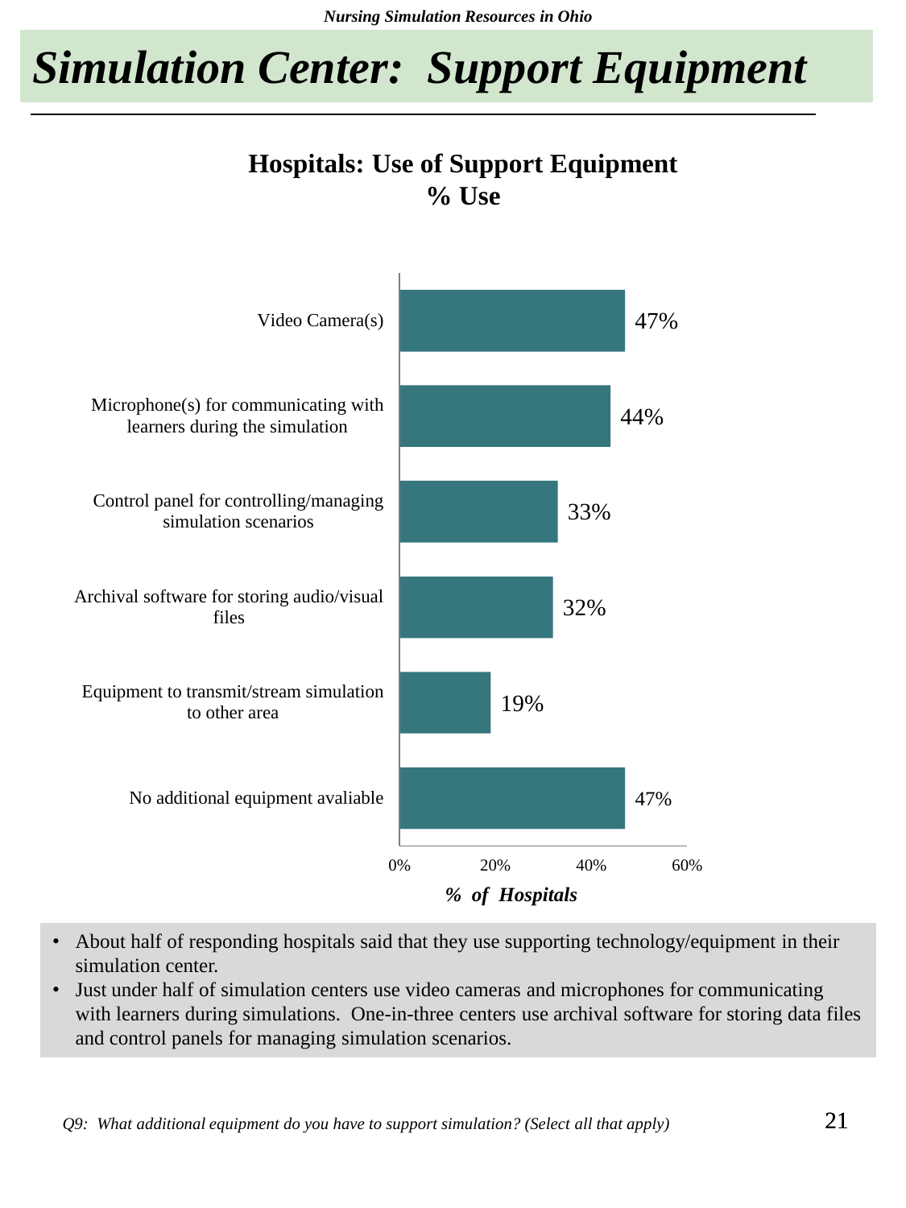// Simulation Center:  Support Equipment

**Hospitals: Use of Support Equipment**
**% Use**

| Equipment | % of Hospitals |
|---|---|
| Video Camera(s) | 47% |
| Microphone(s) for communicating with learners during the simulation | 44% |
| Control panel for controlling/managing simulation scenarios | 33% |
| Archival software for storing audio/visual files | 32% |
| Equipment to transmit/stream simulation to other area | 19% |
| No additional equipment avaliable | 47% |

- About half of responding hospitals said that they use supporting technology/equipment in their simulation center.
- Just under half of simulation centers use video cameras and microphones for communicating with learners during simulations.  One-in-three centers use archival software for storing data files and control panels for managing simulation scenarios.

*Q9:  What additional equipment do you have to support simulation? (Select all that apply)*

# Simulation Center:  Support Equipment

**Hospitals: Use of Support Equipment**
**% Use**

| Equipment | % of Hospitals |
|---|---|
| Video Camera(s) | 47% |
| Microphone(s) for communicating with learners during the simulation | 44% |
| Control panel for controlling/managing simulation scenarios | 33% |
| Archival software for storing audio/visual files | 32% |
| Equipment to transmit/stream simulation to other area | 19% |
| No additional equipment avaliable | 47% |

- About half of responding hospitals said that they use supporting technology/equipment in their simulation center.
- Just under half of simulation centers use video cameras and microphones for communicating with learners during simulations.  One-in-three centers use archival software for storing data files and control panels for managing simulation scenarios.

*Q9:  What additional equipment do you have to support simulation? (Select all that apply)*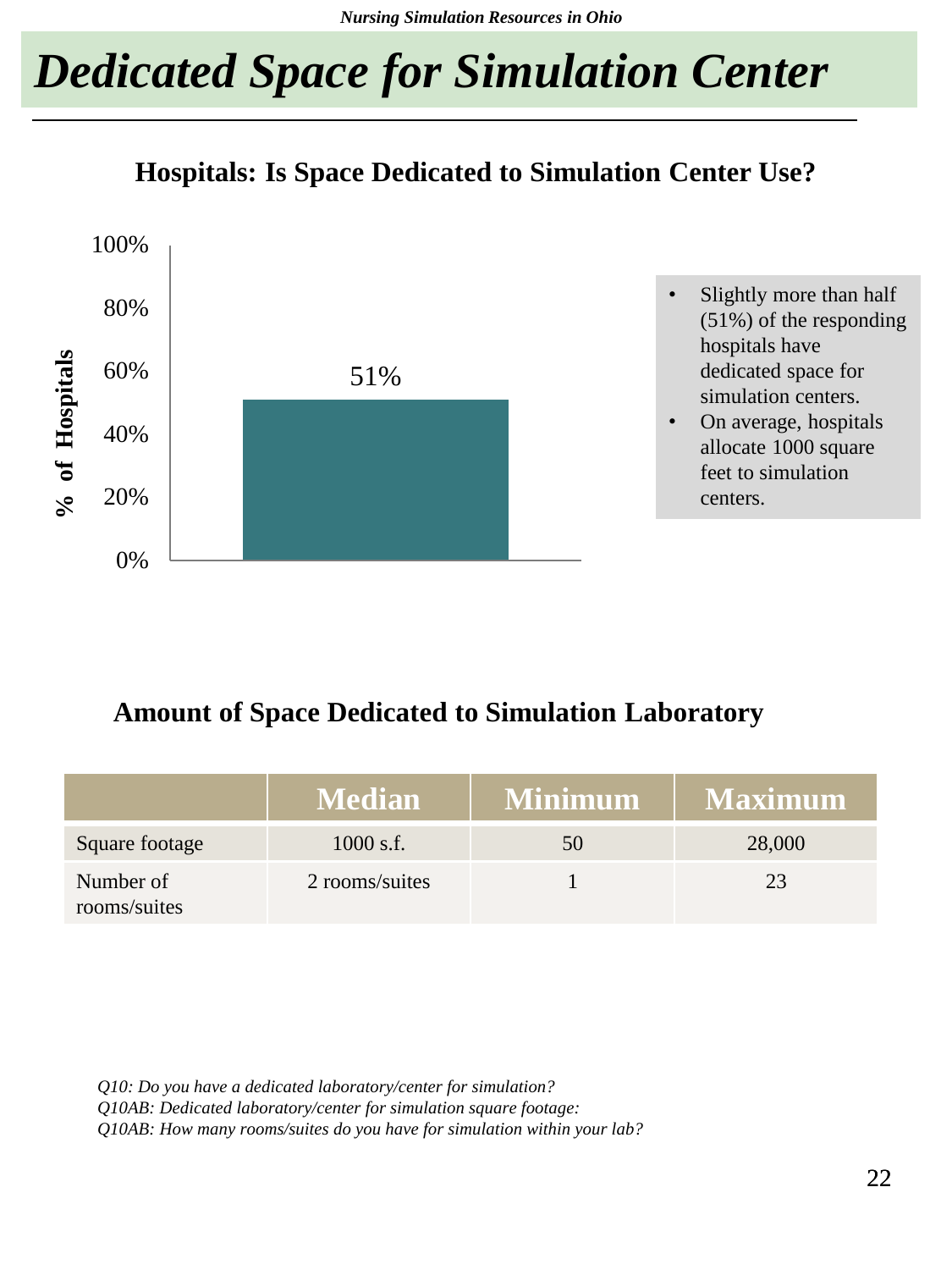# Dedicated Space for Simulation Center

## Hospitals: Is Space Dedicated to Simulation Center Use?

% of Hospitals

100%
80%
60%
40%
20%
0%

51%

- Slightly more than half (51%) of the responding hospitals have dedicated space for simulation centers.
- On average, hospitals allocate 1000 square feet to simulation centers.

## Amount of Space Dedicated to Simulation Laboratory

| | Median | Minimum | Maximum |
|---|---|---|---|
| Square footage | 1000 s.f. | 50 | 28,000 |
| Number of rooms/suites | 2 rooms/suites | 1 | 23 |

*Q10: Do you have a dedicated laboratory/center for simulation?*
*Q10AB: Dedicated laboratory/center for simulation square footage:*
*Q10AB: How many rooms/suites do you have for simulation within your lab?*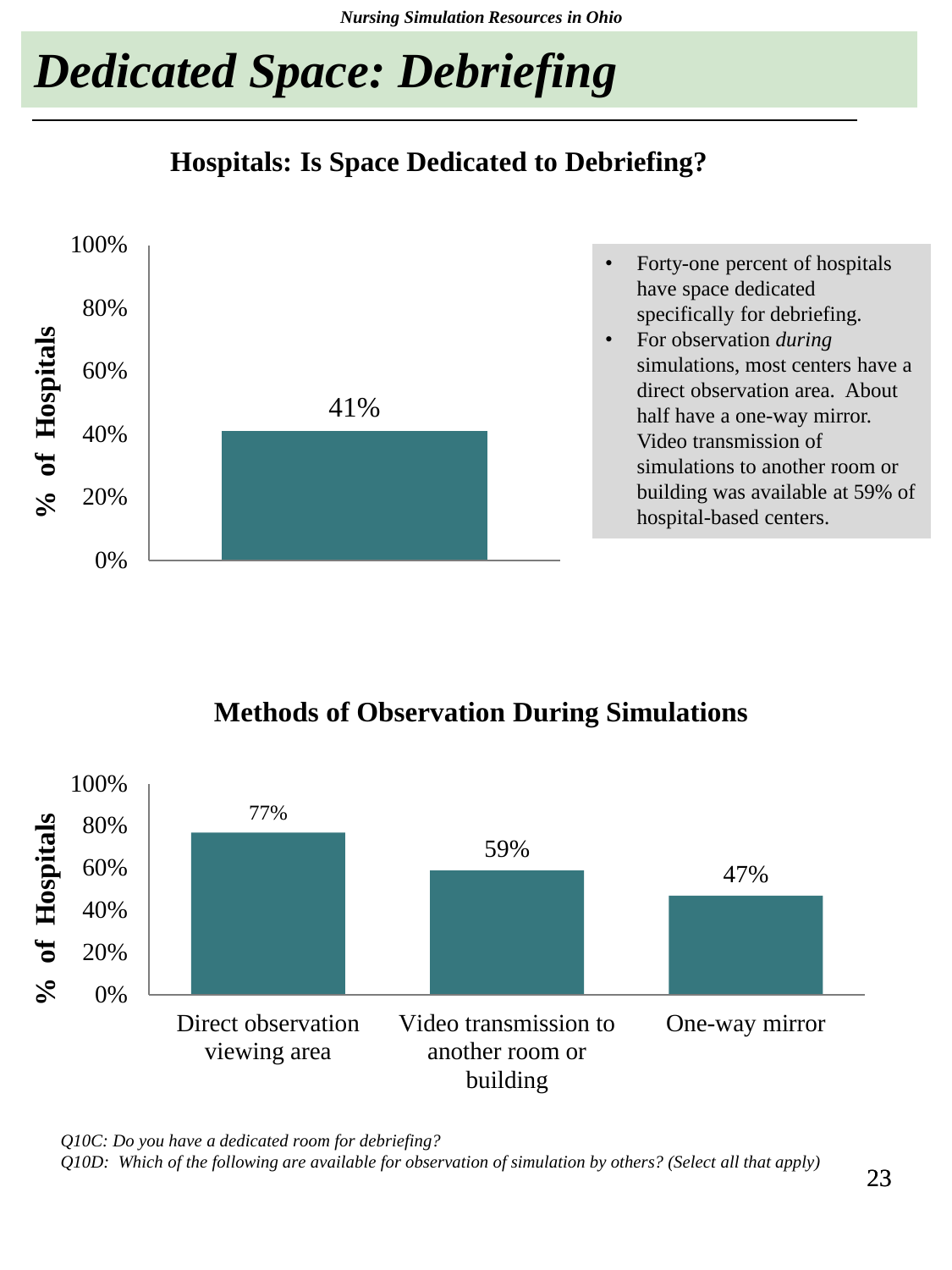# Dedicated Space: Debriefing

## Hospitals: Is Space Dedicated to Debriefing?

| | % of Hospitals |
|---|---|
| Dedicated space for debriefing | 41% |

- Forty-one percent of hospitals have space dedicated specifically for debriefing.
- For observation *during* simulations, most centers have a direct observation area. About half have a one-way mirror. Video transmission of simulations to another room or building was available at 59% of hospital-based centers.

## Methods of Observation During Simulations

| Method | % of Hospitals |
|---|---|
| Direct observation viewing area | 77% |
| Video transmission to another room or building | 59% |
| One-way mirror | 47% |

*Q10C: Do you have a dedicated room for debriefing?*
*Q10D: Which of the following are available for observation of simulation by others? (Select all that apply)*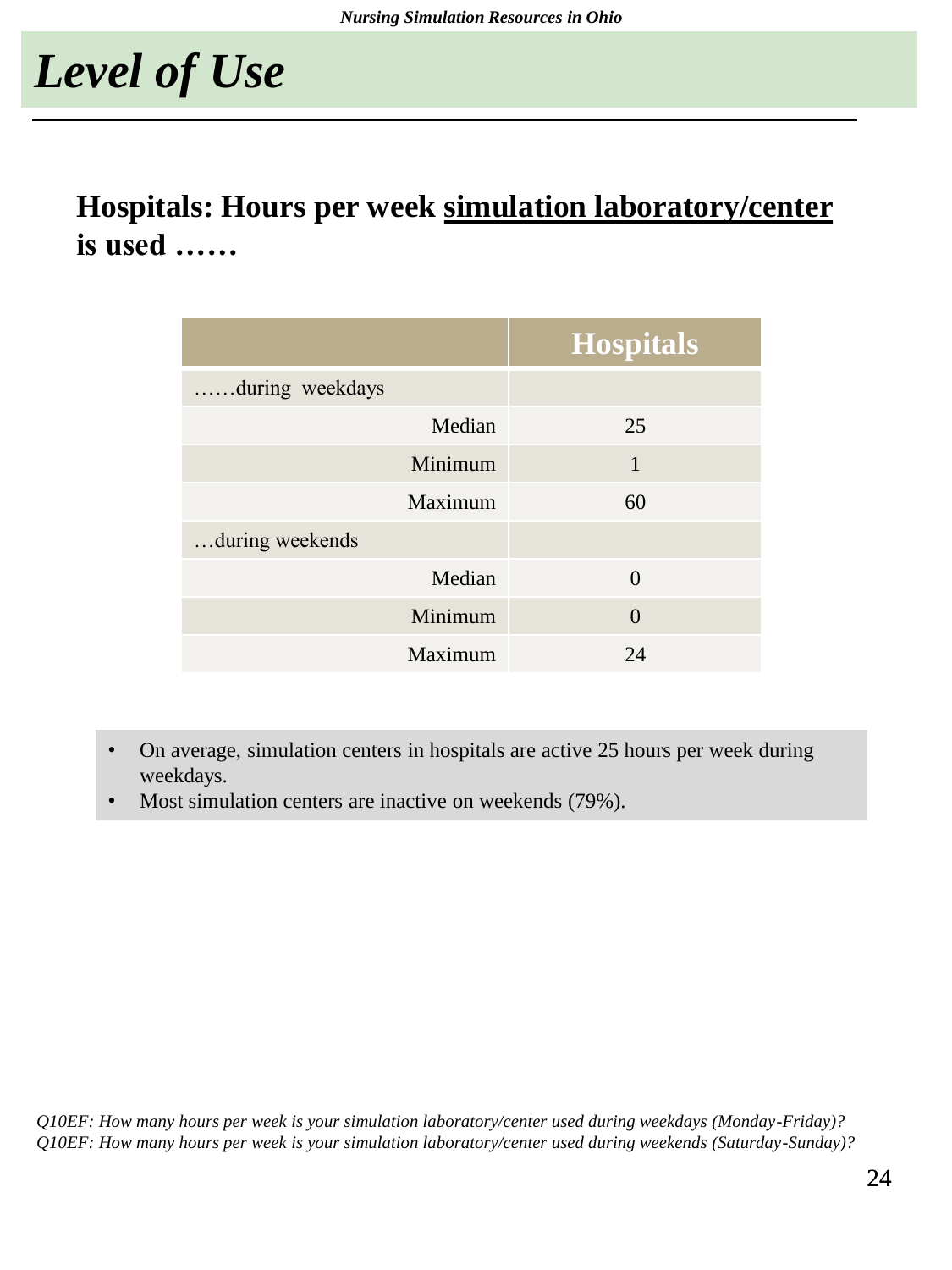# *Level of Use*

## Hospitals: Hours per week <u>simulation laboratory/center</u> is used ……

| | Hospitals |
|---|---|
| ……during weekdays | |
| Median | 25 |
| Minimum | 1 |
| Maximum | 60 |
| …during weekends | |
| Median | 0 |
| Minimum | 0 |
| Maximum | 24 |

- On average, simulation centers in hospitals are active 25 hours per week during weekdays.
- Most simulation centers are inactive on weekends (79%).

*Q10EF: How many hours per week is your simulation laboratory/center used during weekdays (Monday-Friday)?*
*Q10EF: How many hours per week is your simulation laboratory/center used during weekends (Saturday-Sunday)?*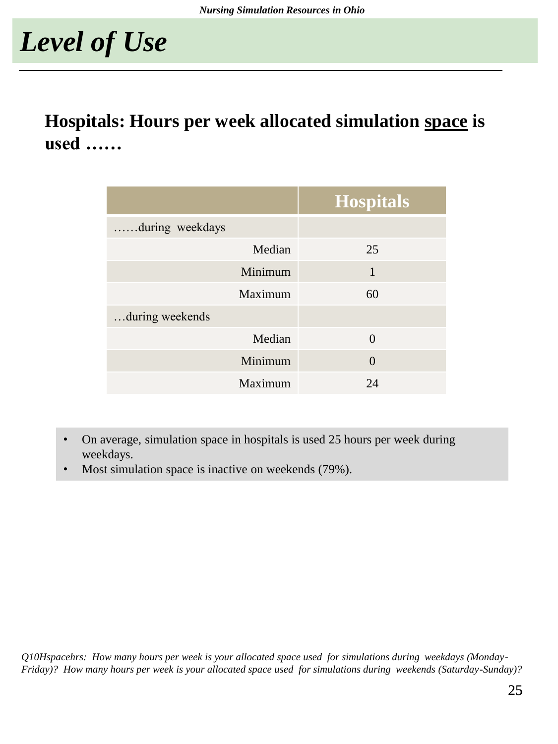# *Level of Use*

## Hospitals: Hours per week allocated simulation <u>space</u> is used ……

| | Hospitals |
|---|---|
| ……during weekdays | |
| Median | 25 |
| Minimum | 1 |
| Maximum | 60 |
| …during weekends | |
| Median | 0 |
| Minimum | 0 |
| Maximum | 24 |

- On average, simulation space in hospitals is used 25 hours per week during weekdays.
- Most simulation space is inactive on weekends (79%).

*Q10Hspacehrs: How many hours per week is your allocated space used for simulations during weekdays (Monday-Friday)? How many hours per week is your allocated space used for simulations during weekends (Saturday-Sunday)?*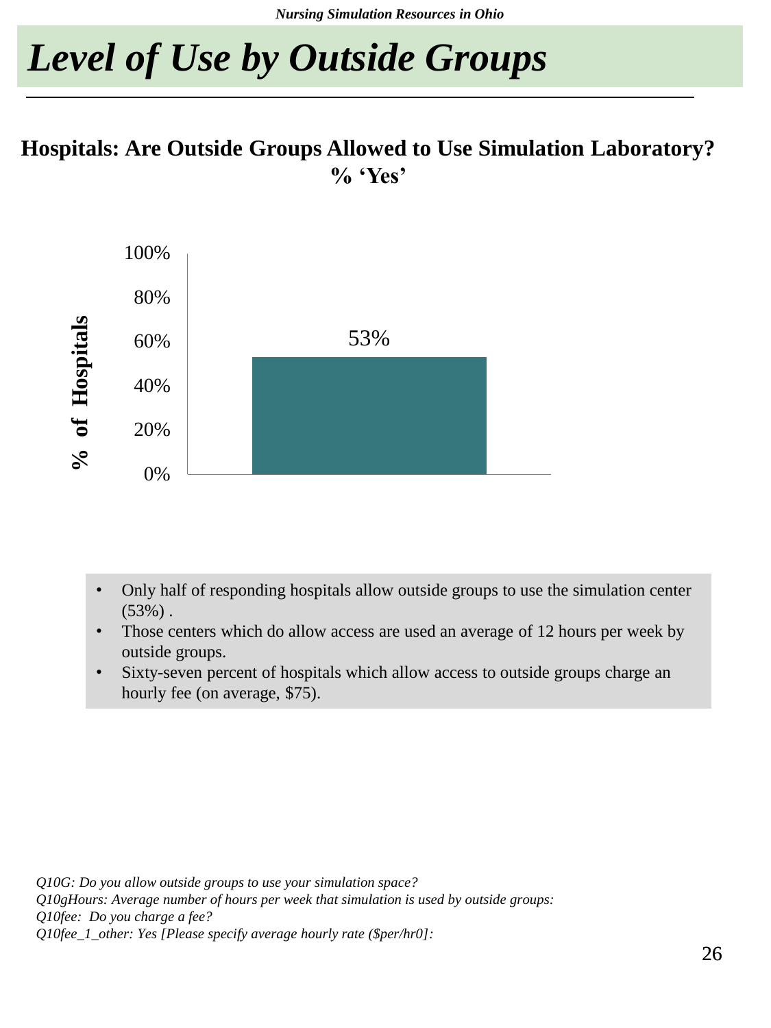# *Level of Use by Outside Groups*

**Hospitals: Are Outside Groups Allowed to Use Simulation Laboratory?**
**% 'Yes'**

| | % of Hospitals |
|---|---|
| Yes | 53% |

- Only half of responding hospitals allow outside groups to use the simulation center (53%) .
- Those centers which do allow access are used an average of 12 hours per week by outside groups.
- Sixty-seven percent of hospitals which allow access to outside groups charge an hourly fee (on average, $75).

*Q10G: Do you allow outside groups to use your simulation space?*
*Q10gHours: Average number of hours per week that simulation is used by outside groups:*
*Q10fee: Do you charge a fee?*
*Q10fee_1_other: Yes [Please specify average hourly rate ($per/hr0]:*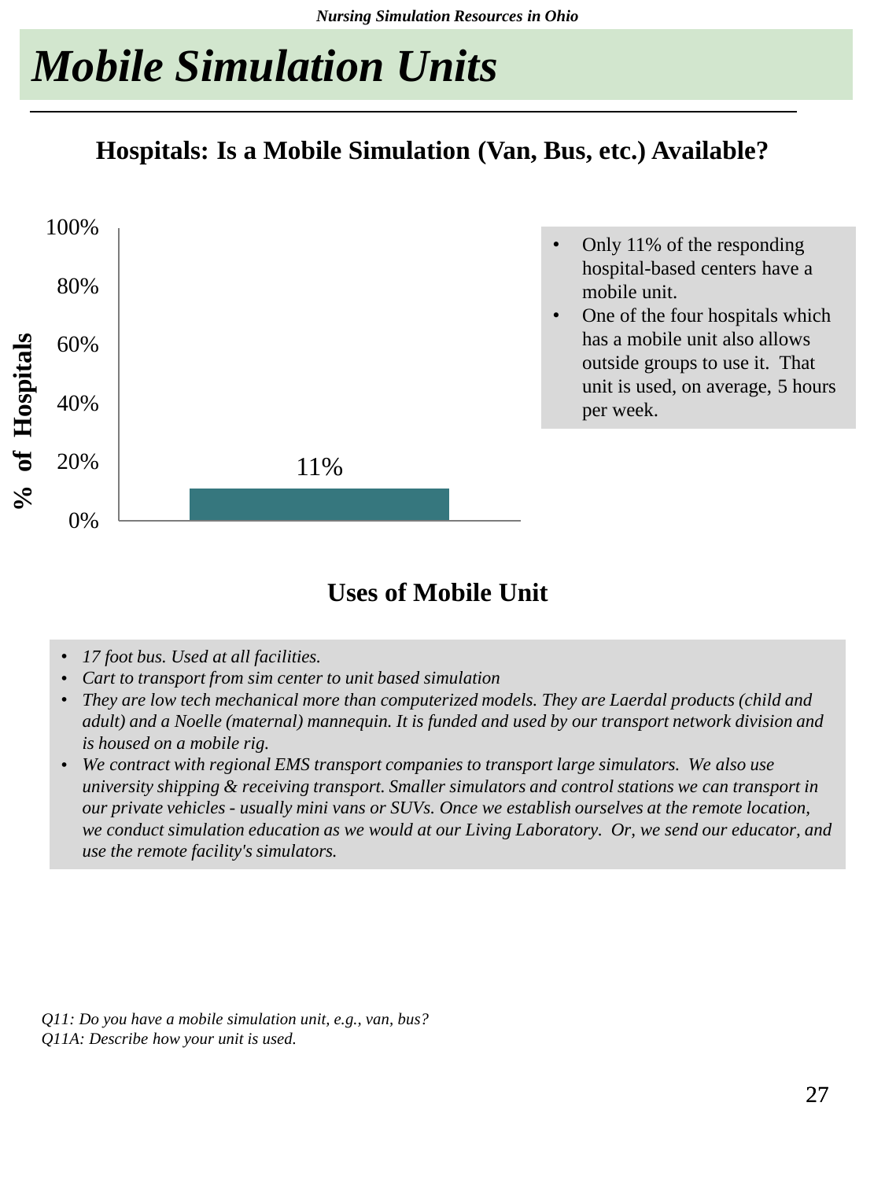# Mobile Simulation Units

## Hospitals: Is a Mobile Simulation (Van, Bus, etc.) Available?

| | % of Hospitals |
|---|---|
| Yes | 11% |

- Only 11% of the responding hospital-based centers have a mobile unit.
- One of the four hospitals which has a mobile unit also allows outside groups to use it. That unit is used, on average, 5 hours per week.

## Uses of Mobile Unit

- *17 foot bus. Used at all facilities.*
- *Cart to transport from sim center to unit based simulation*
- *They are low tech mechanical more than computerized models. They are Laerdal products (child and adult) and a Noelle (maternal) mannequin. It is funded and used by our transport network division and is housed on a mobile rig.*
- *We contract with regional EMS transport companies to transport large simulators. We also use university shipping & receiving transport. Smaller simulators and control stations we can transport in our private vehicles - usually mini vans or SUVs. Once we establish ourselves at the remote location, we conduct simulation education as we would at our Living Laboratory. Or, we send our educator, and use the remote facility's simulators.*

*Q11: Do you have a mobile simulation unit, e.g., van, bus?*
*Q11A: Describe how your unit is used.*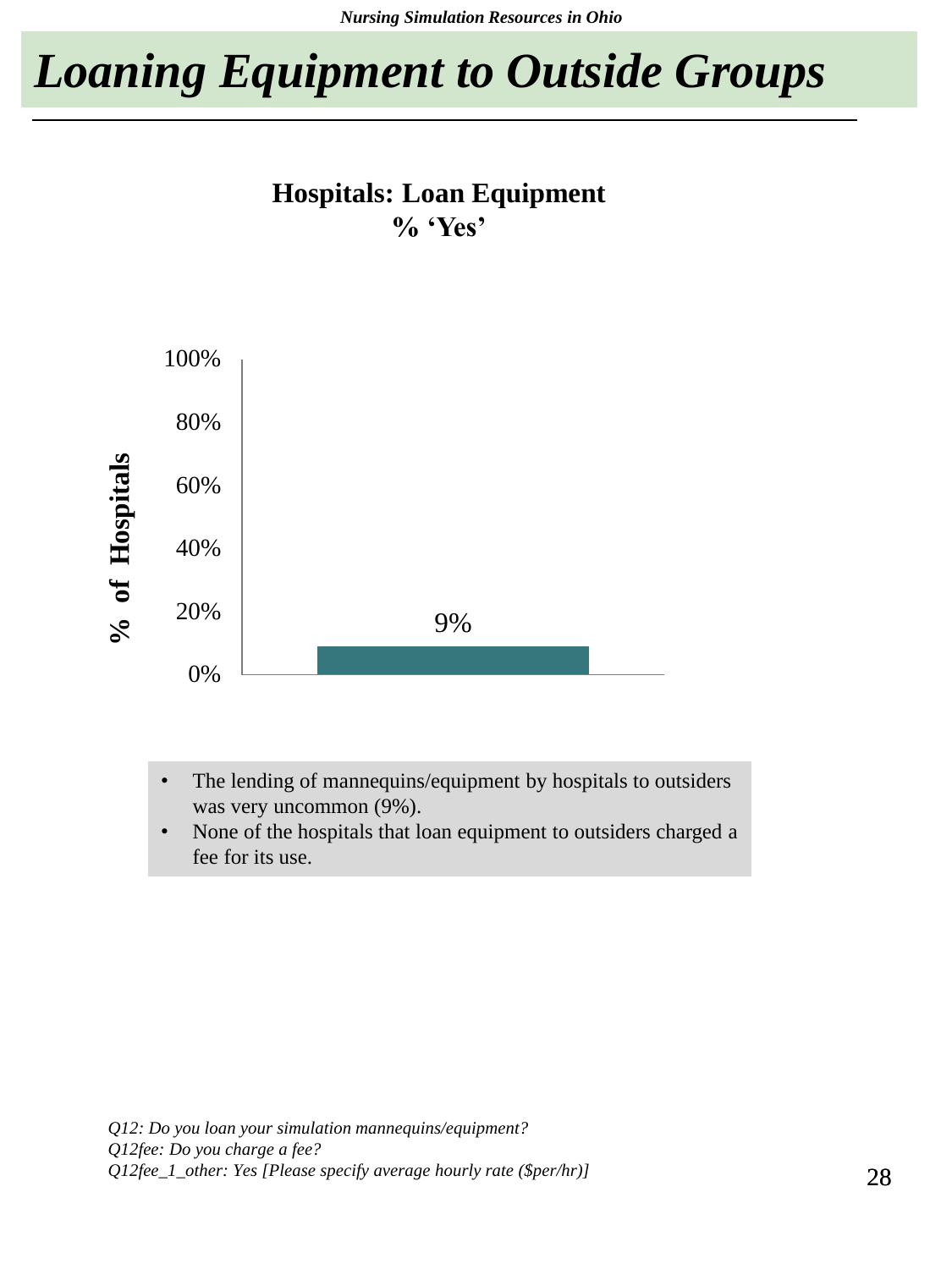# Loaning Equipment to Outside Groups

**Hospitals: Loan Equipment**
**% 'Yes'**

| | % of Hospitals |
|---|---|
| Loan Equipment | 9% |

- The lending of mannequins/equipment by hospitals to outsiders was very uncommon (9%).
- None of the hospitals that loan equipment to outsiders charged a fee for its use.

*Q12: Do you loan your simulation mannequins/equipment?*
*Q12fee: Do you charge a fee?*
*Q12fee_1_other: Yes [Please specify average hourly rate ($per/hr)]*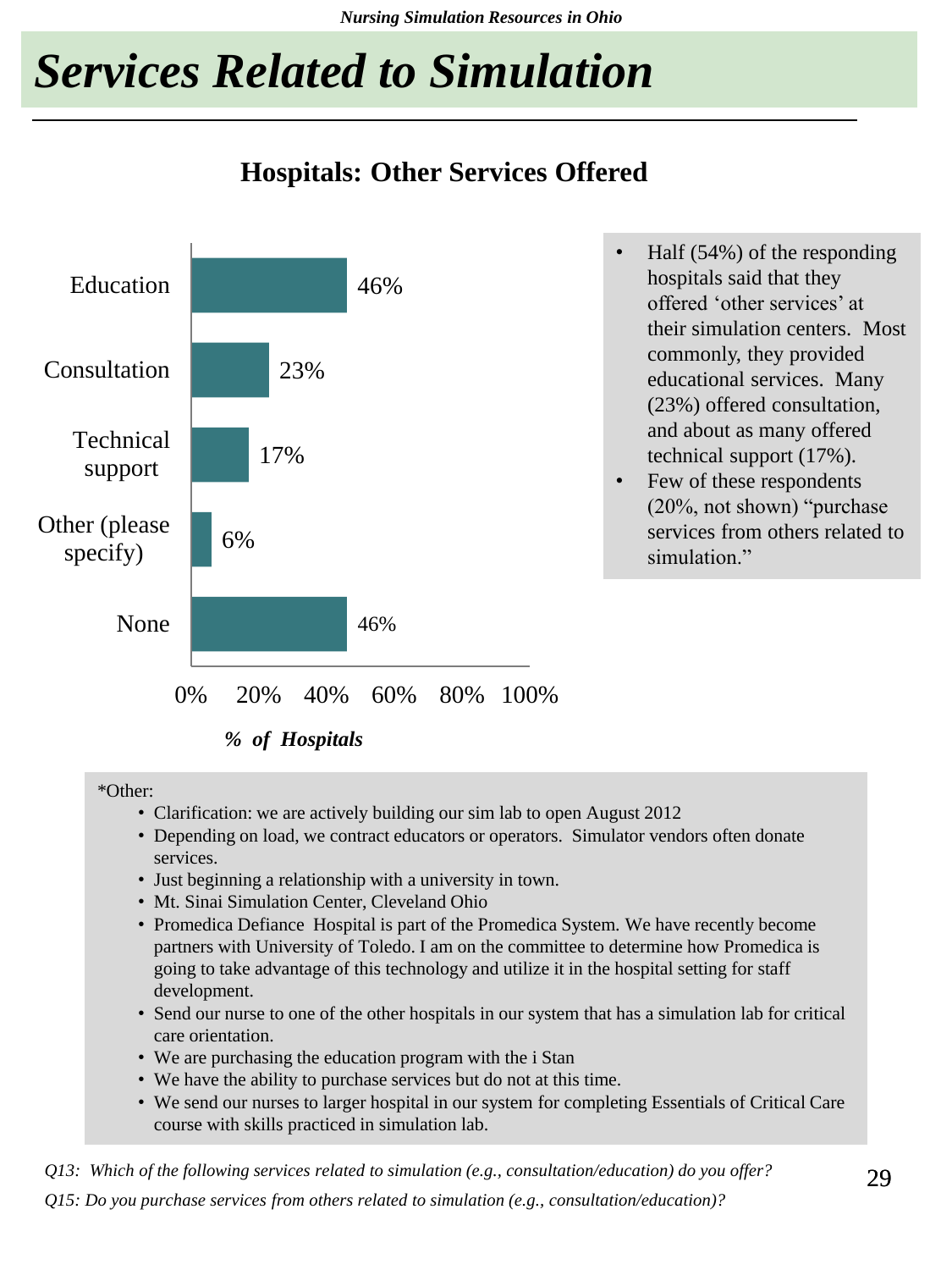# Services Related to Simulation

## Hospitals: Other Services Offered

| Service | % of Hospitals |
|---|---|
| Education | 46% |
| Consultation | 23% |
| Technical support | 17% |
| Other (please specify) | 6% |
| None | 46% |

*% of Hospitals*

- Half (54%) of the responding hospitals said that they offered 'other services' at their simulation centers. Most commonly, they provided educational services. Many (23%) offered consultation, and about as many offered technical support (17%).
- Few of these respondents (20%, not shown) "purchase services from others related to simulation."

*Other:

- Clarification: we are actively building our sim lab to open August 2012
- Depending on load, we contract educators or operators. Simulator vendors often donate services.
- Just beginning a relationship with a university in town.
- Mt. Sinai Simulation Center, Cleveland Ohio
- Promedica Defiance Hospital is part of the Promedica System. We have recently become partners with University of Toledo. I am on the committee to determine how Promedica is going to take advantage of this technology and utilize it in the hospital setting for staff development.
- Send our nurse to one of the other hospitals in our system that has a simulation lab for critical care orientation.
- We are purchasing the education program with the i Stan
- We have the ability to purchase services but do not at this time.
- We send our nurses to larger hospital in our system for completing Essentials of Critical Care course with skills practiced in simulation lab.

*Q13: Which of the following services related to simulation (e.g., consultation/education) do you offer?*

*Q15: Do you purchase services from others related to simulation (e.g., consultation/education)?*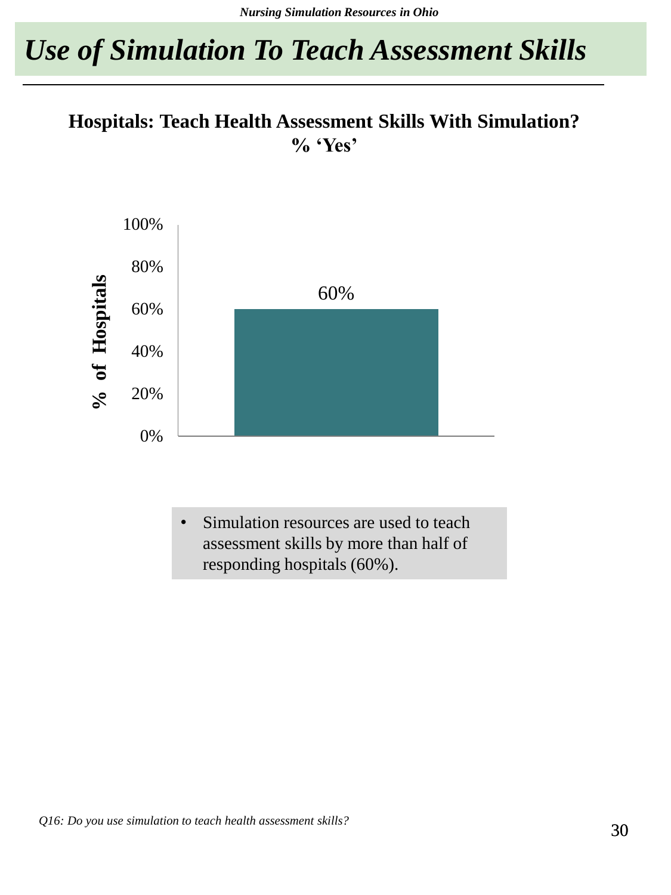# Use of Simulation To Teach Assessment Skills

**Hospitals: Teach Health Assessment Skills With Simulation?**
**% 'Yes'**

| | % of Hospitals |
|---|---|
| Yes | 60% |

- Simulation resources are used to teach assessment skills by more than half of responding hospitals (60%).

*Q16: Do you use simulation to teach health assessment skills?*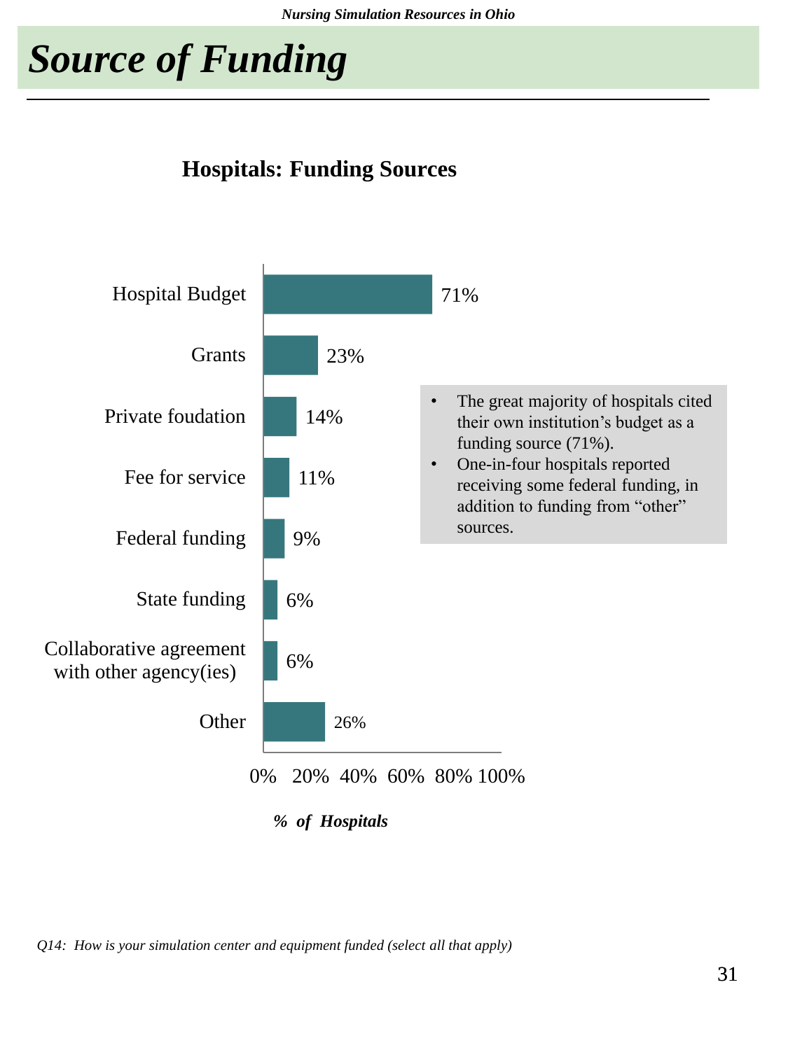# Source of Funding

## Hospitals: Funding Sources

| Funding Source | % of Hospitals |
|---|---|
| Hospital Budget | 71% |
| Grants | 23% |
| Private foudation | 14% |
| Fee for service | 11% |
| Federal funding | 9% |
| State funding | 6% |
| Collaborative agreement with other agency(ies) | 6% |
| Other | 26% |

*% of Hospitals*

- The great majority of hospitals cited their own institution's budget as a funding source (71%).
- One-in-four hospitals reported receiving some federal funding, in addition to funding from "other" sources.

*Q14: How is your simulation center and equipment funded (select all that apply)*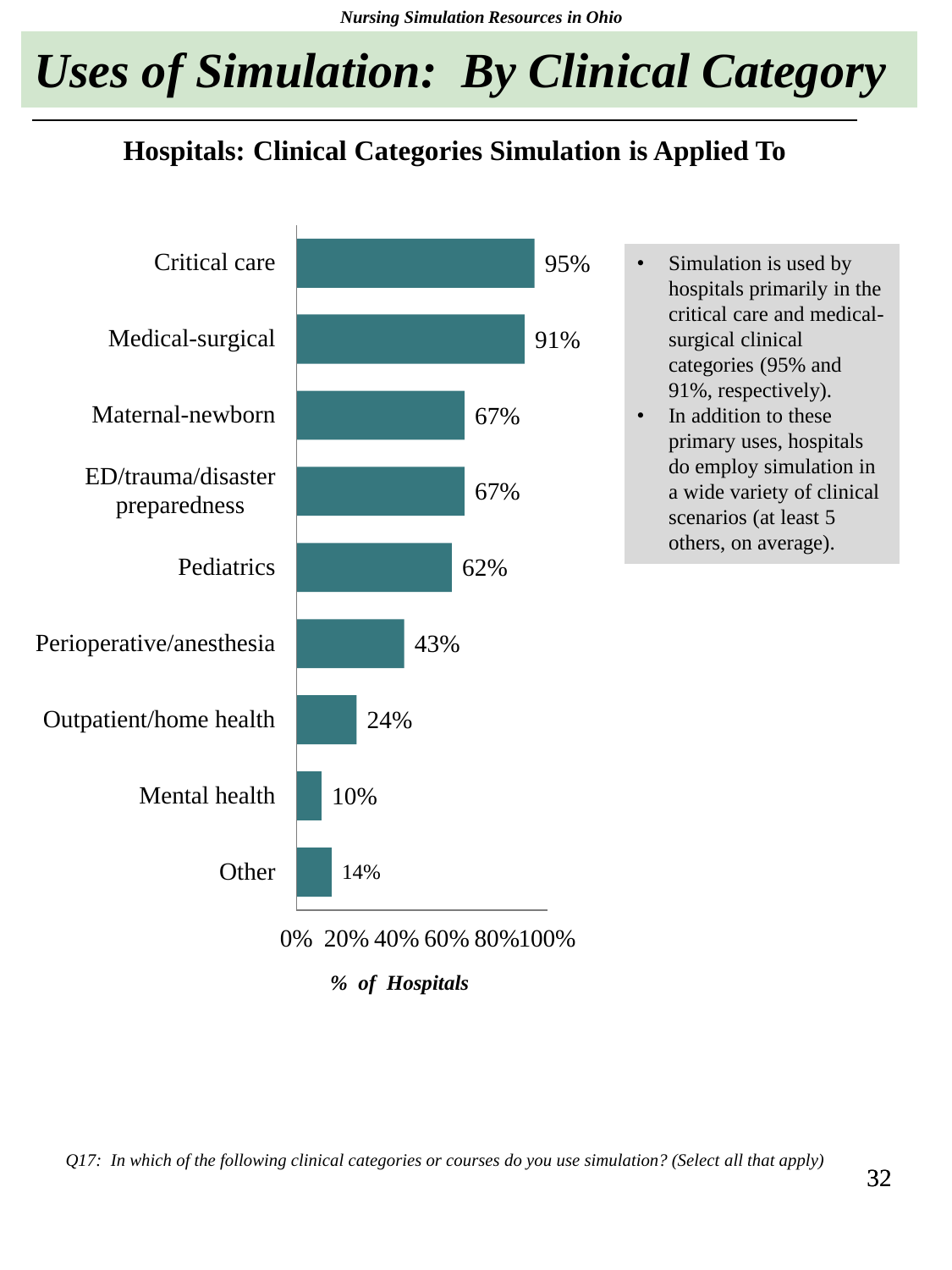# Uses of Simulation: By Clinical Category

## Hospitals: Clinical Categories Simulation is Applied To

| Clinical Category | % of Hospitals |
|---|---|
| Critical care | 95% |
| Medical-surgical | 91% |
| Maternal-newborn | 67% |
| ED/trauma/disaster preparedness | 67% |
| Pediatrics | 62% |
| Perioperative/anesthesia | 43% |
| Outpatient/home health | 24% |
| Mental health | 10% |
| Other | 14% |

*% of Hospitals*

- Simulation is used by hospitals primarily in the critical care and medical-surgical clinical categories (95% and 91%, respectively).
- In addition to these primary uses, hospitals do employ simulation in a wide variety of clinical scenarios (at least 5 others, on average).

*Q17: In which of the following clinical categories or courses do you use simulation? (Select all that apply)*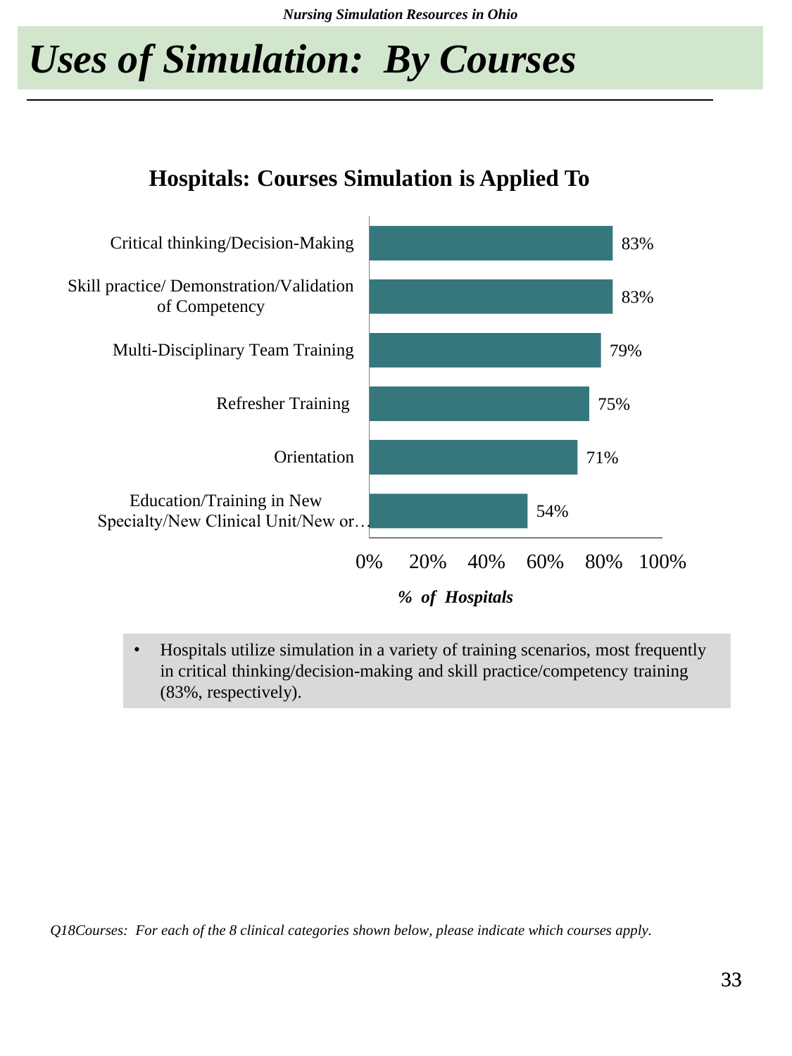# Uses of Simulation: By Courses

## Hospitals: Courses Simulation is Applied To

| Course | % of Hospitals |
|---|---|
| Critical thinking/Decision-Making | 83% |
| Skill practice/ Demonstration/Validation of Competency | 83% |
| Multi-Disciplinary Team Training | 79% |
| Refresher Training | 75% |
| Orientation | 71% |
| Education/Training in New Specialty/New Clinical Unit/New or… | 54% |

- Hospitals utilize simulation in a variety of training scenarios, most frequently in critical thinking/decision-making and skill practice/competency training (83%, respectively).

*Q18Courses: For each of the 8 clinical categories shown below, please indicate which courses apply.*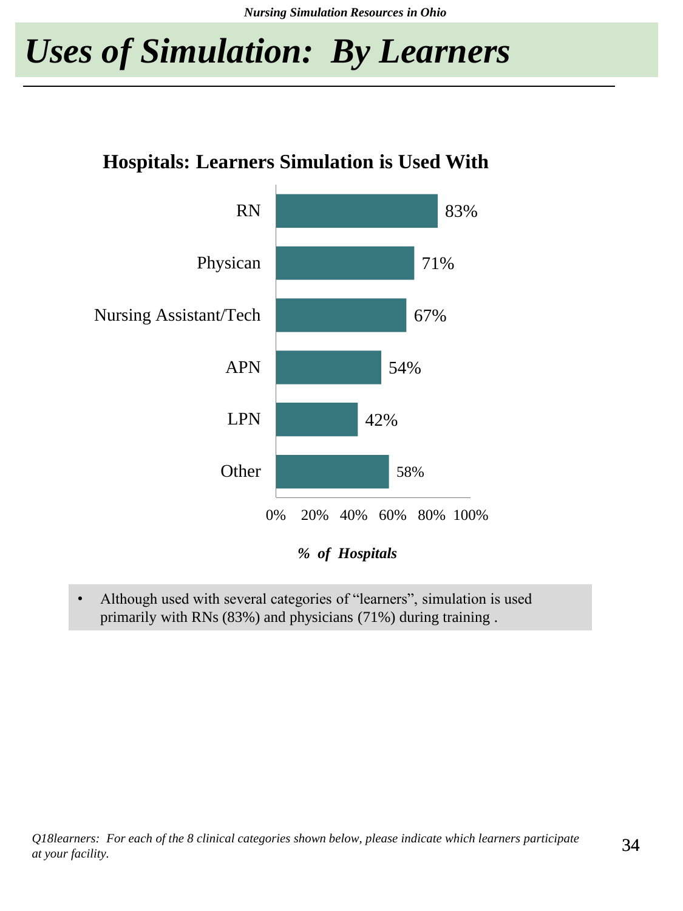# *Uses of Simulation: By Learners*

**Hospitals: Learners Simulation is Used With**

| Learner | % of Hospitals |
|---|---|
| RN | 83% |
| Physican | 71% |
| Nursing Assistant/Tech | 67% |
| APN | 54% |
| LPN | 42% |
| Other | 58% |

***% of Hospitals***

- Although used with several categories of "learners", simulation is used primarily with RNs (83%) and physicians (71%) during training .

*Q18learners: For each of the 8 clinical categories shown below, please indicate which learners participate at your facility.*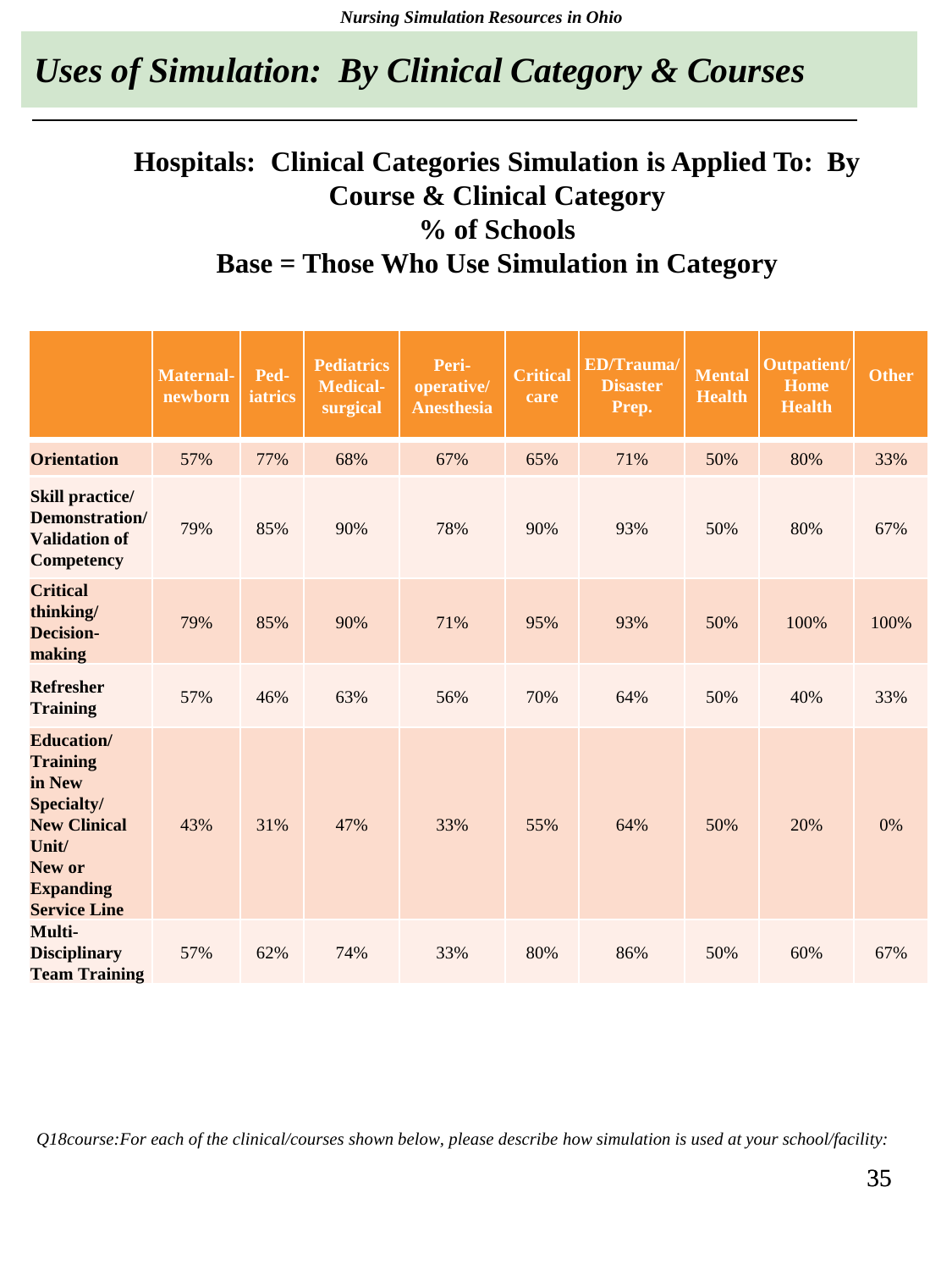# Uses of Simulation: By Clinical Category & Courses

**Hospitals: Clinical Categories Simulation is Applied To: By Course & Clinical Category**
**% of Schools**
**Base = Those Who Use Simulation in Category**

| | Maternal-newborn | Ped-iatrics | Pediatrics Medical-surgical | Peri-operative/ Anesthesia | Critical care | ED/Trauma/ Disaster Prep. | Mental Health | Outpatient/ Home Health | Other |
|---|---|---|---|---|---|---|---|---|---|
| **Orientation** | 57% | 77% | 68% | 67% | 65% | 71% | 50% | 80% | 33% |
| **Skill practice/ Demonstration/ Validation of Competency** | 79% | 85% | 90% | 78% | 90% | 93% | 50% | 80% | 67% |
| **Critical thinking/ Decision-making** | 79% | 85% | 90% | 71% | 95% | 93% | 50% | 100% | 100% |
| **Refresher Training** | 57% | 46% | 63% | 56% | 70% | 64% | 50% | 40% | 33% |
| **Education/ Training in New Specialty/ New Clinical Unit/ New or Expanding Service Line** | 43% | 31% | 47% | 33% | 55% | 64% | 50% | 20% | 0% |
| **Multi-Disciplinary Team Training** | 57% | 62% | 74% | 33% | 80% | 86% | 50% | 60% | 67% |

*Q18course:For each of the clinical/courses shown below, please describe how simulation is used at your school/facility:*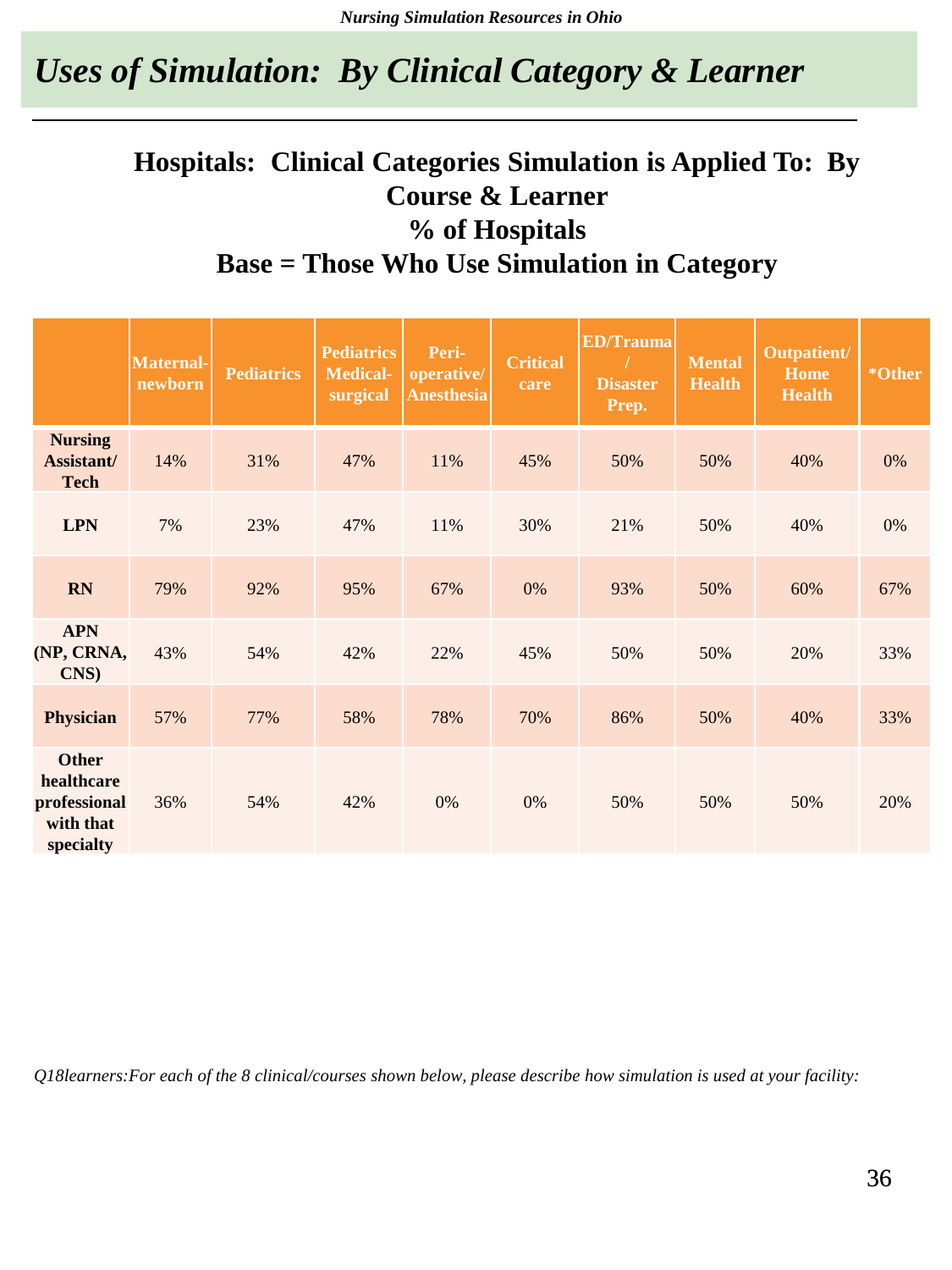# Uses of Simulation: By Clinical Category & Learner

## Hospitals: Clinical Categories Simulation is Applied To: By Course & Learner
## % of Hospitals
## Base = Those Who Use Simulation in Category

| | Maternal-newborn | Pediatrics | Pediatrics Medical-surgical | Peri-operative/ Anesthesia | Critical care | ED/Trauma / Disaster Prep. | Mental Health | Outpatient/ Home Health | *Other |
|---|---|---|---|---|---|---|---|---|---|
| **Nursing Assistant/ Tech** | 14% | 31% | 47% | 11% | 45% | 50% | 50% | 40% | 0% |
| **LPN** | 7% | 23% | 47% | 11% | 30% | 21% | 50% | 40% | 0% |
| **RN** | 79% | 92% | 95% | 67% | 0% | 93% | 50% | 60% | 67% |
| **APN (NP, CRNA, CNS)** | 43% | 54% | 42% | 22% | 45% | 50% | 50% | 20% | 33% |
| **Physician** | 57% | 77% | 58% | 78% | 70% | 86% | 50% | 40% | 33% |
| **Other healthcare professional with that specialty** | 36% | 54% | 42% | 0% | 0% | 50% | 50% | 50% | 20% |

*Q18learners:For each of the 8 clinical/courses shown below, please describe how simulation is used at your facility:*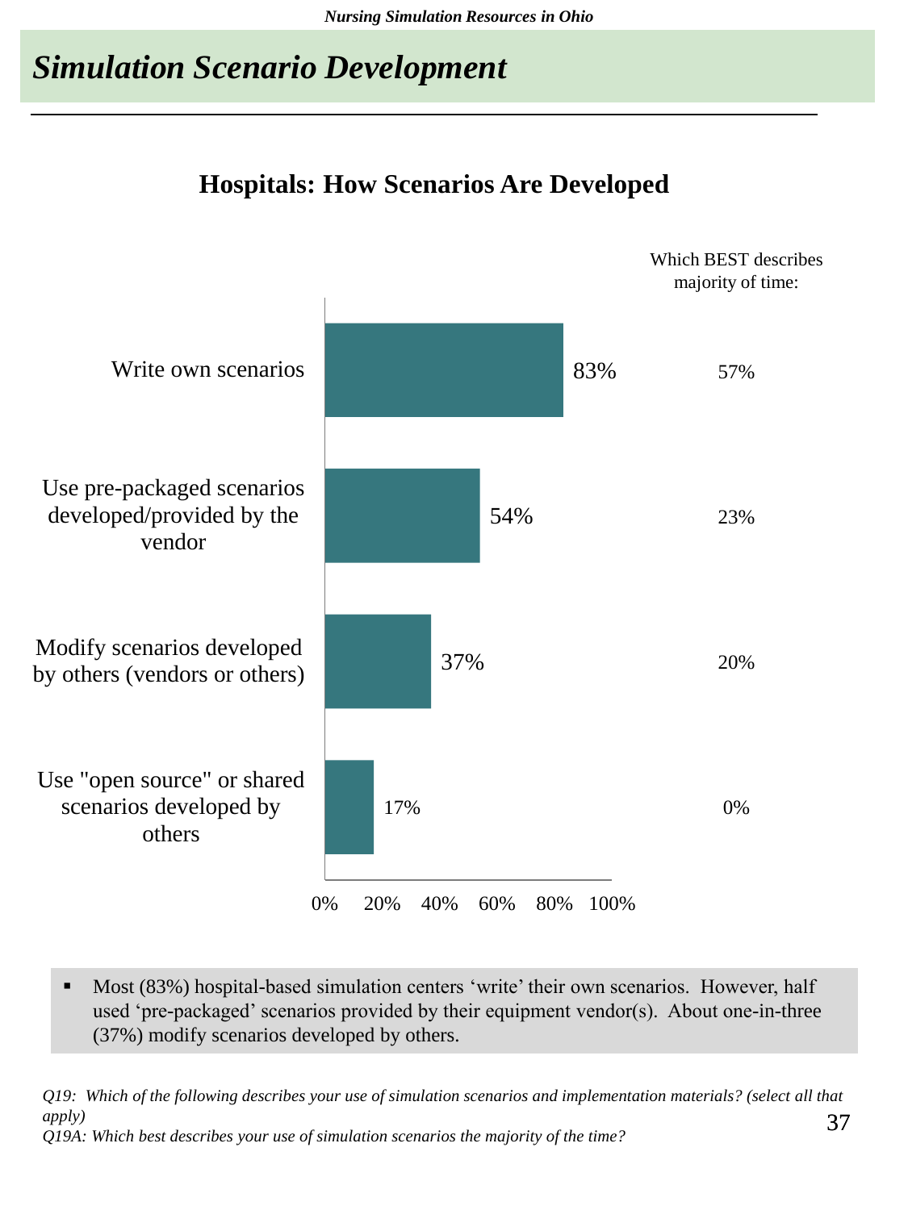# Simulation Scenario Development

## Hospitals: How Scenarios Are Developed

| | Select all that apply | Which BEST describes majority of time: |
|---|---|---|
| Write own scenarios | 83% | 57% |
| Use pre-packaged scenarios developed/provided by the vendor | 54% | 23% |
| Modify scenarios developed by others (vendors or others) | 37% | 20% |
| Use "open source" or shared scenarios developed by others | 17% | 0% |

- Most (83%) hospital-based simulation centers 'write' their own scenarios. However, half used 'pre-packaged' scenarios provided by their equipment vendor(s). About one-in-three (37%) modify scenarios developed by others.

*Q19: Which of the following describes your use of simulation scenarios and implementation materials? (select all that apply)*
*Q19A: Which best describes your use of simulation scenarios the majority of the time?*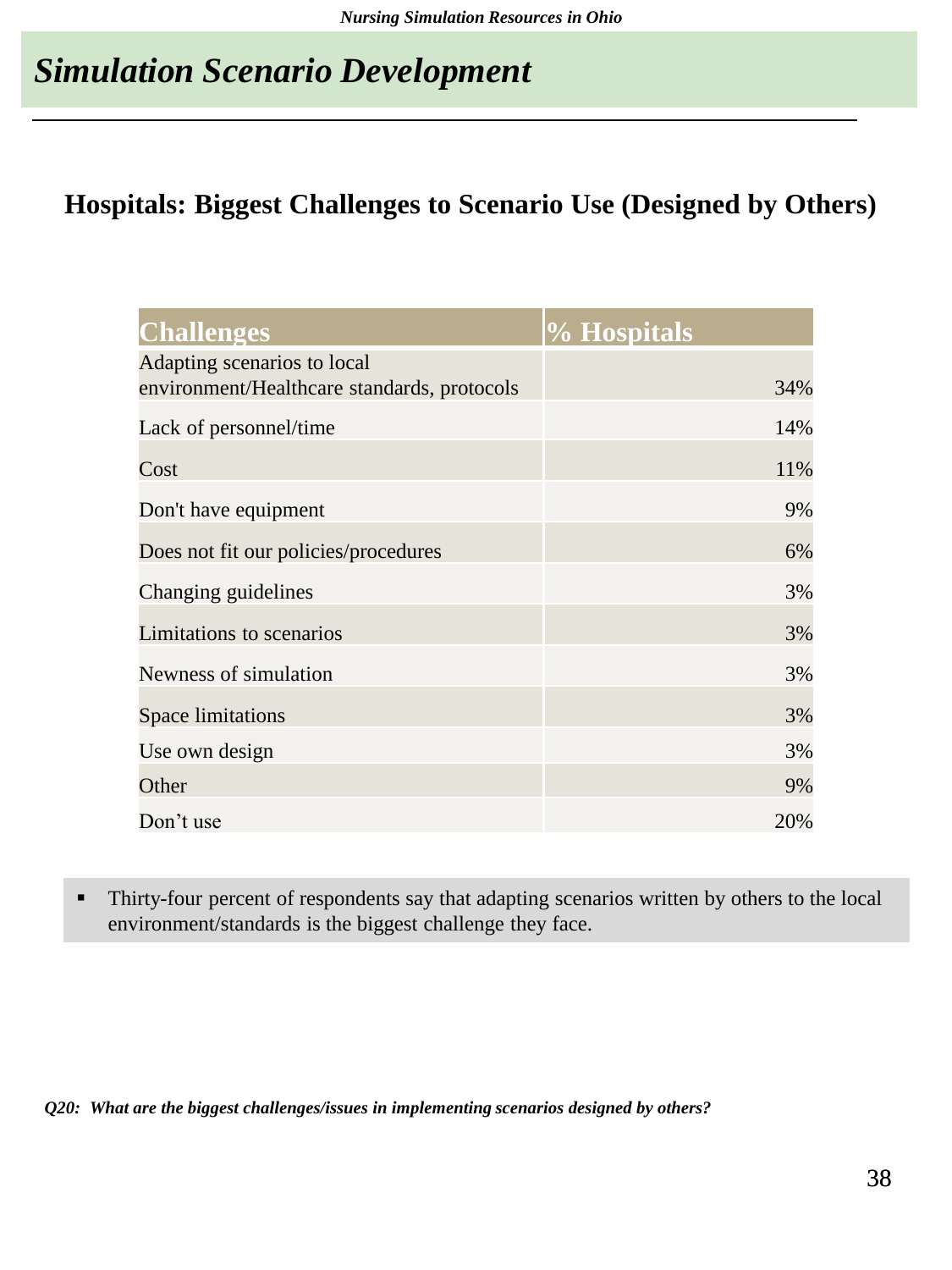# *Simulation Scenario Development*

## Hospitals: Biggest Challenges to Scenario Use (Designed by Others)

| Challenges | % Hospitals |
|---|---|
| Adapting scenarios to local environment/Healthcare standards, protocols | 34% |
| Lack of personnel/time | 14% |
| Cost | 11% |
| Don't have equipment | 9% |
| Does not fit our policies/procedures | 6% |
| Changing guidelines | 3% |
| Limitations to scenarios | 3% |
| Newness of simulation | 3% |
| Space limitations | 3% |
| Use own design | 3% |
| Other | 9% |
| Don’t use | 20% |

- Thirty-four percent of respondents say that adapting scenarios written by others to the local environment/standards is the biggest challenge they face.

***Q20: What are the biggest challenges/issues in implementing scenarios designed by others?***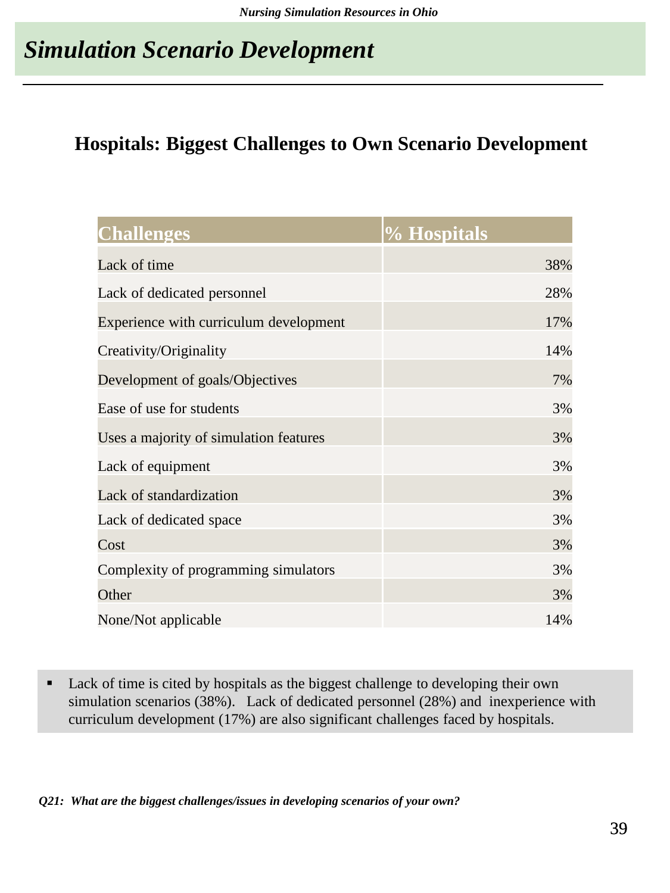# *Simulation Scenario Development*

## Hospitals: Biggest Challenges to Own Scenario Development

| Challenges | % Hospitals |
|---|---|
| Lack of time | 38% |
| Lack of dedicated personnel | 28% |
| Experience with curriculum development | 17% |
| Creativity/Originality | 14% |
| Development of goals/Objectives | 7% |
| Ease of use for students | 3% |
| Uses a majority of simulation features | 3% |
| Lack of equipment | 3% |
| Lack of standardization | 3% |
| Lack of dedicated space | 3% |
| Cost | 3% |
| Complexity of programming simulators | 3% |
| Other | 3% |
| None/Not applicable | 14% |

- Lack of time is cited by hospitals as the biggest challenge to developing their own simulation scenarios (38%). Lack of dedicated personnel (28%) and inexperience with curriculum development (17%) are also significant challenges faced by hospitals.

***Q21: What are the biggest challenges/issues in developing scenarios of your own?***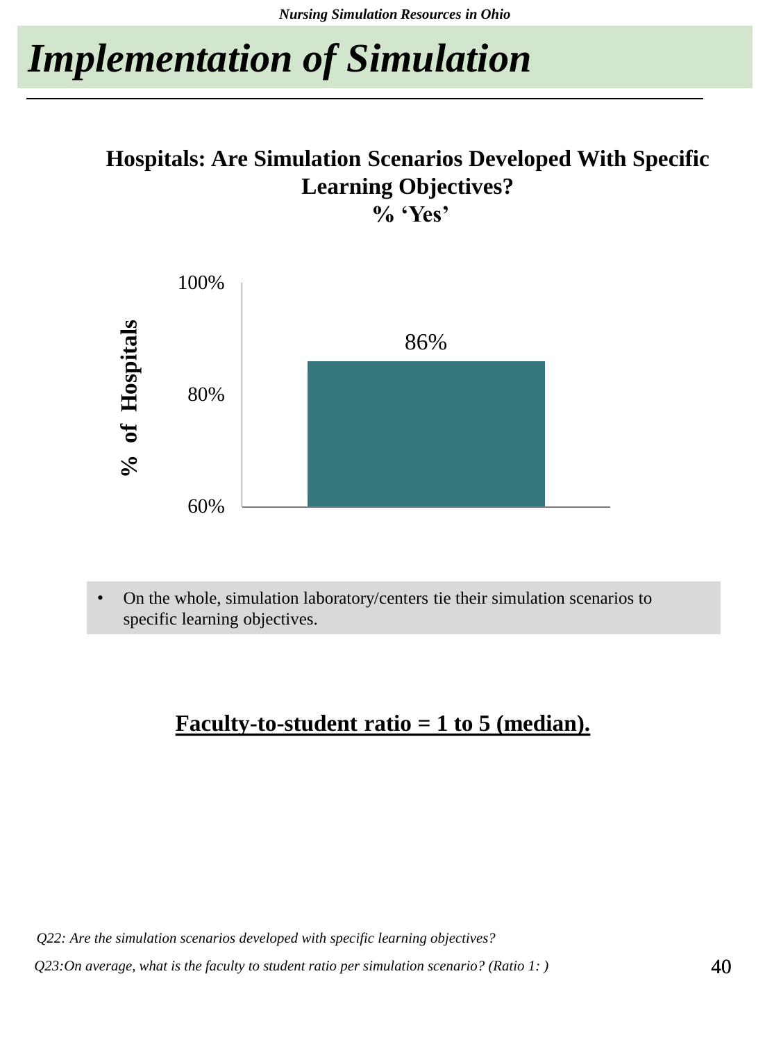# Implementation of Simulation

**Hospitals: Are Simulation Scenarios Developed With Specific Learning Objectives?**
**% 'Yes'**

| | % of Hospitals |
|---|---|
| Yes | 86% |

- On the whole, simulation laboratory/centers tie their simulation scenarios to specific learning objectives.

**<u>Faculty-to-student ratio = 1 to 5 (median).</u>**

*Q22: Are the simulation scenarios developed with specific learning objectives?*

*Q23:On average, what is the faculty to student ratio per simulation scenario? (Ratio 1: )*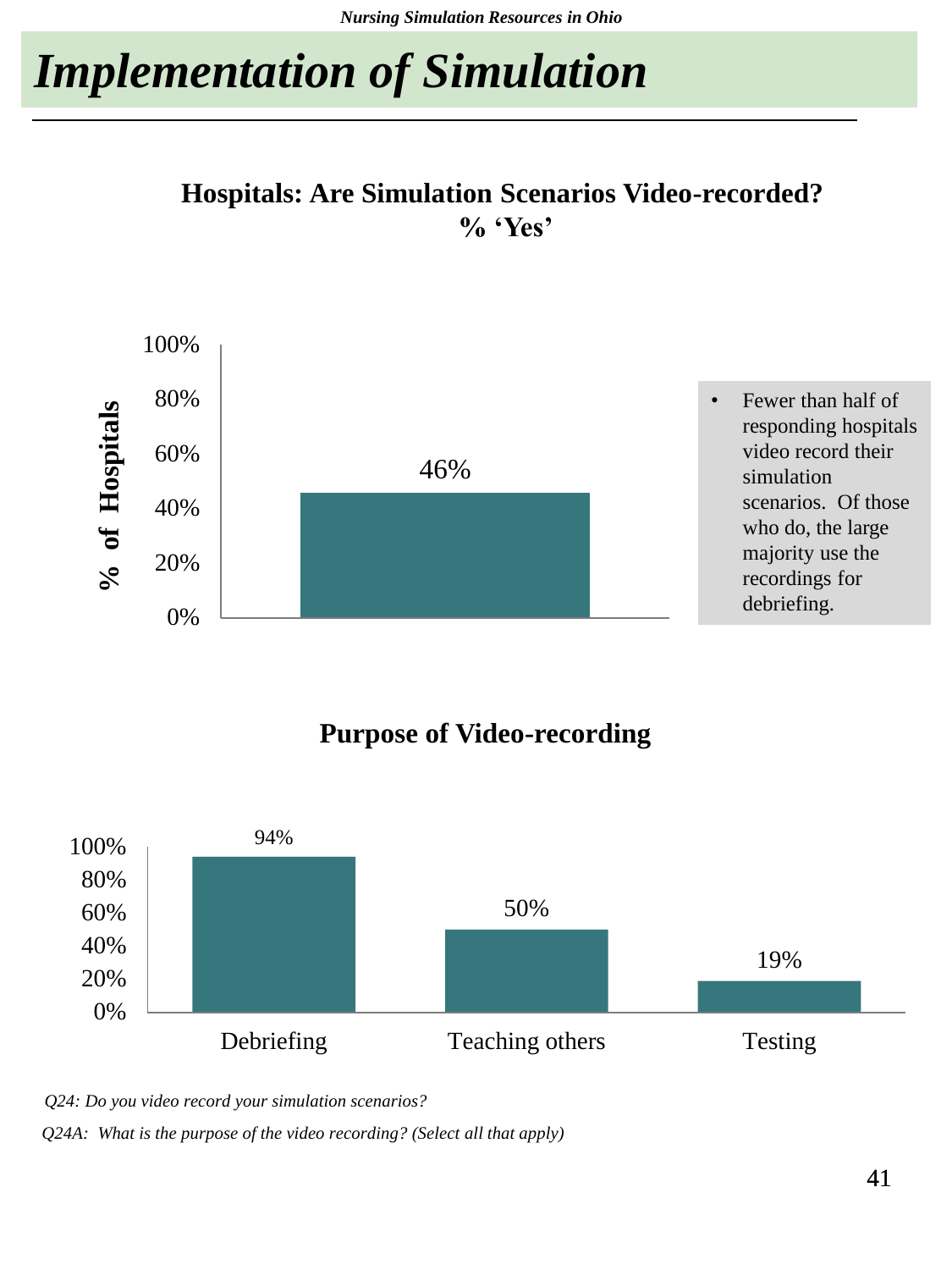# Implementation of Simulation

**Hospitals: Are Simulation Scenarios Video-recorded? % 'Yes'**

| | % of Hospitals |
|---|---|
| Yes | 46% |

- Fewer than half of responding hospitals video record their simulation scenarios. Of those who do, the large majority use the recordings for debriefing.

**Purpose of Video-recording**

| Purpose | % |
|---|---|
| Debriefing | 94% |
| Teaching others | 50% |
| Testing | 19% |

*Q24: Do you video record your simulation scenarios?*

*Q24A: What is the purpose of the video recording? (Select all that apply)*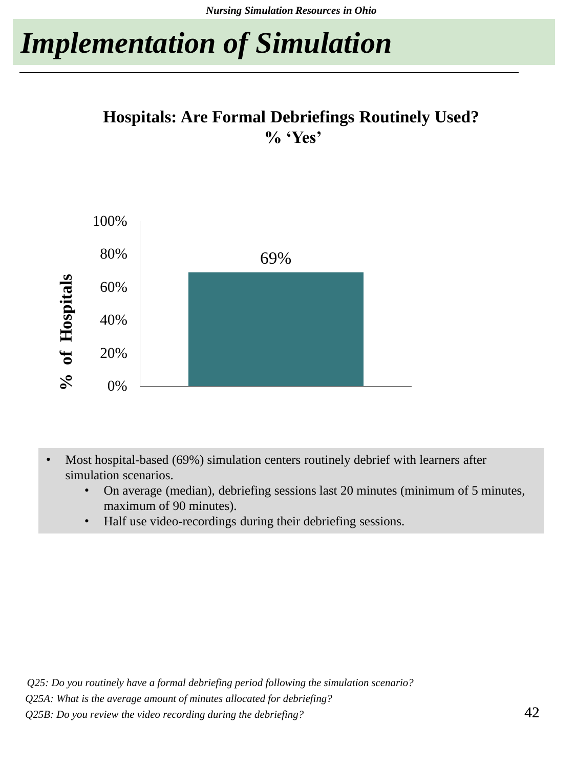# Implementation of Simulation

**Hospitals: Are Formal Debriefings Routinely Used?**
**% 'Yes'**

| | % of Hospitals |
|---|---|
| Yes | 69% |

- Most hospital-based (69%) simulation centers routinely debrief with learners after simulation scenarios.
  - On average (median), debriefing sessions last 20 minutes (minimum of 5 minutes, maximum of 90 minutes).
  - Half use video-recordings during their debriefing sessions.

*Q25: Do you routinely have a formal debriefing period following the simulation scenario?*

*Q25A: What is the average amount of minutes allocated for debriefing?*

*Q25B: Do you review the video recording during the debriefing?*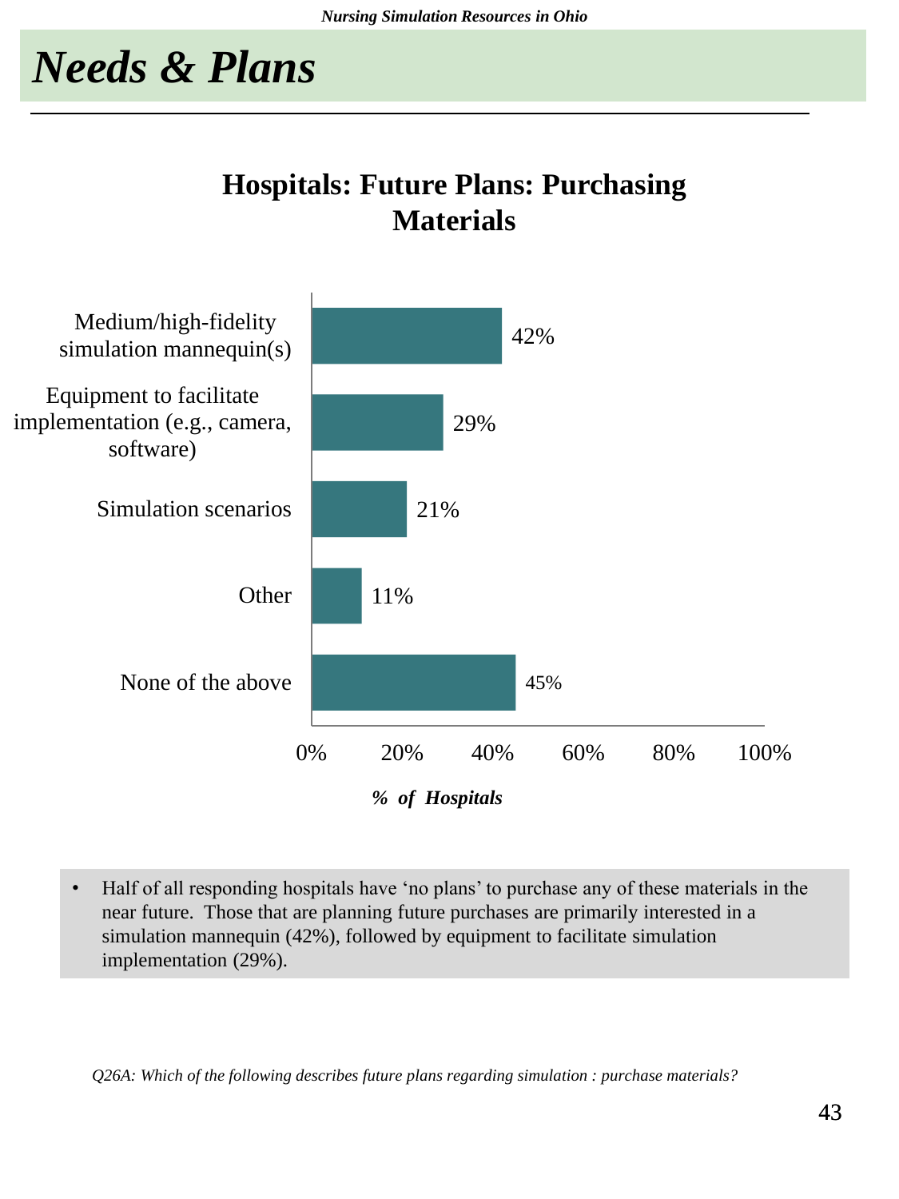# Needs & Plans

## Hospitals: Future Plans: Purchasing Materials

| Item | % of Hospitals |
|---|---|
| Medium/high-fidelity simulation mannequin(s) | 42% |
| Equipment to facilitate implementation (e.g., camera, software) | 29% |
| Simulation scenarios | 21% |
| Other | 11% |
| None of the above | 45% |

*% of Hospitals*

- Half of all responding hospitals have 'no plans' to purchase any of these materials in the near future. Those that are planning future purchases are primarily interested in a simulation mannequin (42%), followed by equipment to facilitate simulation implementation (29%).

*Q26A: Which of the following describes future plans regarding simulation : purchase materials?*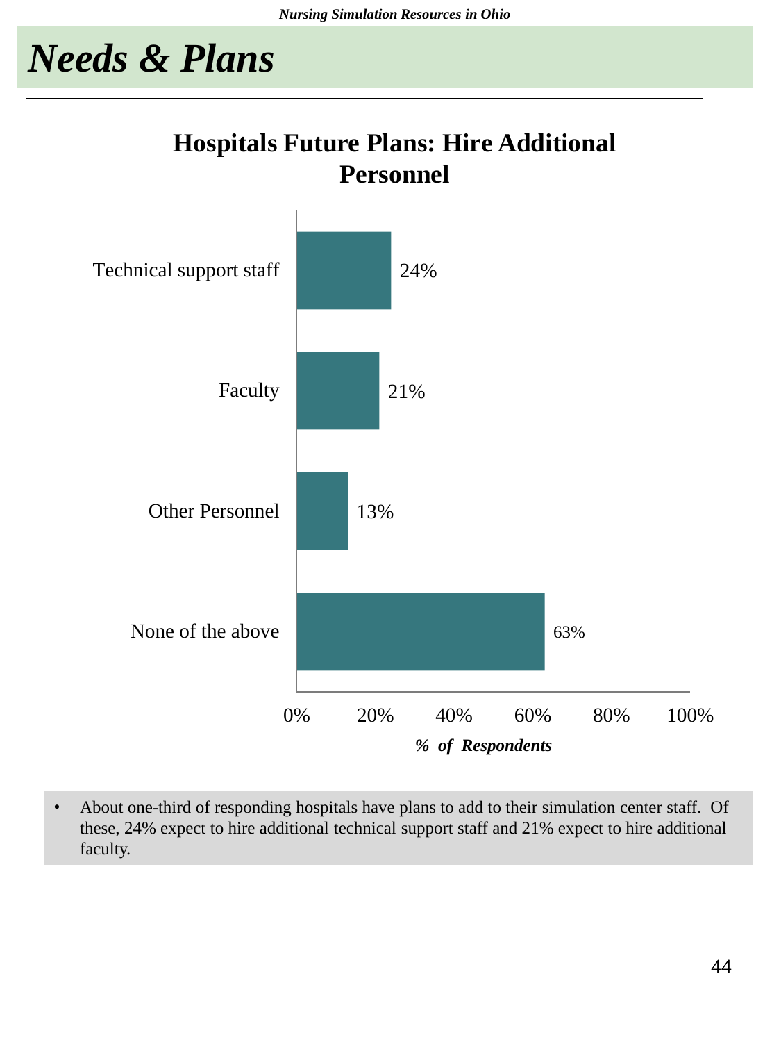# Needs & Plans

## Hospitals Future Plans: Hire Additional Personnel

| | % of Respondents |
|---|---|
| Technical support staff | 24% |
| Faculty | 21% |
| Other Personnel | 13% |
| None of the above | 63% |

- About one-third of responding hospitals have plans to add to their simulation center staff. Of these, 24% expect to hire additional technical support staff and 21% expect to hire additional faculty.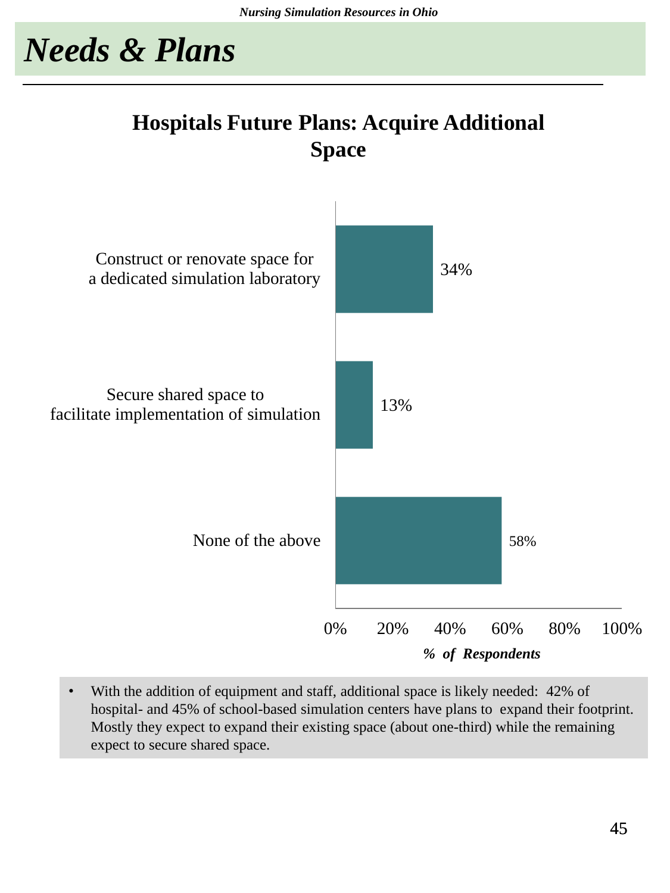# Needs & Plans

## Hospitals Future Plans: Acquire Additional Space

| | % of Respondents |
|---|---|
| Construct or renovate space for a dedicated simulation laboratory | 34% |
| Secure shared space to facilitate implementation of simulation | 13% |
| None of the above | 58% |

- With the addition of equipment and staff, additional space is likely needed: 42% of hospital- and 45% of school-based simulation centers have plans to expand their footprint. Mostly they expect to expand their existing space (about one-third) while the remaining expect to secure shared space.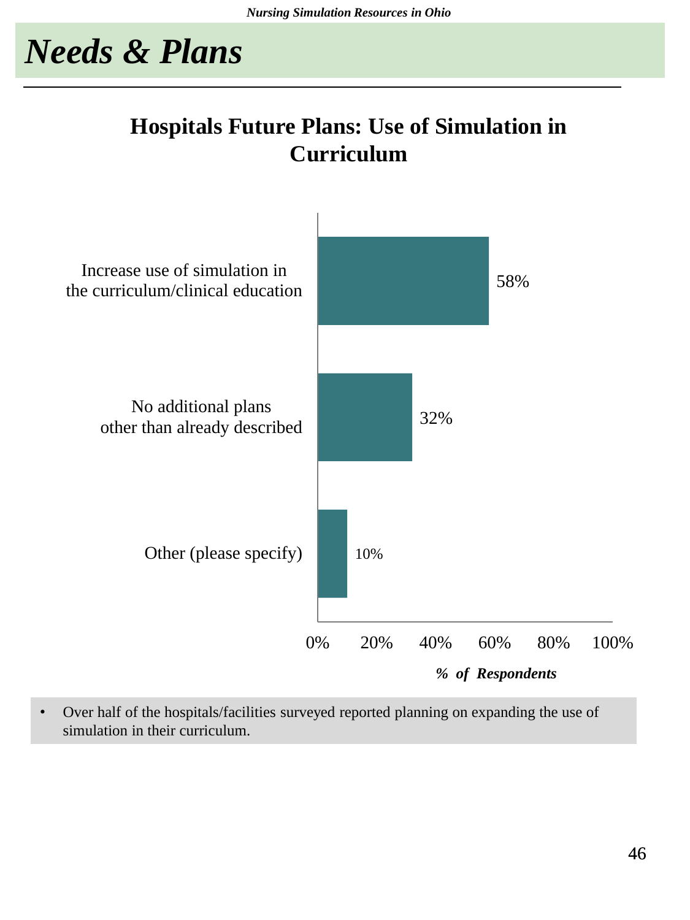# Needs & Plans

## Hospitals Future Plans: Use of Simulation in Curriculum

| Response | % of Respondents |
|---|---|
| Increase use of simulation in the curriculum/clinical education | 58% |
| No additional plans other than already described | 32% |
| Other (please specify) | 10% |

- Over half of the hospitals/facilities surveyed reported planning on expanding the use of simulation in their curriculum.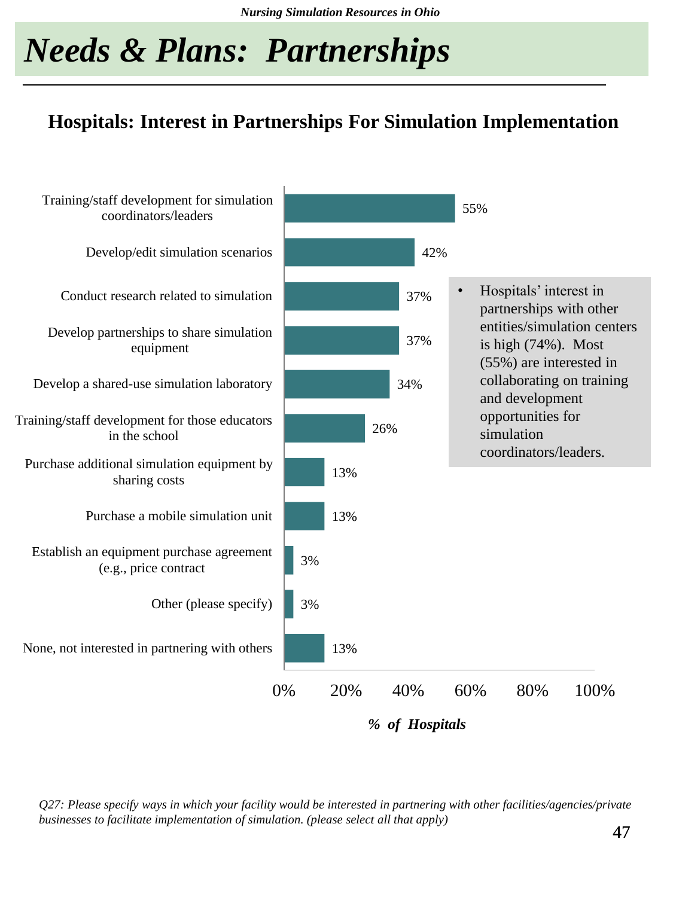# Needs & Plans: Partnerships

## Hospitals: Interest in Partnerships For Simulation Implementation

| Partnership type | % of Hospitals |
|---|---|
| Training/staff development for simulation coordinators/leaders | 55% |
| Develop/edit simulation scenarios | 42% |
| Conduct research related to simulation | 37% |
| Develop partnerships to share simulation equipment | 37% |
| Develop a shared-use simulation laboratory | 34% |
| Training/staff development for those educators in the school | 26% |
| Purchase additional simulation equipment by sharing costs | 13% |
| Purchase a mobile simulation unit | 13% |
| Establish an equipment purchase agreement (e.g., price contract | 3% |
| Other (please specify) | 3% |
| None, not interested in partnering with others | 13% |

- Hospitals' interest in partnerships with other entities/simulation centers is high (74%). Most (55%) are interested in collaborating on training and development opportunities for simulation coordinators/leaders.

*Q27: Please specify ways in which your facility would be interested in partnering with other facilities/agencies/private businesses to facilitate implementation of simulation. (please select all that apply)*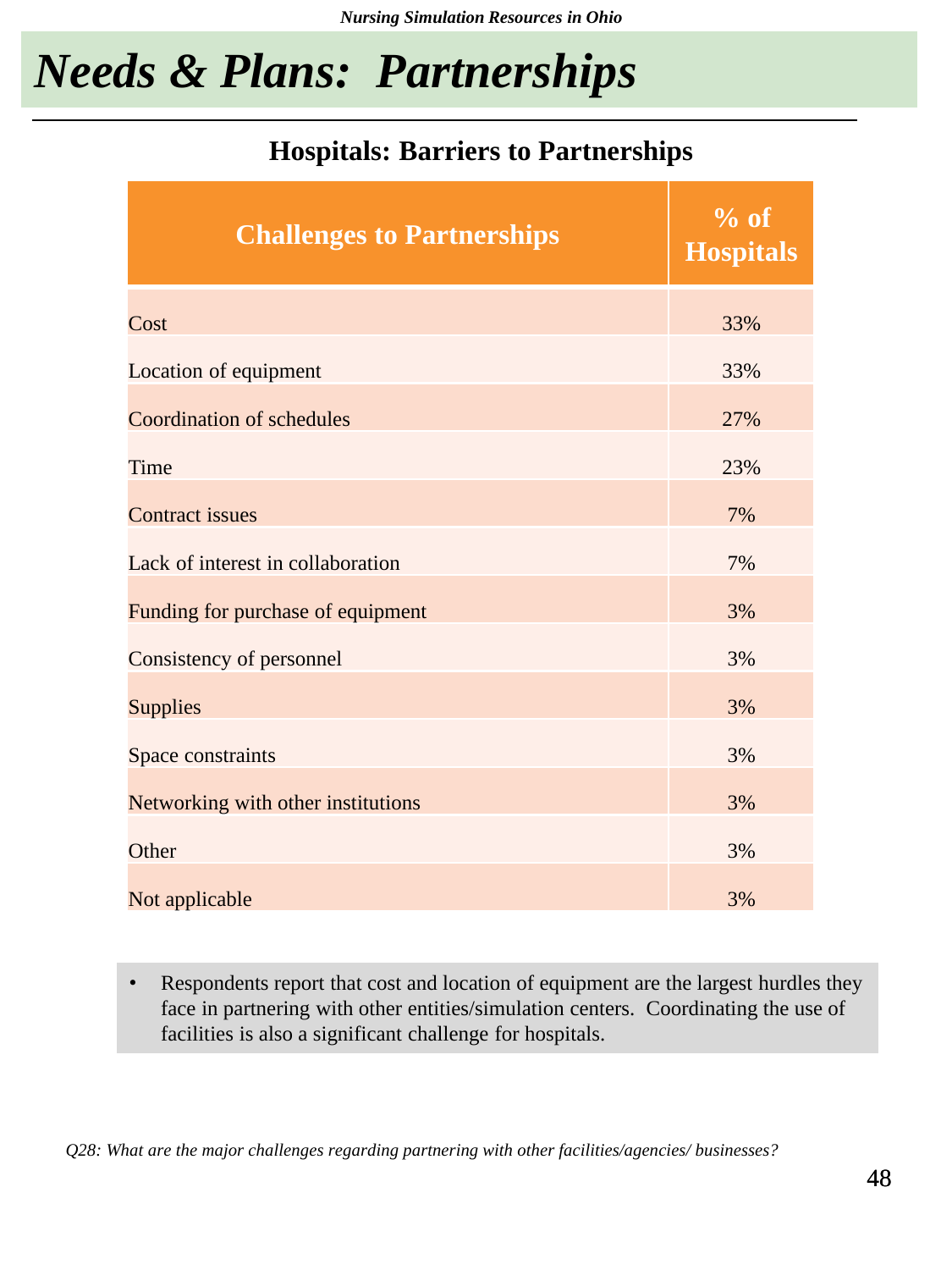# Needs & Plans: Partnerships

## Hospitals: Barriers to Partnerships

| Challenges to Partnerships | % of Hospitals |
|---|---|
| Cost | 33% |
| Location of equipment | 33% |
| Coordination of schedules | 27% |
| Time | 23% |
| Contract issues | 7% |
| Lack of interest in collaboration | 7% |
| Funding for purchase of equipment | 3% |
| Consistency of personnel | 3% |
| Supplies | 3% |
| Space constraints | 3% |
| Networking with other institutions | 3% |
| Other | 3% |
| Not applicable | 3% |

- Respondents report that cost and location of equipment are the largest hurdles they face in partnering with other entities/simulation centers. Coordinating the use of facilities is also a significant challenge for hospitals.

*Q28: What are the major challenges regarding partnering with other facilities/agencies/ businesses?*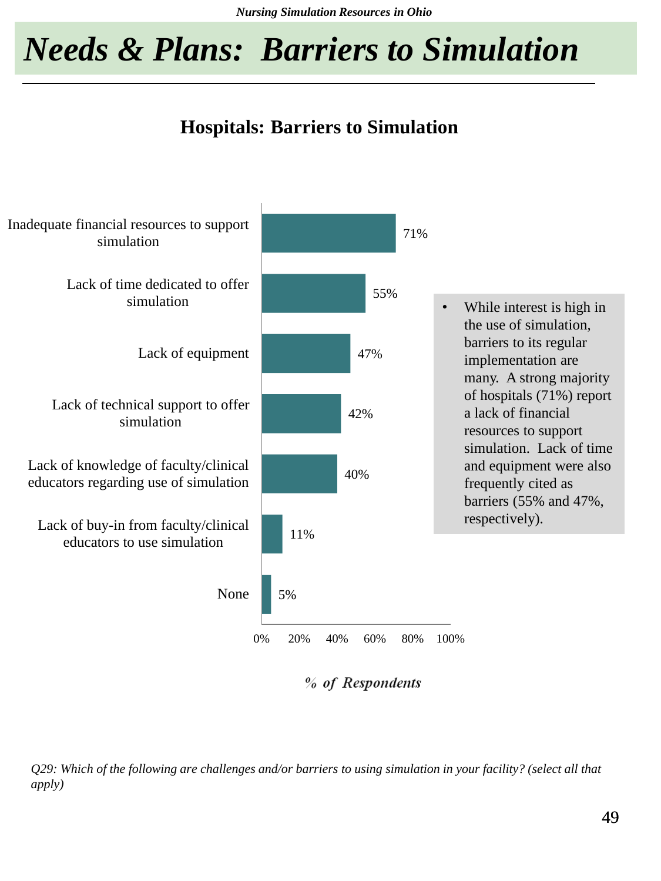# Needs & Plans: Barriers to Simulation

## Hospitals: Barriers to Simulation

| Barrier | % of Respondents |
|---|---|
| Inadequate financial resources to support simulation | 71% |
| Lack of time dedicated to offer simulation | 55% |
| Lack of equipment | 47% |
| Lack of technical support to offer simulation | 42% |
| Lack of knowledge of faculty/clinical educators regarding use of simulation | 40% |
| Lack of buy-in from faculty/clinical educators to use simulation | 11% |
| None | 5% |

*% of Respondents*

- While interest is high in the use of simulation, barriers to its regular implementation are many. A strong majority of hospitals (71%) report a lack of financial resources to support simulation. Lack of time and equipment were also frequently cited as barriers (55% and 47%, respectively).

*Q29: Which of the following are challenges and/or barriers to using simulation in your facility? (select all that apply)*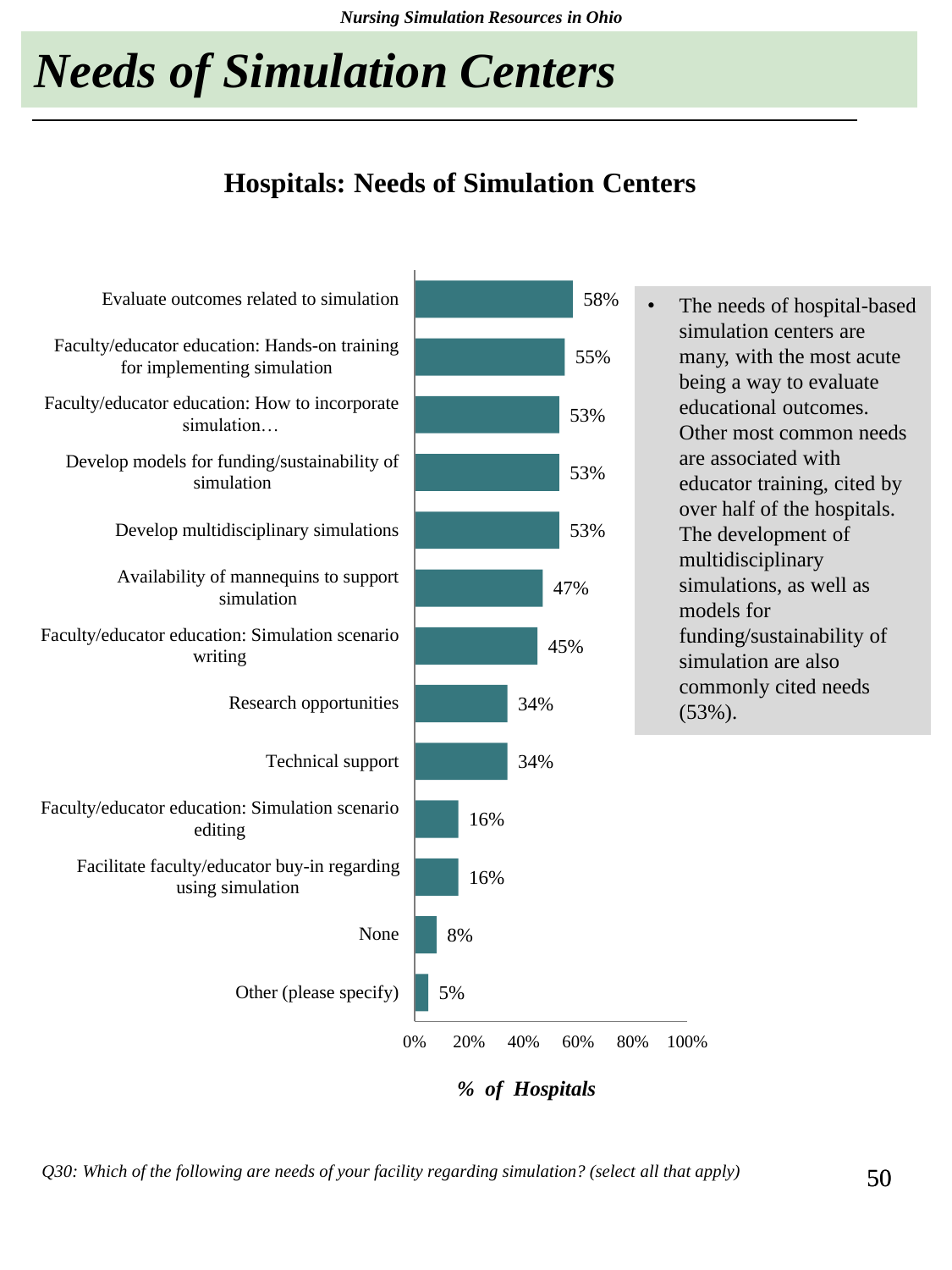# Needs of Simulation Centers

## Hospitals: Needs of Simulation Centers

| Need | % of Hospitals |
|---|---|
| Evaluate outcomes related to simulation | 58% |
| Faculty/educator education: Hands-on training for implementing simulation | 55% |
| Faculty/educator education: How to incorporate simulation… | 53% |
| Develop models for funding/sustainability of simulation | 53% |
| Develop multidisciplinary simulations | 53% |
| Availability of mannequins to support simulation | 47% |
| Faculty/educator education: Simulation scenario writing | 45% |
| Research opportunities | 34% |
| Technical support | 34% |
| Faculty/educator education: Simulation scenario editing | 16% |
| Facilitate faculty/educator buy-in regarding using simulation | 16% |
| None | 8% |
| Other (please specify) | 5% |

*% of Hospitals*

- The needs of hospital-based simulation centers are many, with the most acute being a way to evaluate educational outcomes. Other most common needs are associated with educator training, cited by over half of the hospitals. The development of multidisciplinary simulations, as well as models for funding/sustainability of simulation are also commonly cited needs (53%).

*Q30: Which of the following are needs of your facility regarding simulation? (select all that apply)*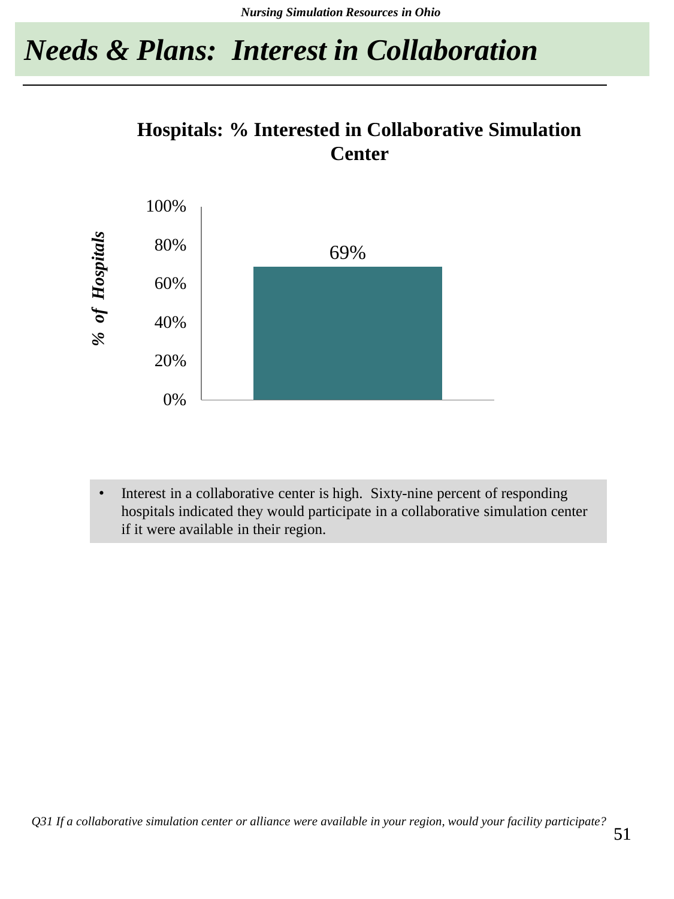# Needs & Plans: Interest in Collaboration

**Hospitals: % Interested in Collaborative Simulation Center**

| | % of Hospitals |
|---|---|
| Interested in Collaborative Simulation Center | 69% |

- Interest in a collaborative center is high. Sixty-nine percent of responding hospitals indicated they would participate in a collaborative simulation center if it were available in their region.

*Q31 If a collaborative simulation center or alliance were available in your region, would your facility participate?*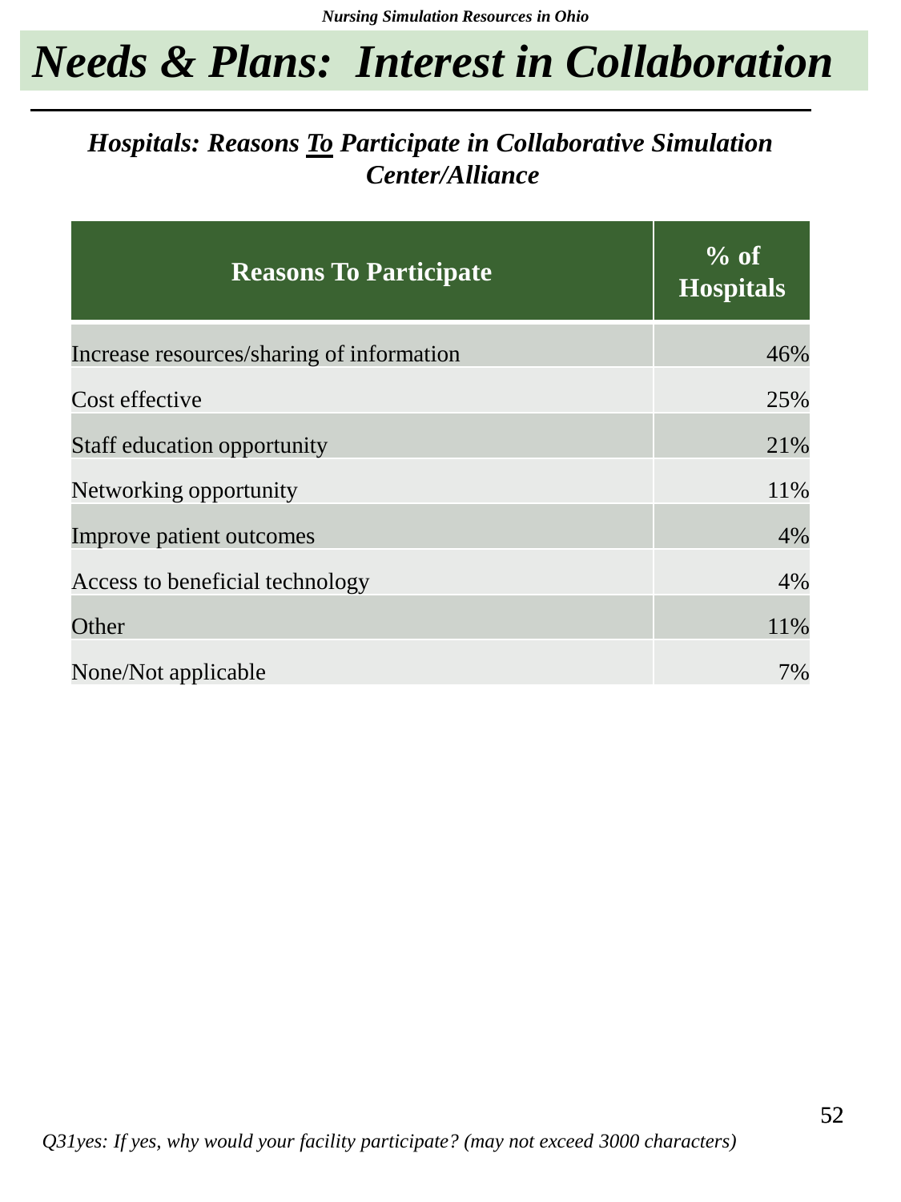# *Needs & Plans: Interest in Collaboration*

### *Hospitals: Reasons To Participate in Collaborative Simulation Center/Alliance*

| Reasons To Participate | % of Hospitals |
|---|---|
| Increase resources/sharing of information | 46% |
| Cost effective | 25% |
| Staff education opportunity | 21% |
| Networking opportunity | 11% |
| Improve patient outcomes | 4% |
| Access to beneficial technology | 4% |
| Other | 11% |
| None/Not applicable | 7% |

*Q31yes: If yes, why would your facility participate? (may not exceed 3000 characters)*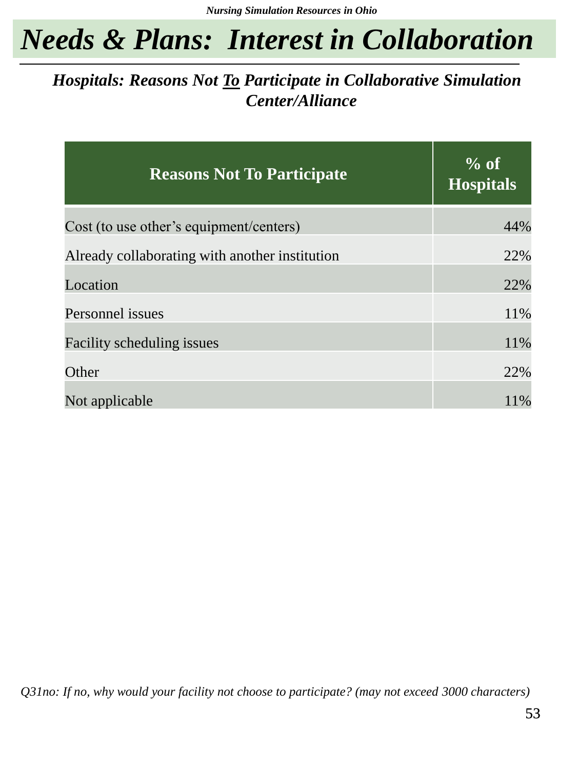# Needs & Plans: Interest in Collaboration

### *Hospitals: Reasons Not To Participate in Collaborative Simulation Center/Alliance*

| Reasons Not To Participate | % of Hospitals |
|---|---|
| Cost (to use other's equipment/centers) | 44% |
| Already collaborating with another institution | 22% |
| Location | 22% |
| Personnel issues | 11% |
| Facility scheduling issues | 11% |
| Other | 22% |
| Not applicable | 11% |

*Q31no: If no, why would your facility not choose to participate? (may not exceed 3000 characters)*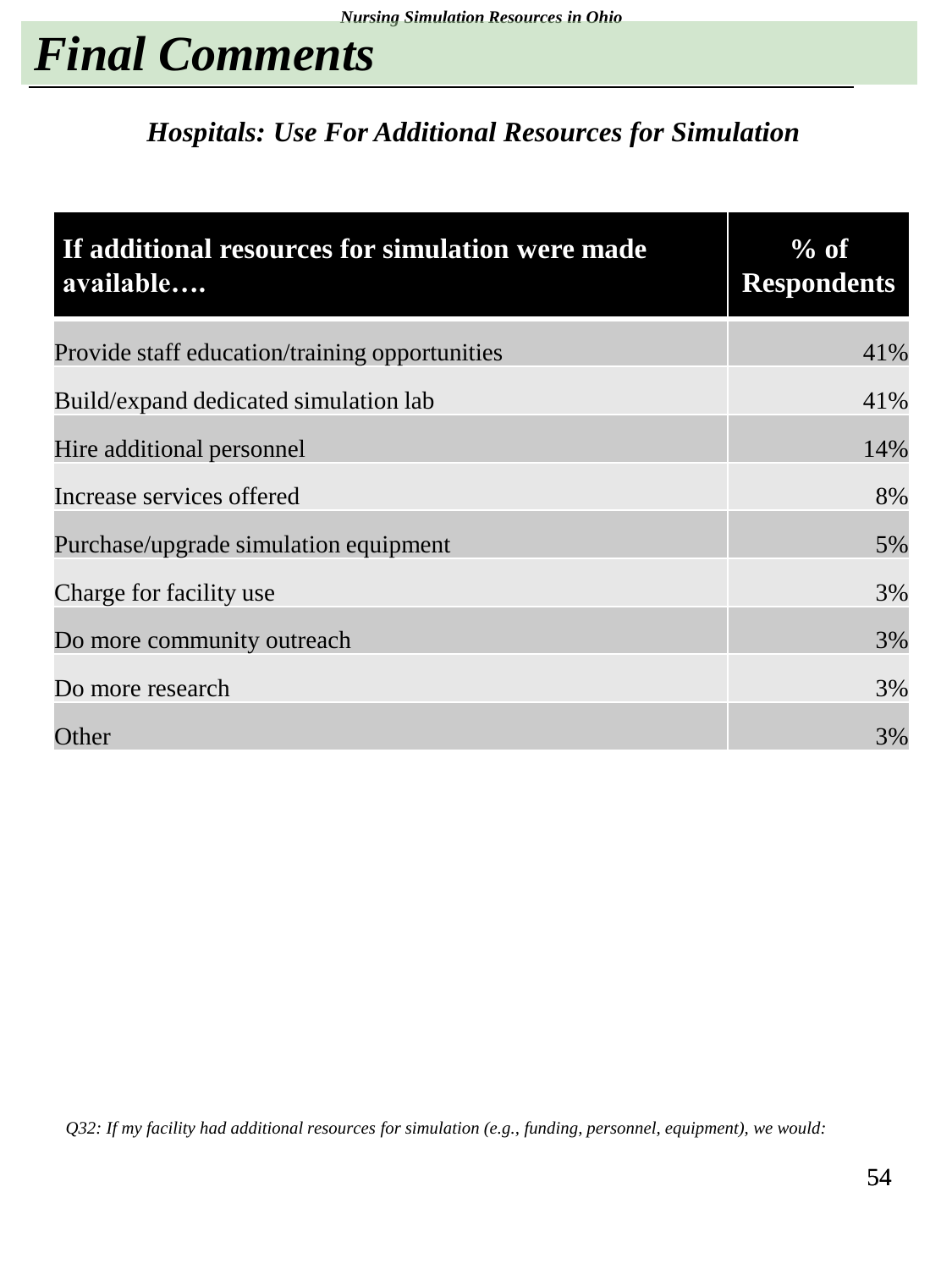# Final Comments

***Hospitals: Use For Additional Resources for Simulation***

| If additional resources for simulation were made available…. | % of Respondents |
|---|---|
| Provide staff education/training opportunities | 41% |
| Build/expand dedicated simulation lab | 41% |
| Hire additional personnel | 14% |
| Increase services offered | 8% |
| Purchase/upgrade simulation equipment | 5% |
| Charge for facility use | 3% |
| Do more community outreach | 3% |
| Do more research | 3% |
| Other | 3% |

*Q32: If my facility had additional resources for simulation (e.g., funding, personnel, equipment), we would:*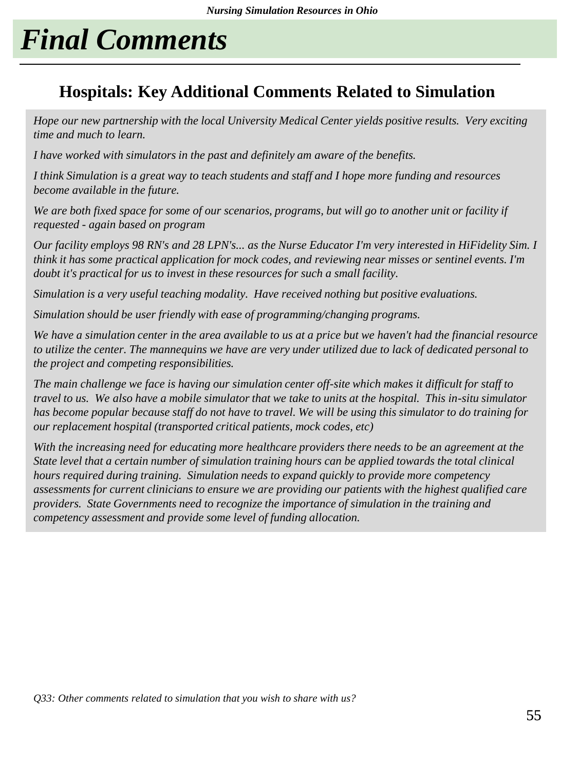# Final Comments

## Hospitals: Key Additional Comments Related to Simulation

*Hope our new partnership with the local University Medical Center yields positive results. Very exciting time and much to learn.*

*I have worked with simulators in the past and definitely am aware of the benefits.*

*I think Simulation is a great way to teach students and staff and I hope more funding and resources become available in the future.*

*We are both fixed space for some of our scenarios, programs, but will go to another unit or facility if requested - again based on program*

*Our facility employs 98 RN's and 28 LPN's... as the Nurse Educator I'm very interested in HiFidelity Sim. I think it has some practical application for mock codes, and reviewing near misses or sentinel events. I'm doubt it's practical for us to invest in these resources for such a small facility.*

*Simulation is a very useful teaching modality. Have received nothing but positive evaluations.*

*Simulation should be user friendly with ease of programming/changing programs.*

*We have a simulation center in the area available to us at a price but we haven't had the financial resource to utilize the center. The mannequins we have are very under utilized due to lack of dedicated personal to the project and competing responsibilities.*

*The main challenge we face is having our simulation center off-site which makes it difficult for staff to travel to us. We also have a mobile simulator that we take to units at the hospital. This in-situ simulator has become popular because staff do not have to travel. We will be using this simulator to do training for our replacement hospital (transported critical patients, mock codes, etc)*

*With the increasing need for educating more healthcare providers there needs to be an agreement at the State level that a certain number of simulation training hours can be applied towards the total clinical hours required during training. Simulation needs to expand quickly to provide more competency assessments for current clinicians to ensure we are providing our patients with the highest qualified care providers. State Governments need to recognize the importance of simulation in the training and competency assessment and provide some level of funding allocation.*

*Q33: Other comments related to simulation that you wish to share with us?*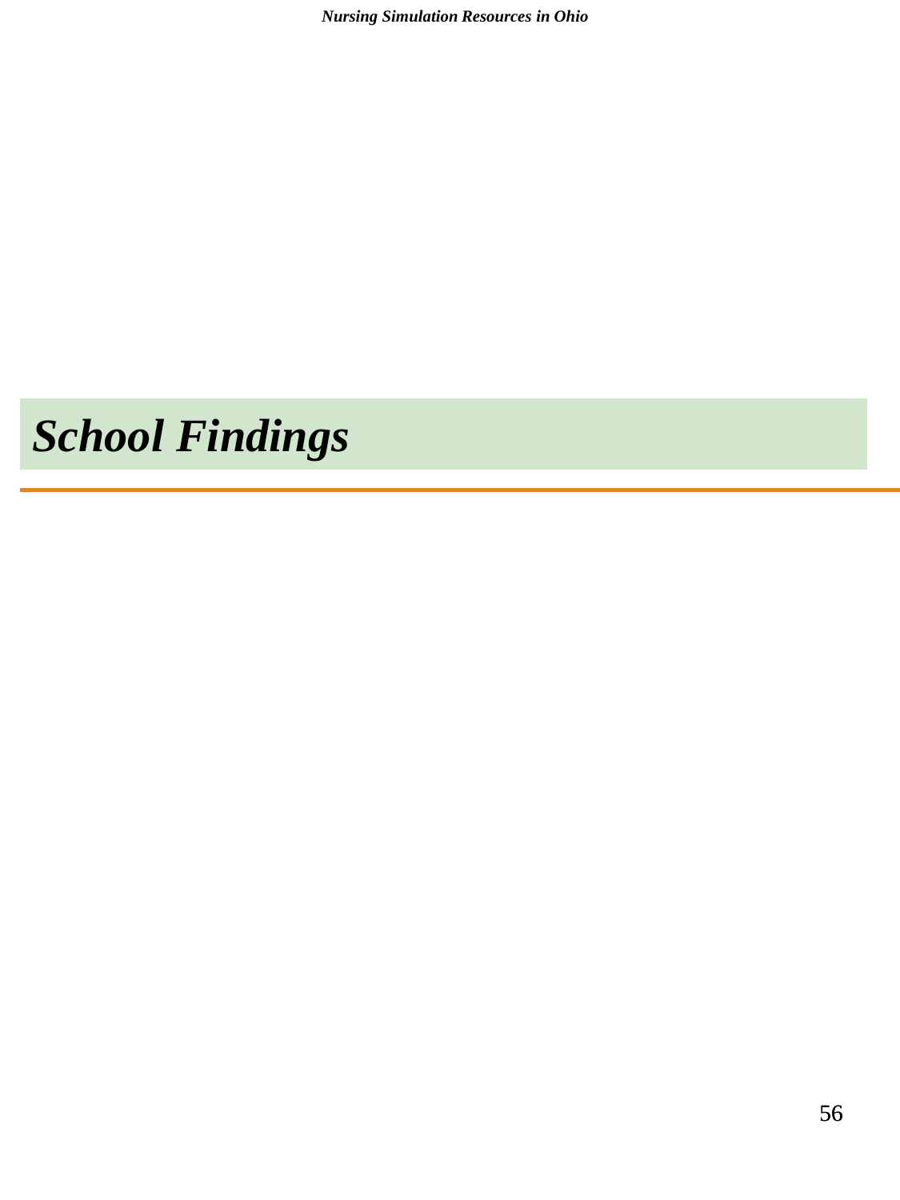# *School Findings*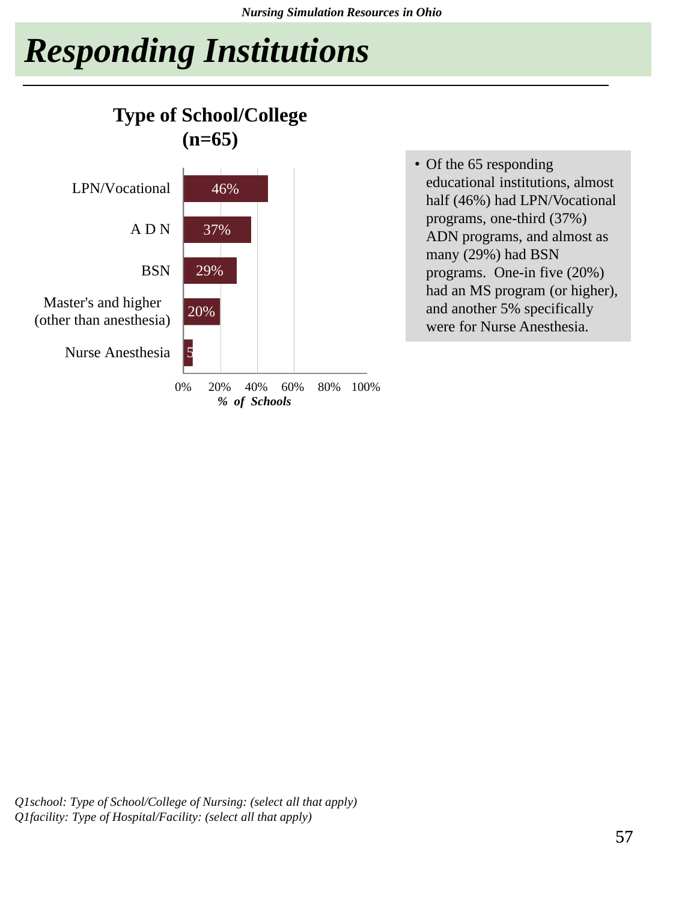# Responding Institutions

**Type of School/College (n=65)**

| Type | % of Schools |
|---|---|
| LPN/Vocational | 46% |
| A D N | 37% |
| BSN | 29% |
| Master's and higher (other than anesthesia) | 20% |
| Nurse Anesthesia | 5 |

*% of Schools*

- Of the 65 responding educational institutions, almost half (46%) had LPN/Vocational programs, one-third (37%) ADN programs, and almost as many (29%) had BSN programs. One-in five (20%) had an MS program (or higher), and another 5% specifically were for Nurse Anesthesia.

*Q1school: Type of School/College of Nursing: (select all that apply)*
*Q1facility: Type of Hospital/Facility: (select all that apply)*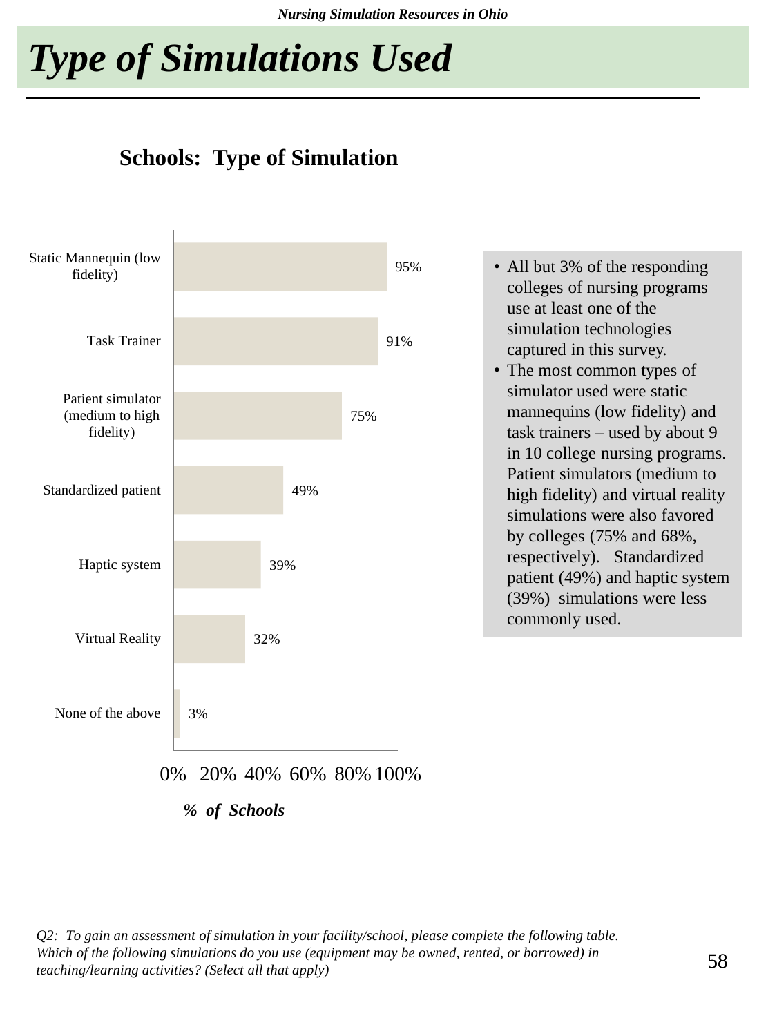# Type of Simulations Used

## Schools: Type of Simulation

| Type of Simulation | % of Schools |
|---|---|
| Static Mannequin (low fidelity) | 95% |
| Task Trainer | 91% |
| Patient simulator (medium to high fidelity) | 75% |
| Standardized patient | 49% |
| Haptic system | 39% |
| Virtual Reality | 32% |
| None of the above | 3% |

- All but 3% of the responding colleges of nursing programs use at least one of the simulation technologies captured in this survey.
- The most common types of simulator used were static mannequins (low fidelity) and task trainers – used by about 9 in 10 college nursing programs. Patient simulators (medium to high fidelity) and virtual reality simulations were also favored by colleges (75% and 68%, respectively). Standardized patient (49%) and haptic system (39%) simulations were less commonly used.

*Q2: To gain an assessment of simulation in your facility/school, please complete the following table. Which of the following simulations do you use (equipment may be owned, rented, or borrowed) in teaching/learning activities? (Select all that apply)*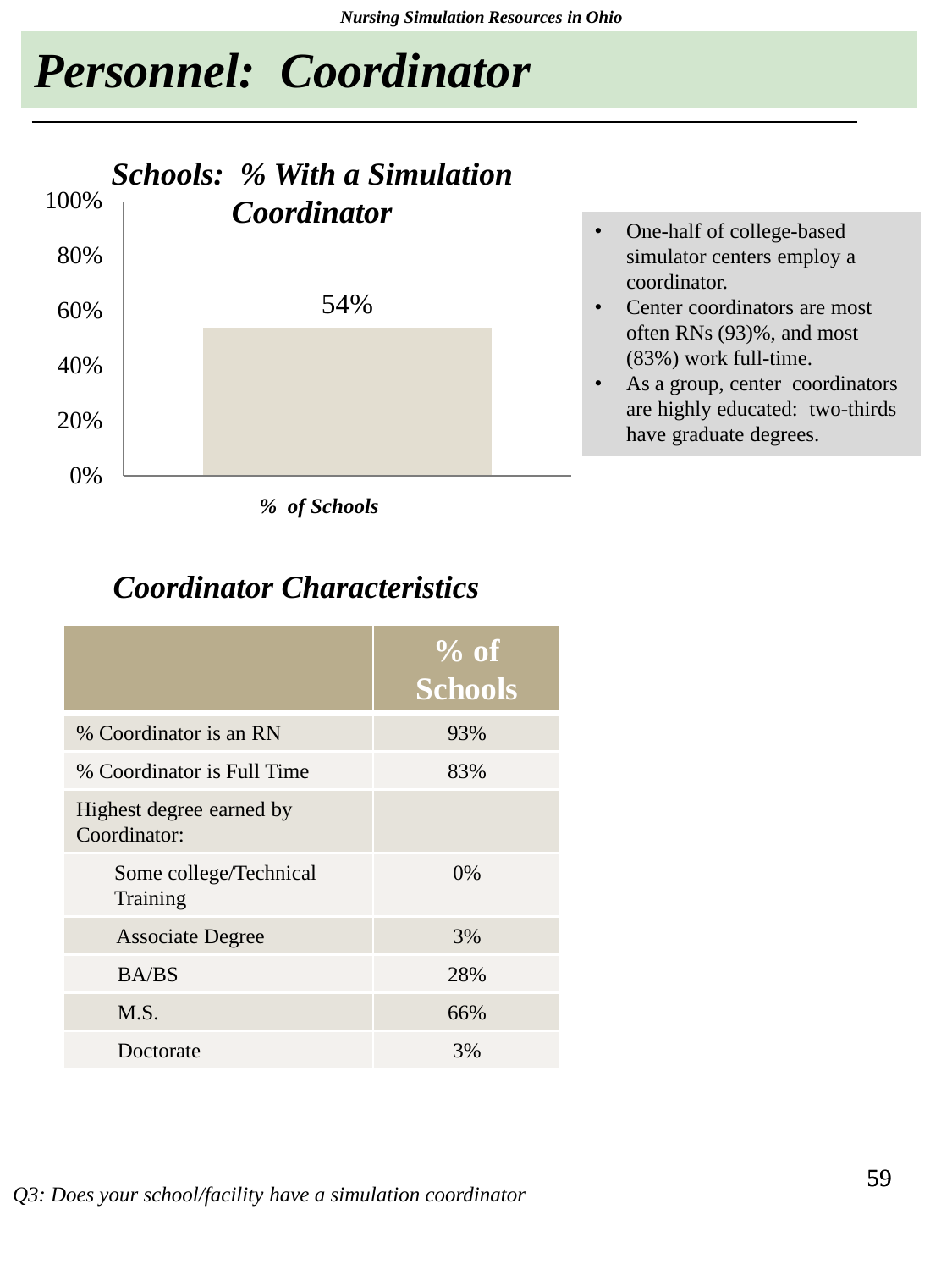# Personnel: Coordinator

### *Schools: % With a Simulation Coordinator*

| | % of Schools |
|---|---|
| % With a Simulation Coordinator | 54% |

- One-half of college-based simulator centers employ a coordinator.
- Center coordinators are most often RNs (93)%, and most (83%) work full-time.
- As a group, center coordinators are highly educated: two-thirds have graduate degrees.

### *Coordinator Characteristics*

| | % of Schools |
|---|---|
| % Coordinator is an RN | 93% |
| % Coordinator is Full Time | 83% |
| Highest degree earned by Coordinator: | |
| Some college/Technical Training | 0% |
| Associate Degree | 3% |
| BA/BS | 28% |
| M.S. | 66% |
| Doctorate | 3% |

*Q3: Does your school/facility have a simulation coordinator*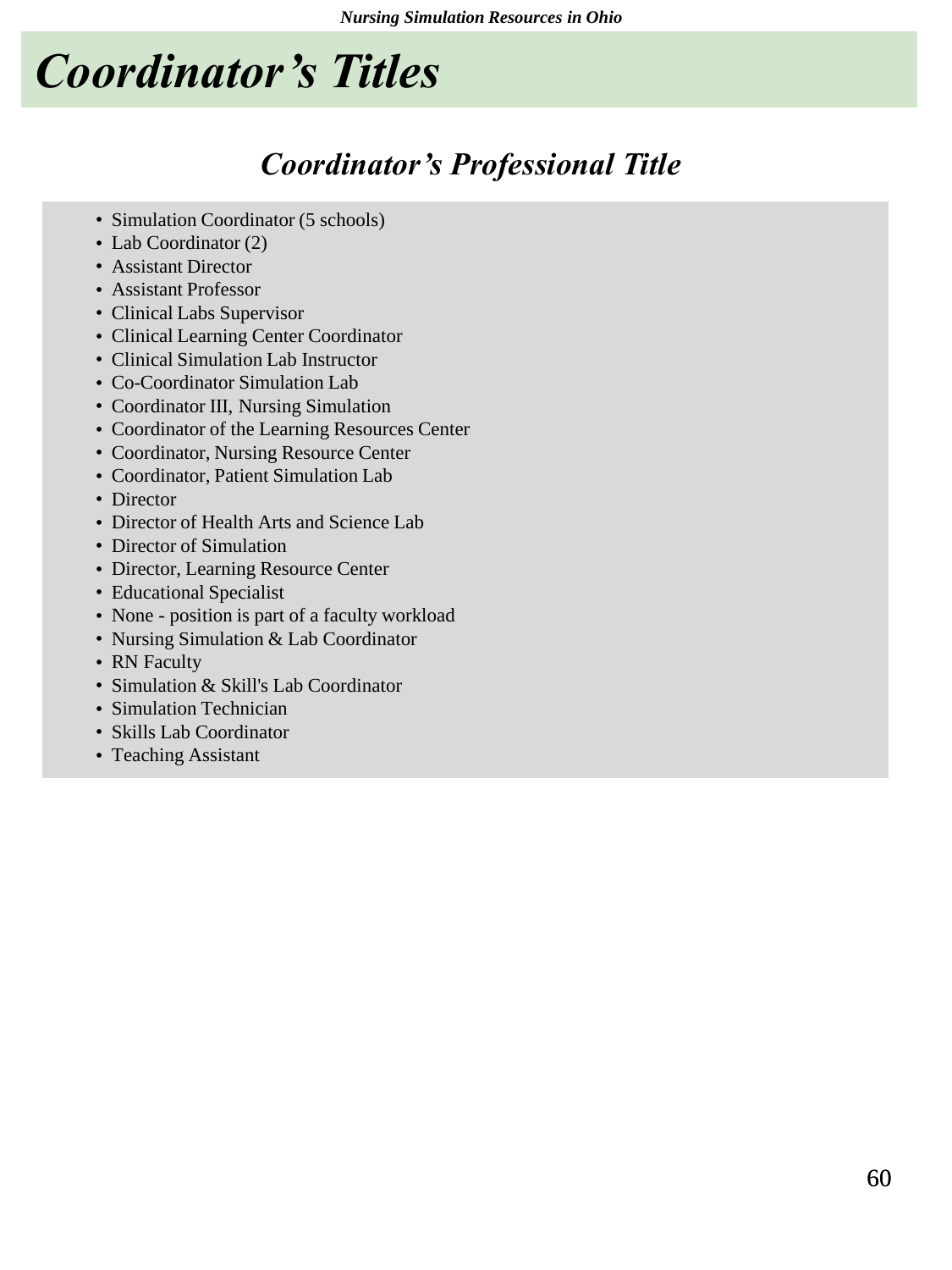# Coordinator's Titles

## Coordinator's Professional Title

- Simulation Coordinator (5 schools)
- Lab Coordinator (2)
- Assistant Director
- Assistant Professor
- Clinical Labs Supervisor
- Clinical Learning Center Coordinator
- Clinical Simulation Lab Instructor
- Co-Coordinator Simulation Lab
- Coordinator III, Nursing Simulation
- Coordinator of the Learning Resources Center
- Coordinator, Nursing Resource Center
- Coordinator, Patient Simulation Lab
- Director
- Director of Health Arts and Science Lab
- Director of Simulation
- Director, Learning Resource Center
- Educational Specialist
- None - position is part of a faculty workload
- Nursing Simulation & Lab Coordinator
- RN Faculty
- Simulation & Skill's Lab Coordinator
- Simulation Technician
- Skills Lab Coordinator
- Teaching Assistant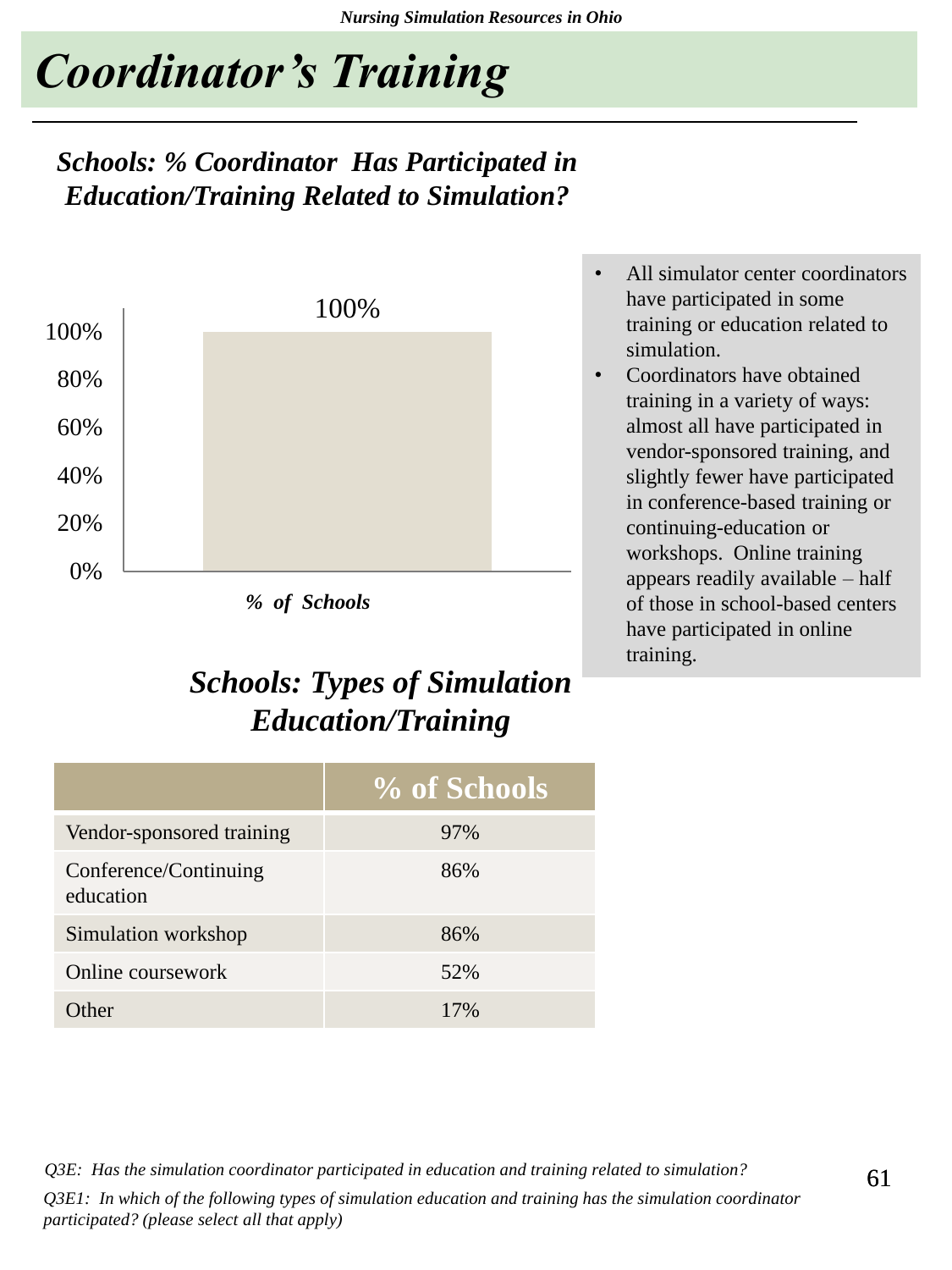# Coordinator's Training

### *Schools: % Coordinator Has Participated in Education/Training Related to Simulation?*

100%

100%
80%
60%
40%
20%
0%

*% of Schools*

- All simulator center coordinators have participated in some training or education related to simulation.
- Coordinators have obtained training in a variety of ways: almost all have participated in vendor-sponsored training, and slightly fewer have participated in conference-based training or continuing-education or workshops. Online training appears readily available – half of those in school-based centers have participated in online training.

### *Schools: Types of Simulation Education/Training*

| | % of Schools |
|---|---|
| Vendor-sponsored training | 97% |
| Conference/Continuing education | 86% |
| Simulation workshop | 86% |
| Online coursework | 52% |
| Other | 17% |

*Q3E: Has the simulation coordinator participated in education and training related to simulation?*

*Q3E1: In which of the following types of simulation education and training has the simulation coordinator participated? (please select all that apply)*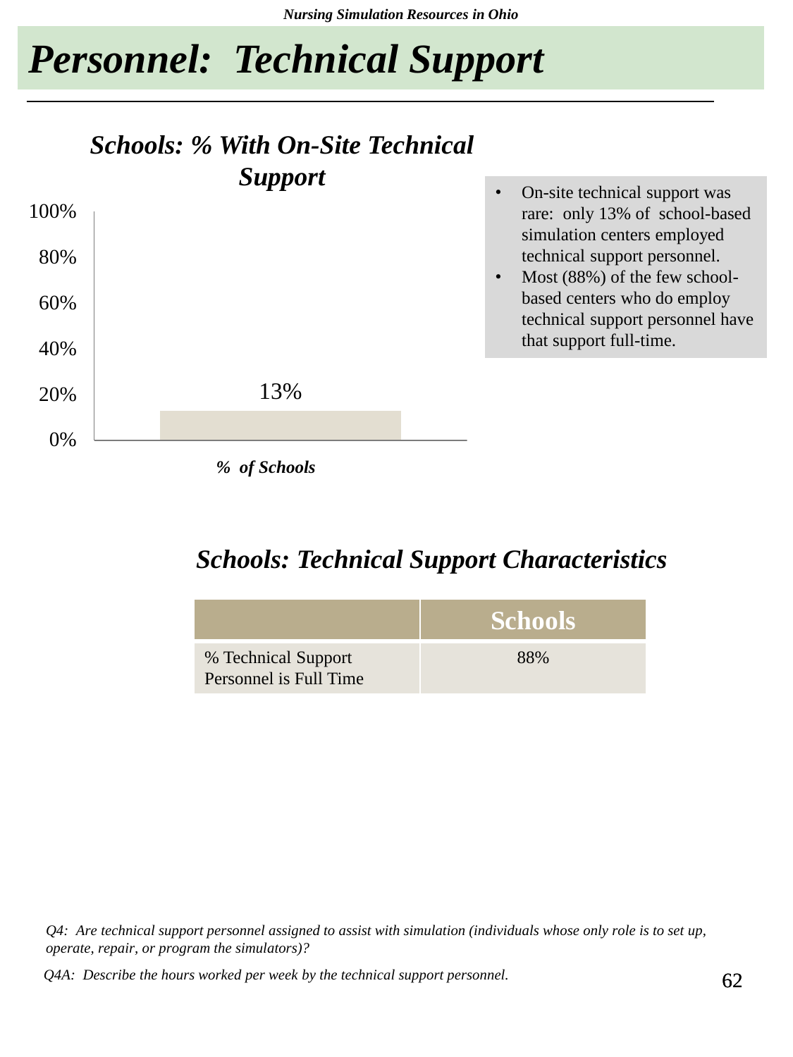# *Personnel: Technical Support*

## *Schools: % With On-Site Technical Support*

| | % of Schools |
|---|---|
| Schools with on-site technical support | 13% |

- On-site technical support was rare: only 13% of school-based simulation centers employed technical support personnel.
- Most (88%) of the few school-based centers who do employ technical support personnel have that support full-time.

## *Schools: Technical Support Characteristics*

| | Schools |
|---|---|
| % Technical Support Personnel is Full Time | 88% |

*Q4: Are technical support personnel assigned to assist with simulation (individuals whose only role is to set up, operate, repair, or program the simulators)?*

*Q4A: Describe the hours worked per week by the technical support personnel.*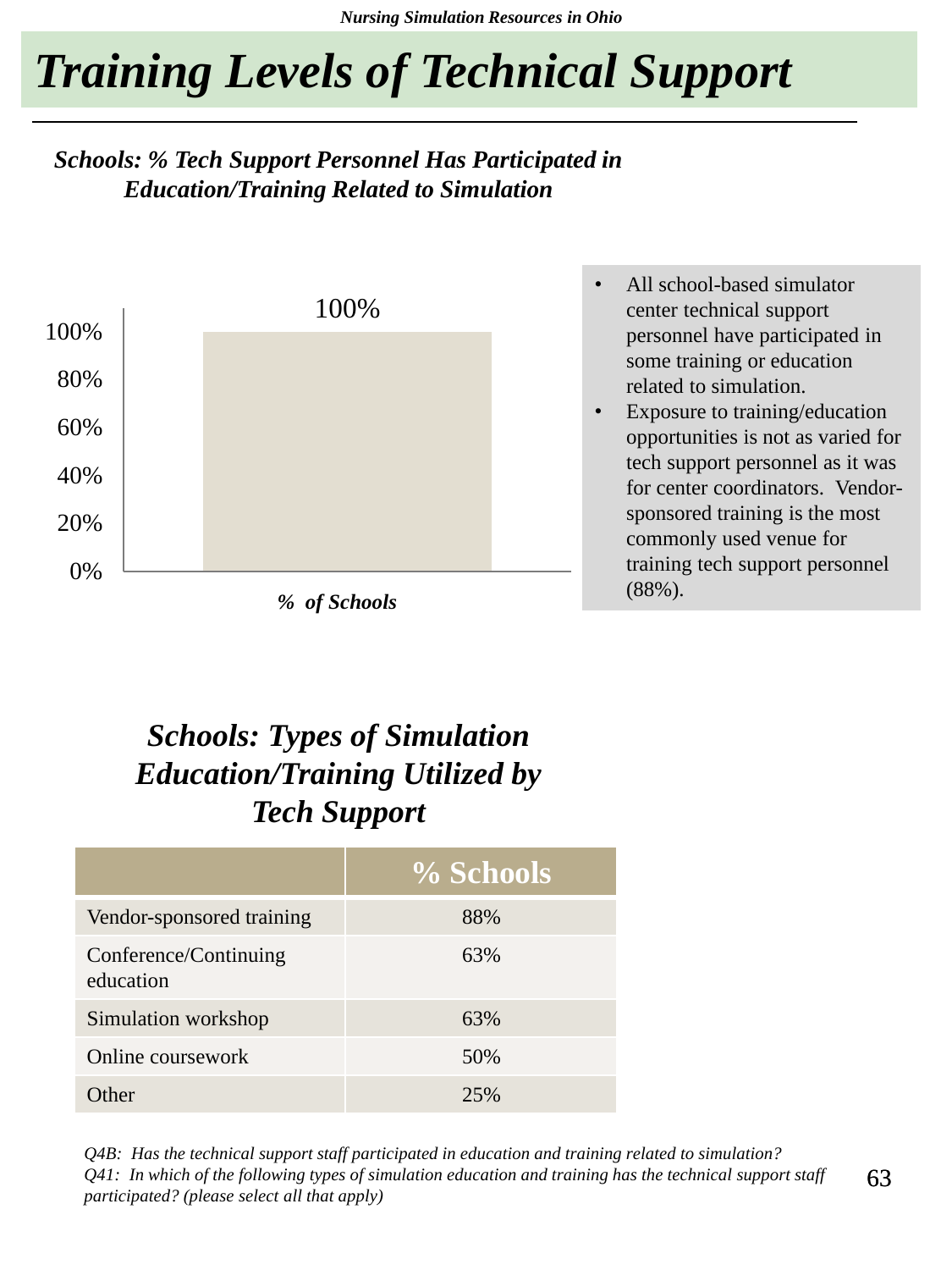# Training Levels of Technical Support

***Schools: % Tech Support Personnel Has Participated in Education/Training Related to Simulation***

| | % of Schools |
|---|---|
| Tech support personnel participated in simulation education/training | 100% |

- All school-based simulator center technical support personnel have participated in some training or education related to simulation.
- Exposure to training/education opportunities is not as varied for tech support personnel as it was for center coordinators. Vendor-sponsored training is the most commonly used venue for training tech support personnel (88%).

## *Schools: Types of Simulation Education/Training Utilized by Tech Support*

| | % Schools |
|---|---|
| Vendor-sponsored training | 88% |
| Conference/Continuing education | 63% |
| Simulation workshop | 63% |
| Online coursework | 50% |
| Other | 25% |

*Q4B: Has the technical support staff participated in education and training related to simulation?*
*Q41: In which of the following types of simulation education and training has the technical support staff participated? (please select all that apply)*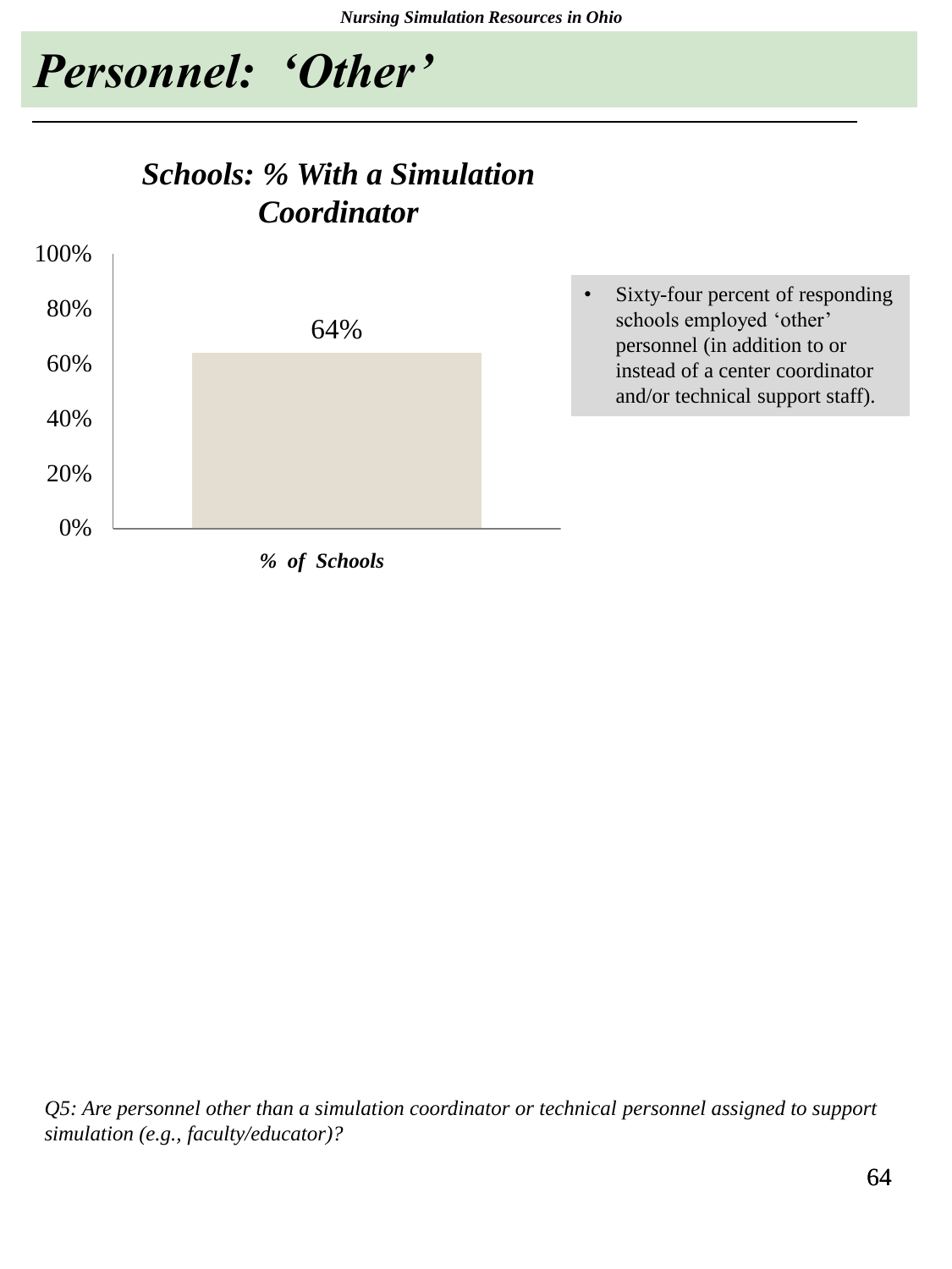# *Personnel: 'Other'*

***Schools: % With a Simulation Coordinator***

| | % of Schools |
|---|---|
| % With a Simulation Coordinator | 64% |

- Sixty-four percent of responding schools employed 'other' personnel (in addition to or instead of a center coordinator and/or technical support staff).

*Q5: Are personnel other than a simulation coordinator or technical personnel assigned to support simulation (e.g., faculty/educator)?*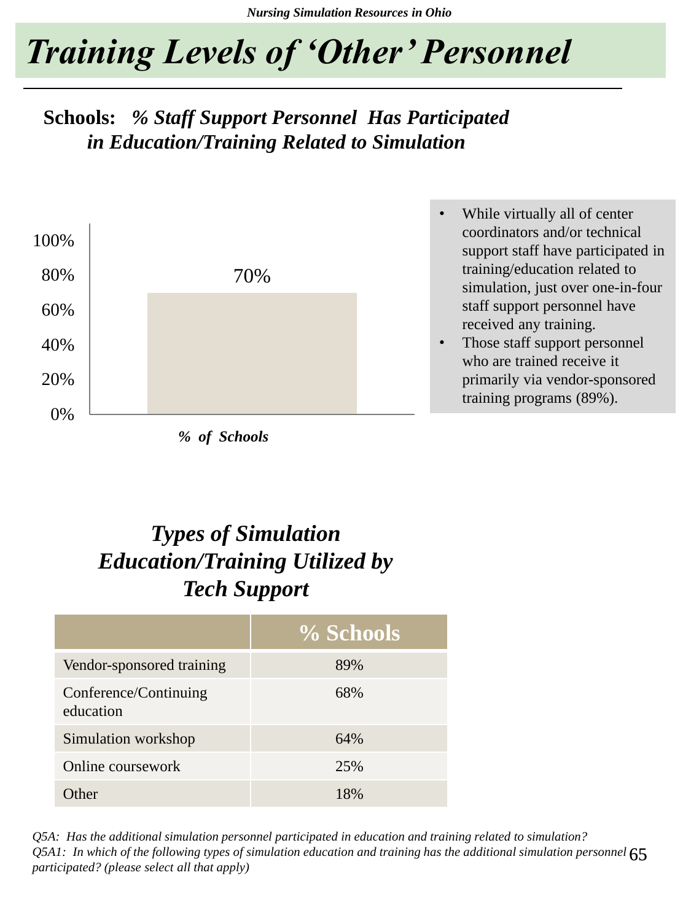# Training Levels of 'Other' Personnel

**Schools:** ***% Staff Support Personnel Has Participated in Education/Training Related to Simulation***

| | % of Schools |
|---|---|
| Has participated | 70% |

- While virtually all of center coordinators and/or technical support staff have participated in training/education related to simulation, just over one-in-four staff support personnel have received any training.
- Those staff support personnel who are trained receive it primarily via vendor-sponsored training programs (89%).

### *Types of Simulation Education/Training Utilized by Tech Support*

| | % Schools |
|---|---|
| Vendor-sponsored training | 89% |
| Conference/Continuing education | 68% |
| Simulation workshop | 64% |
| Online coursework | 25% |
| Other | 18% |

*Q5A: Has the additional simulation personnel participated in education and training related to simulation?*
*Q5A1: In which of the following types of simulation education and training has the additional simulation personnel participated? (please select all that apply)*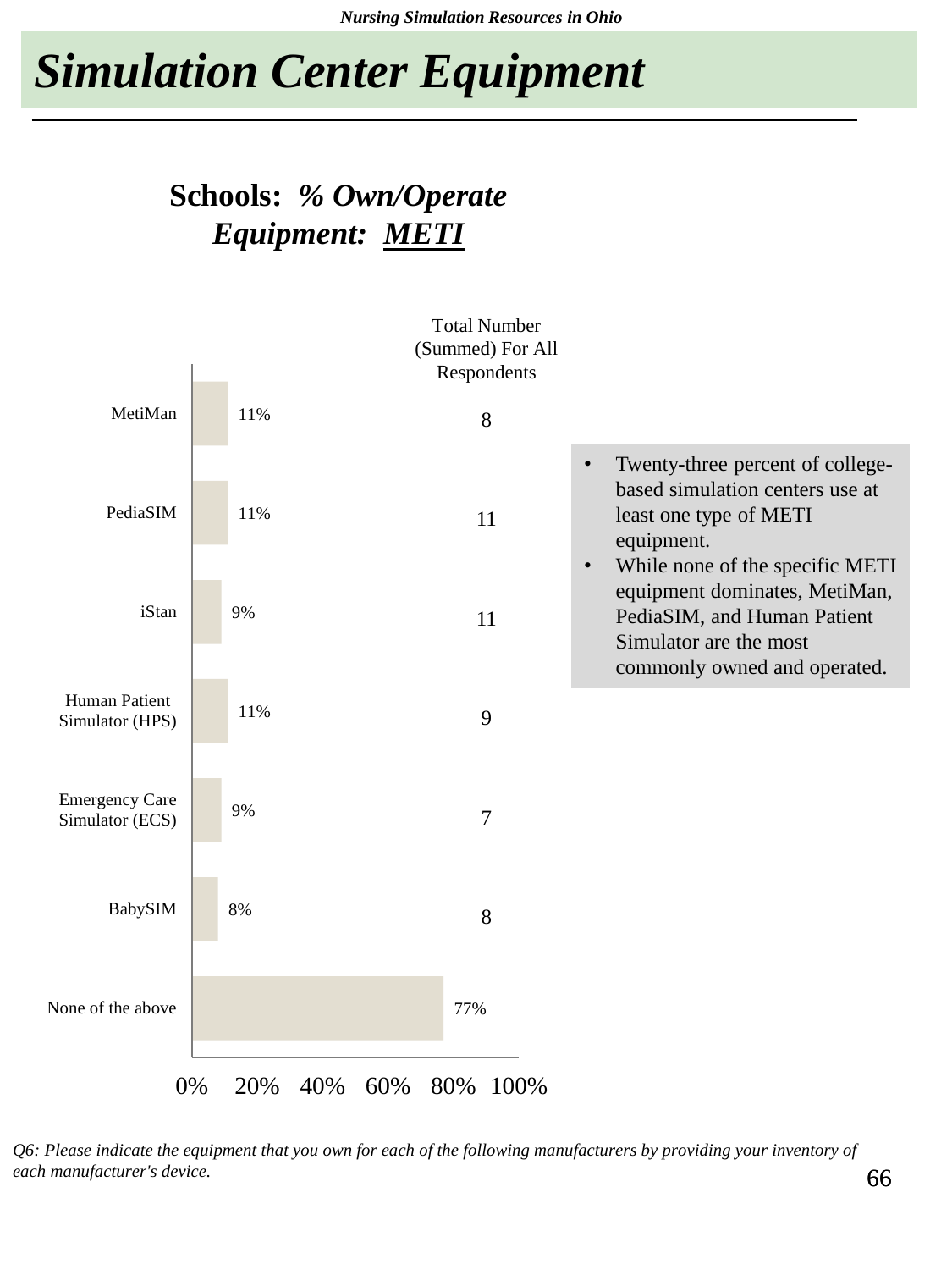# Simulation Center Equipment

## Schools: *% Own/Operate*
## *Equipment: METI*

| Equipment | % | Total Number (Summed) For All Respondents |
| --- | --- | --- |
| MetiMan | 11% | 8 |
| PediaSIM | 11% | 11 |
| iStan | 9% | 11 |
| Human Patient Simulator (HPS) | 11% | 9 |
| Emergency Care Simulator (ECS) | 9% | 7 |
| BabySIM | 8% | 8 |
| None of the above | 77% | |

- Twenty-three percent of college-based simulation centers use at least one type of METI equipment.
- While none of the specific METI equipment dominates, MetiMan, PediaSIM, and Human Patient Simulator are the most commonly owned and operated.

*Q6: Please indicate the equipment that you own for each of the following manufacturers by providing your inventory of each manufacturer's device.*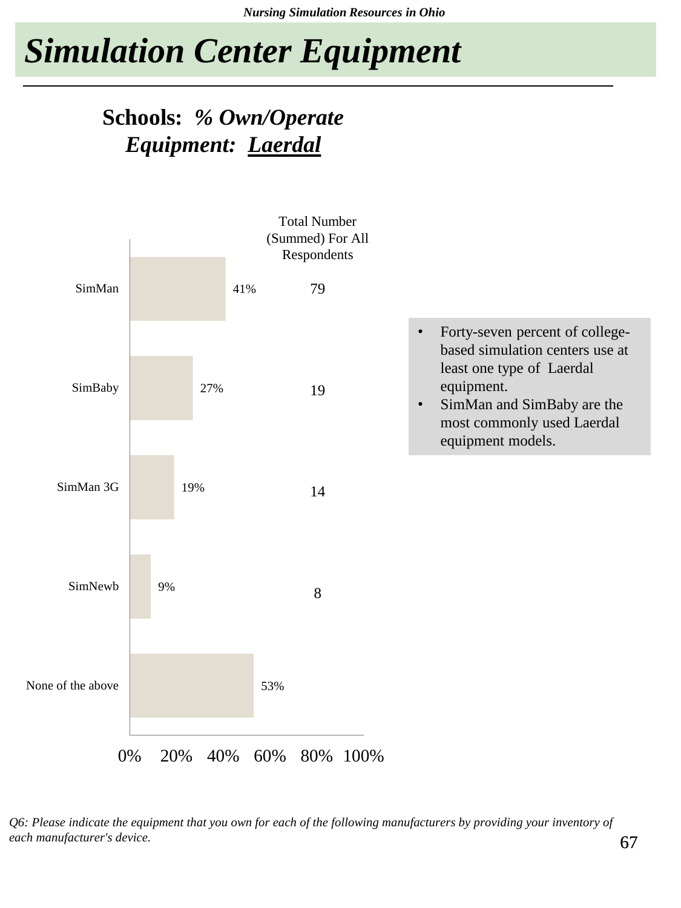# Simulation Center Equipment

## Schools: *% Own/Operate Equipment: Laerdal*

| Equipment | % | Total Number (Summed) For All Respondents |
|---|---|---|
| SimMan | 41% | 79 |
| SimBaby | 27% | 19 |
| SimMan 3G | 19% | 14 |
| SimNewb | 9% | 8 |
| None of the above | 53% | |

- Forty-seven percent of college-based simulation centers use at least one type of Laerdal equipment.
- SimMan and SimBaby are the most commonly used Laerdal equipment models.

*Q6: Please indicate the equipment that you own for each of the following manufacturers by providing your inventory of each manufacturer's device.*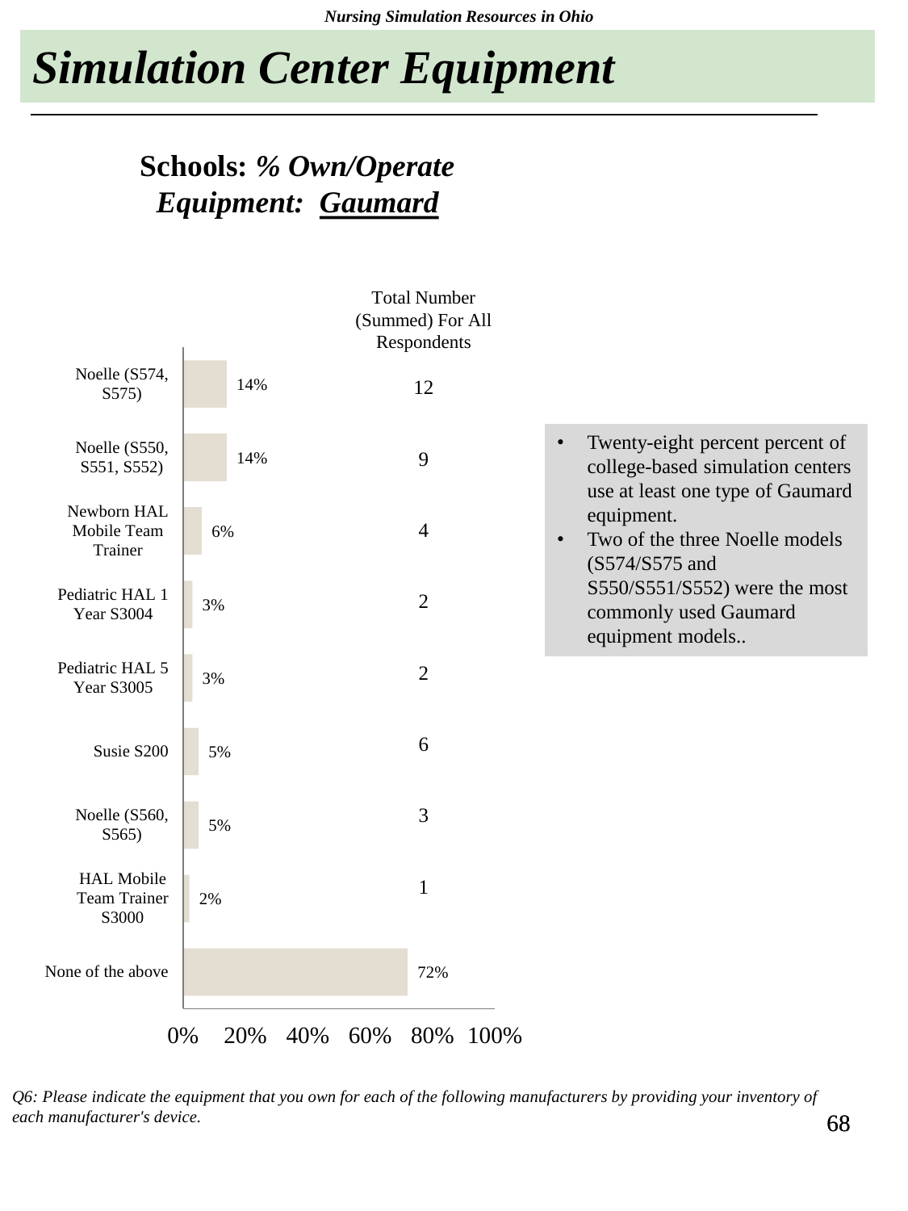# Simulation Center Equipment

## Schools: *% Own/Operate Equipment: Gaumard*

| Equipment | % | Total Number (Summed) For All Respondents |
|---|---|---|
| Noelle (S574, S575) | 14% | 12 |
| Noelle (S550, S551, S552) | 14% | 9 |
| Newborn HAL Mobile Team Trainer | 6% | 4 |
| Pediatric HAL 1 Year S3004 | 3% | 2 |
| Pediatric HAL 5 Year S3005 | 3% | 2 |
| Susie S200 | 5% | 6 |
| Noelle (S560, S565) | 5% | 3 |
| HAL Mobile Team Trainer S3000 | 2% | 1 |
| None of the above | 72% | |

- Twenty-eight percent percent of college-based simulation centers use at least one type of Gaumard equipment.
- Two of the three Noelle models (S574/S575 and S550/S551/S552) were the most commonly used Gaumard equipment models..

*Q6: Please indicate the equipment that you own for each of the following manufacturers by providing your inventory of each manufacturer's device.*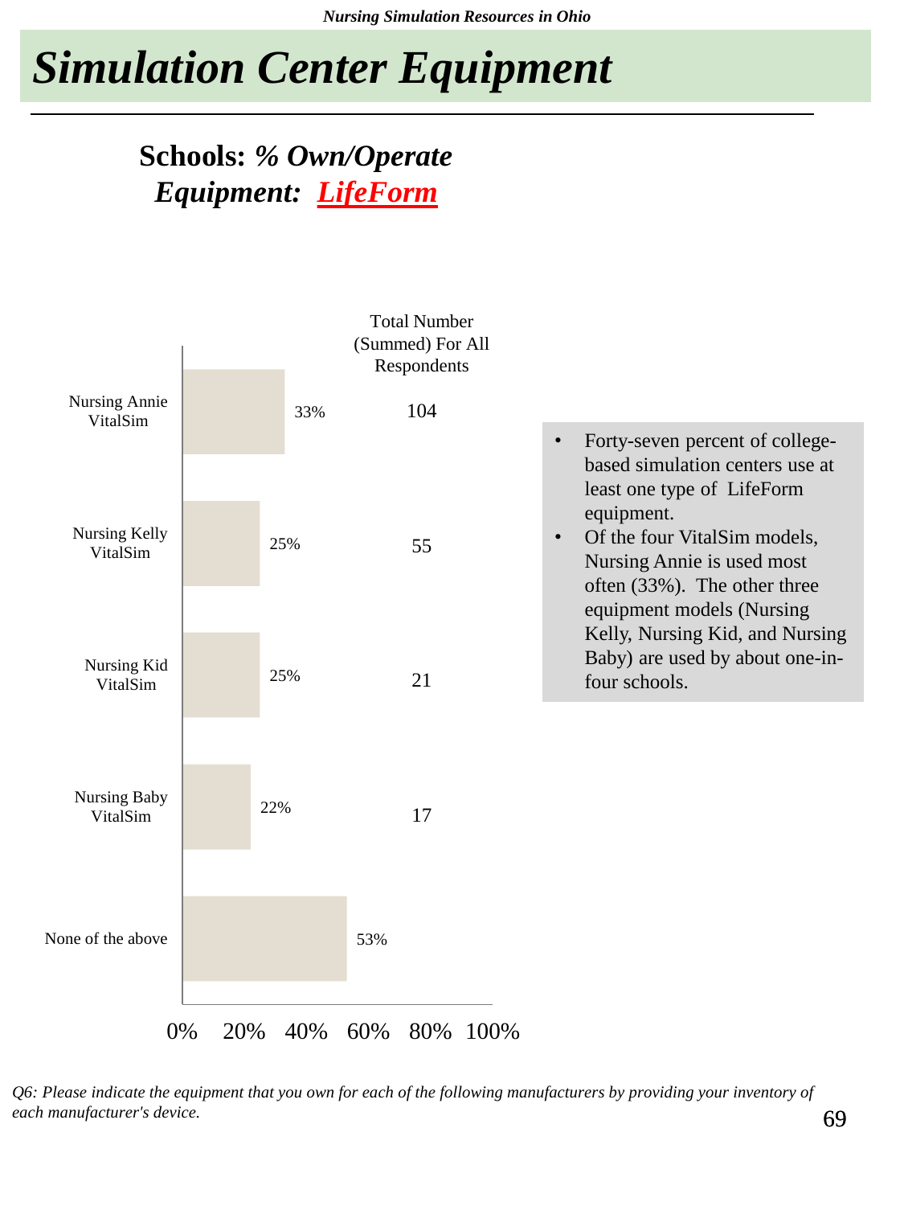# Simulation Center Equipment

## Schools: *% Own/Operate Equipment: LifeForm*

| | % | Total Number (Summed) For All Respondents |
|---|---|---|
| Nursing Annie VitalSim | 33% | 104 |
| Nursing Kelly VitalSim | 25% | 55 |
| Nursing Kid VitalSim | 25% | 21 |
| Nursing Baby VitalSim | 22% | 17 |
| None of the above | 53% | |

- Forty-seven percent of college-based simulation centers use at least one type of LifeForm equipment.
- Of the four VitalSim models, Nursing Annie is used most often (33%). The other three equipment models (Nursing Kelly, Nursing Kid, and Nursing Baby) are used by about one-in-four schools.

*Q6: Please indicate the equipment that you own for each of the following manufacturers by providing your inventory of each manufacturer's device.*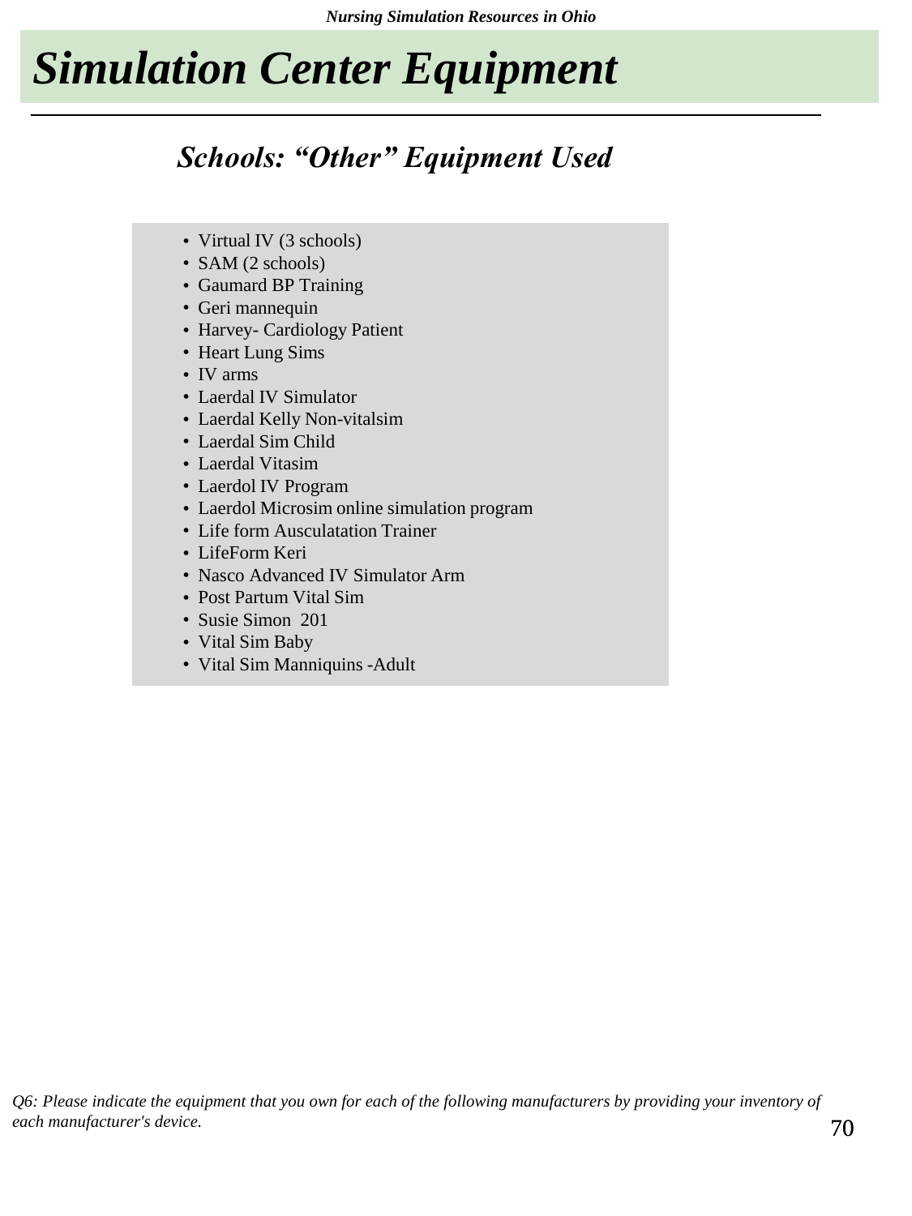# Simulation Center Equipment

## Schools: "Other" Equipment Used

- Virtual IV (3 schools)
- SAM (2 schools)
- Gaumard BP Training
- Geri mannequin
- Harvey- Cardiology Patient
- Heart Lung Sims
- IV arms
- Laerdal IV Simulator
- Laerdal Kelly Non-vitalsim
- Laerdal Sim Child
- Laerdal Vitasim
- Laerdol IV Program
- Laerdol Microsim online simulation program
- Life form Ausculatation Trainer
- LifeForm Keri
- Nasco Advanced IV Simulator Arm
- Post Partum Vital Sim
- Susie Simon 201
- Vital Sim Baby
- Vital Sim Manniquins -Adult

*Q6: Please indicate the equipment that you own for each of the following manufacturers by providing your inventory of each manufacturer's device.*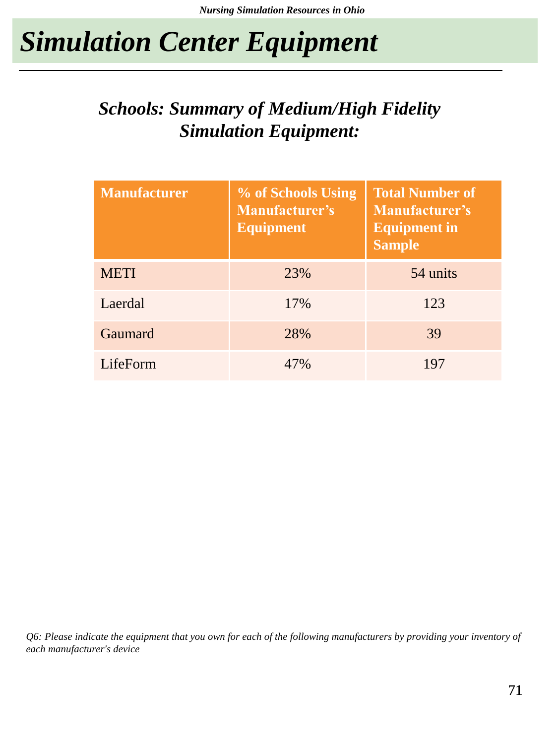# *Simulation Center Equipment*

## *Schools: Summary of Medium/High Fidelity Simulation Equipment:*

| Manufacturer | % of Schools Using Manufacturer's Equipment | Total Number of Manufacturer's Equipment in Sample |
|---|---|---|
| METI | 23% | 54 units |
| Laerdal | 17% | 123 |
| Gaumard | 28% | 39 |
| LifeForm | 47% | 197 |

*Q6: Please indicate the equipment that you own for each of the following manufacturers by providing your inventory of each manufacturer's device*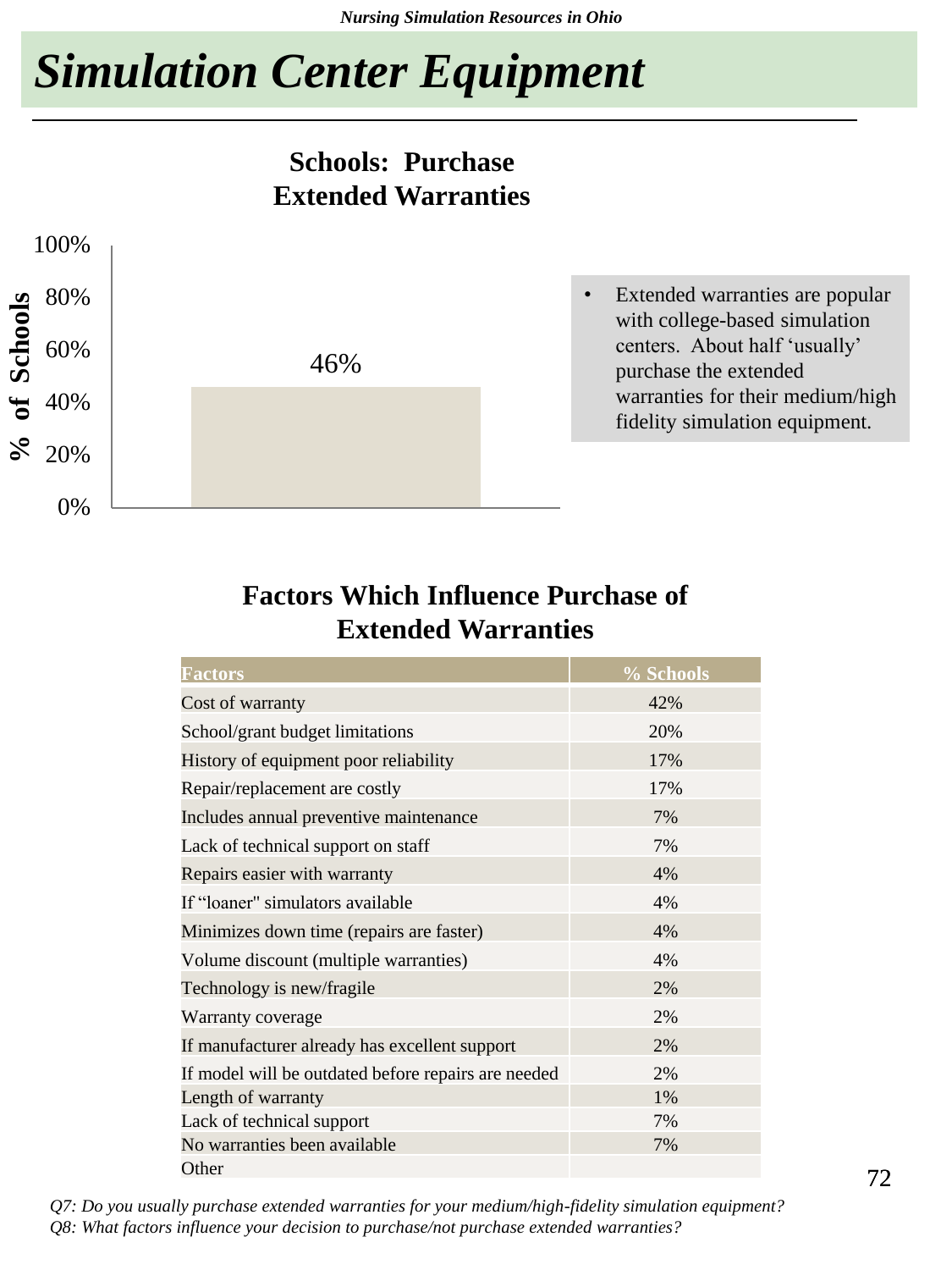# Simulation Center Equipment

## Schools: Purchase Extended Warranties

| | % of Schools |
|---|---|
| Purchase Extended Warranties | 46% |

- Extended warranties are popular with college-based simulation centers. About half 'usually' purchase the extended warranties for their medium/high fidelity simulation equipment.

## Factors Which Influence Purchase of Extended Warranties

| Factors | % Schools |
|---|---|
| Cost of warranty | 42% |
| School/grant budget limitations | 20% |
| History of equipment poor reliability | 17% |
| Repair/replacement are costly | 17% |
| Includes annual preventive maintenance | 7% |
| Lack of technical support on staff | 7% |
| Repairs easier with warranty | 4% |
| If "loaner" simulators available | 4% |
| Minimizes down time (repairs are faster) | 4% |
| Volume discount (multiple warranties) | 4% |
| Technology is new/fragile | 2% |
| Warranty coverage | 2% |
| If manufacturer already has excellent support | 2% |
| If model will be outdated before repairs are needed | 2% |
| Length of warranty | 1% |
| Lack of technical support | 7% |
| No warranties been available | 7% |
| Other | |

*Q7: Do you usually purchase extended warranties for your medium/high-fidelity simulation equipment?*
*Q8: What factors influence your decision to purchase/not purchase extended warranties?*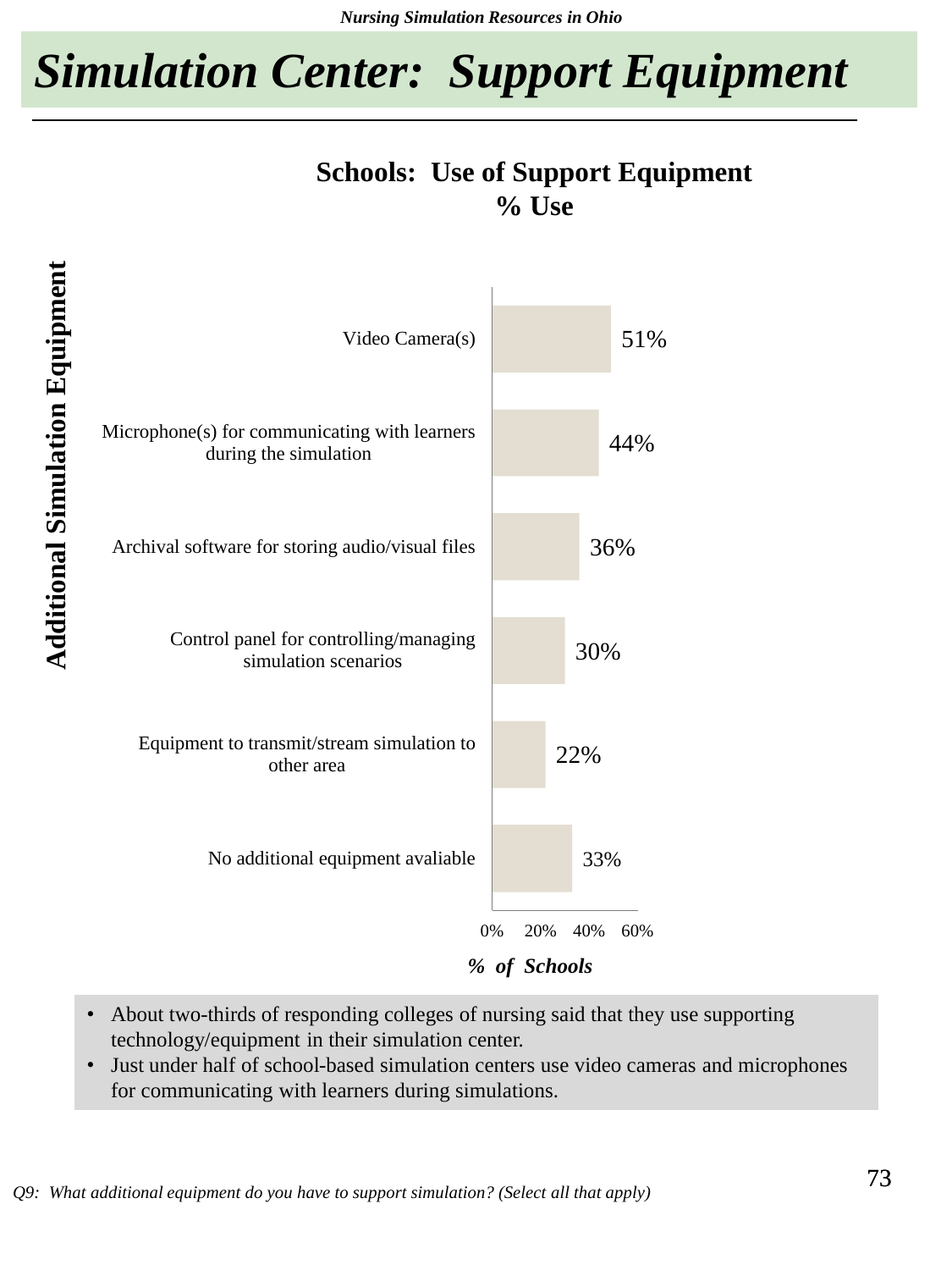# Simulation Center: Support Equipment

**Schools: Use of Support Equipment**
**% Use**

| Additional Simulation Equipment | % of Schools |
|---|---|
| Video Camera(s) | 51% |
| Microphone(s) for communicating with learners during the simulation | 44% |
| Archival software for storing audio/visual files | 36% |
| Control panel for controlling/managing simulation scenarios | 30% |
| Equipment to transmit/stream simulation to other area | 22% |
| No additional equipment avaliable | 33% |

- About two-thirds of responding colleges of nursing said that they use supporting technology/equipment in their simulation center.
- Just under half of school-based simulation centers use video cameras and microphones for communicating with learners during simulations.

*Q9: What additional equipment do you have to support simulation? (Select all that apply)*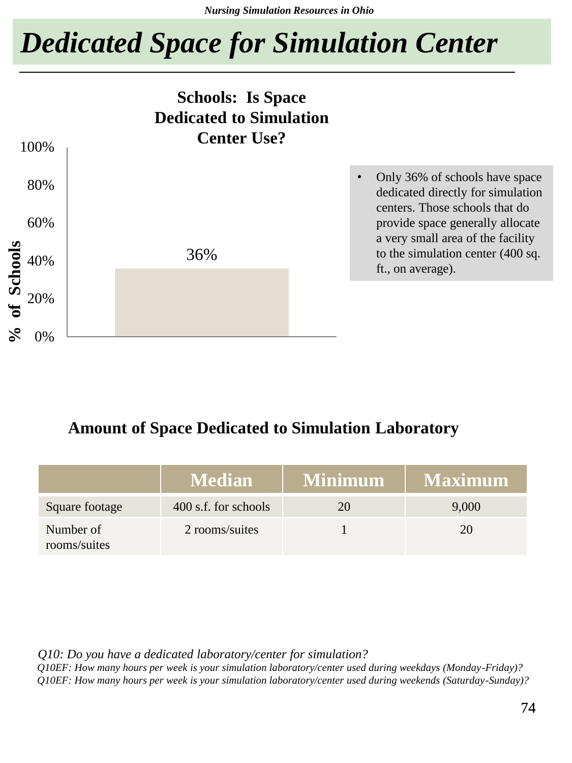# Dedicated Space for Simulation Center

**Schools: Is Space Dedicated to Simulation Center Use?**

| % of Schools | |
|---|---|
| Yes | 36% |

- Only 36% of schools have space dedicated directly for simulation centers. Those schools that do provide space generally allocate a very small area of the facility to the simulation center (400 sq. ft., on average).

### Amount of Space Dedicated to Simulation Laboratory

| | Median | Minimum | Maximum |
|---|---|---|---|
| Square footage | 400 s.f. for schools | 20 | 9,000 |
| Number of rooms/suites | 2 rooms/suites | 1 | 20 |

*Q10: Do you have a dedicated laboratory/center for simulation?*
*Q10EF: How many hours per week is your simulation laboratory/center used during weekdays (Monday-Friday)?*
*Q10EF: How many hours per week is your simulation laboratory/center used during weekends (Saturday-Sunday)?*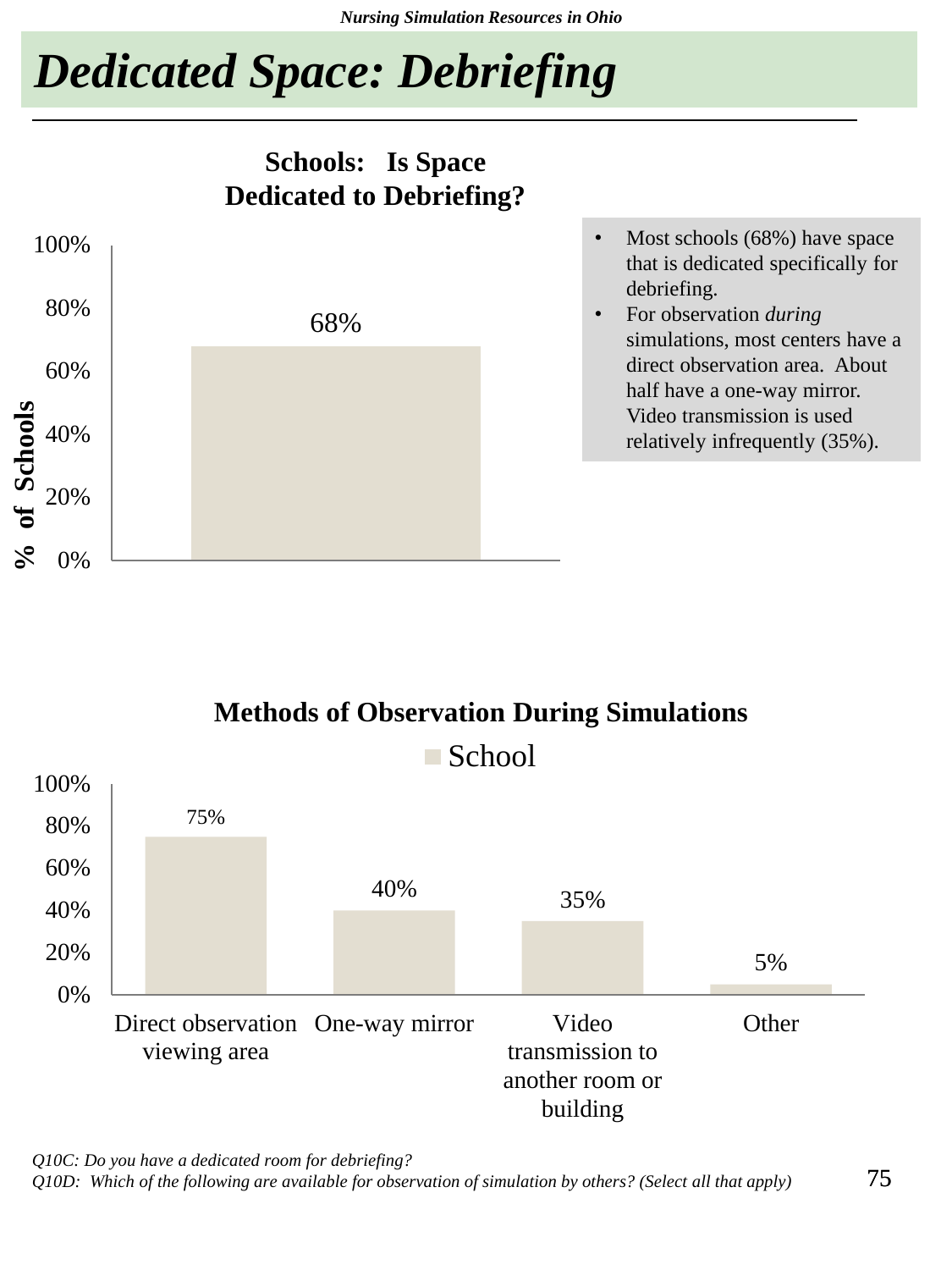# Dedicated Space: Debriefing

**Schools: Is Space Dedicated to Debriefing?**

| | % of Schools |
|---|---|
| Dedicated space for debriefing | 68% |

- Most schools (68%) have space that is dedicated specifically for debriefing.
- For observation *during* simulations, most centers have a direct observation area. About half have a one-way mirror. Video transmission is used relatively infrequently (35%).

**Methods of Observation During Simulations**

| Method | School |
|---|---|
| Direct observation viewing area | 75% |
| One-way mirror | 40% |
| Video transmission to another room or building | 35% |
| Other | 5% |

*Q10C: Do you have a dedicated room for debriefing?*
*Q10D: Which of the following are available for observation of simulation by others? (Select all that apply)*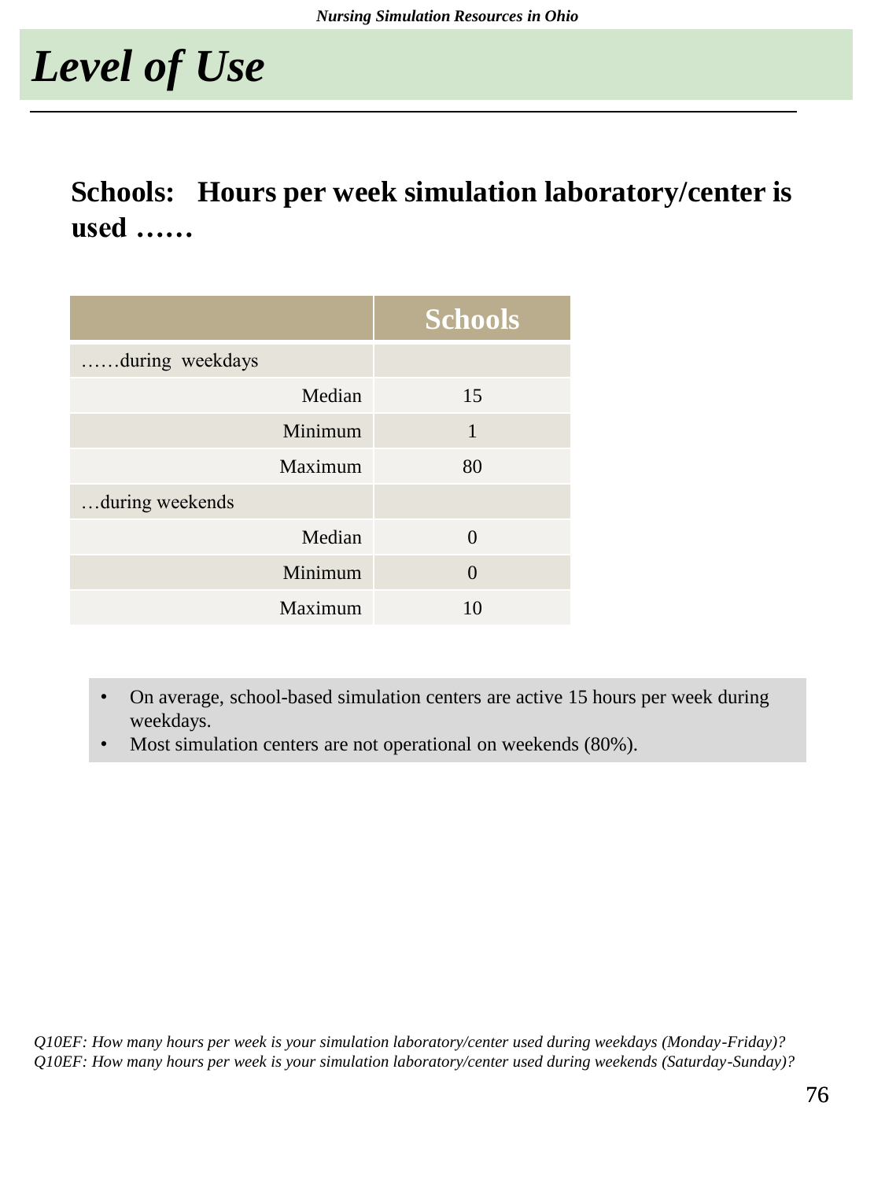# Level of Use

## Schools: Hours per week simulation laboratory/center is used ……

| | Schools |
|---|---|
| ……during weekdays | |
| Median | 15 |
| Minimum | 1 |
| Maximum | 80 |
| …during weekends | |
| Median | 0 |
| Minimum | 0 |
| Maximum | 10 |

- On average, school-based simulation centers are active 15 hours per week during weekdays.
- Most simulation centers are not operational on weekends (80%).

*Q10EF: How many hours per week is your simulation laboratory/center used during weekdays (Monday-Friday)?*
*Q10EF: How many hours per week is your simulation laboratory/center used during weekends (Saturday-Sunday)?*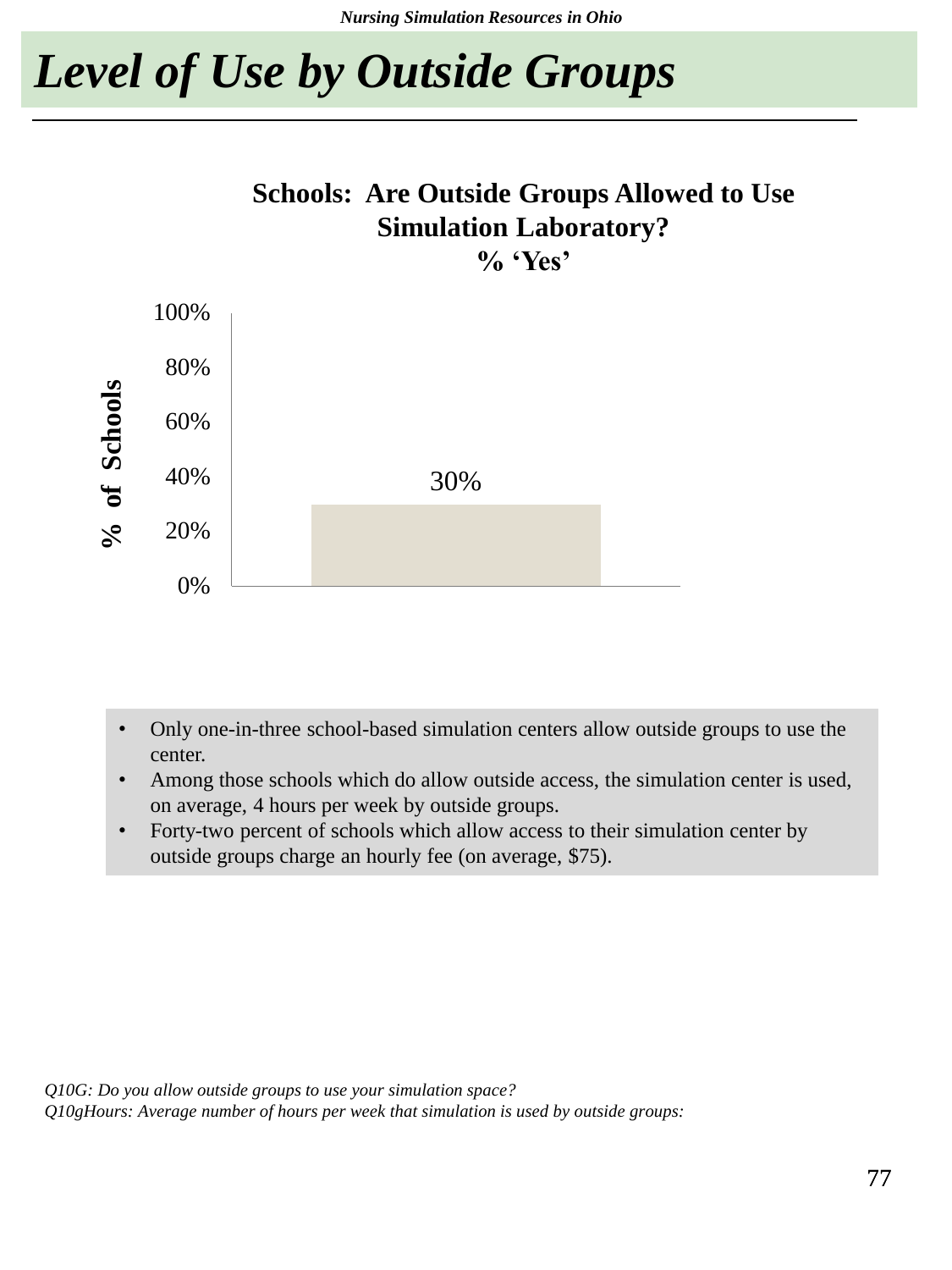# Level of Use by Outside Groups

**Schools: Are Outside Groups Allowed to Use Simulation Laboratory?**
**% 'Yes'**

| | % of Schools |
|---|---|
| Yes | 30% |

- Only one-in-three school-based simulation centers allow outside groups to use the center.
- Among those schools which do allow outside access, the simulation center is used, on average, 4 hours per week by outside groups.
- Forty-two percent of schools which allow access to their simulation center by outside groups charge an hourly fee (on average, $75).

*Q10G: Do you allow outside groups to use your simulation space?*
*Q10gHours: Average number of hours per week that simulation is used by outside groups:*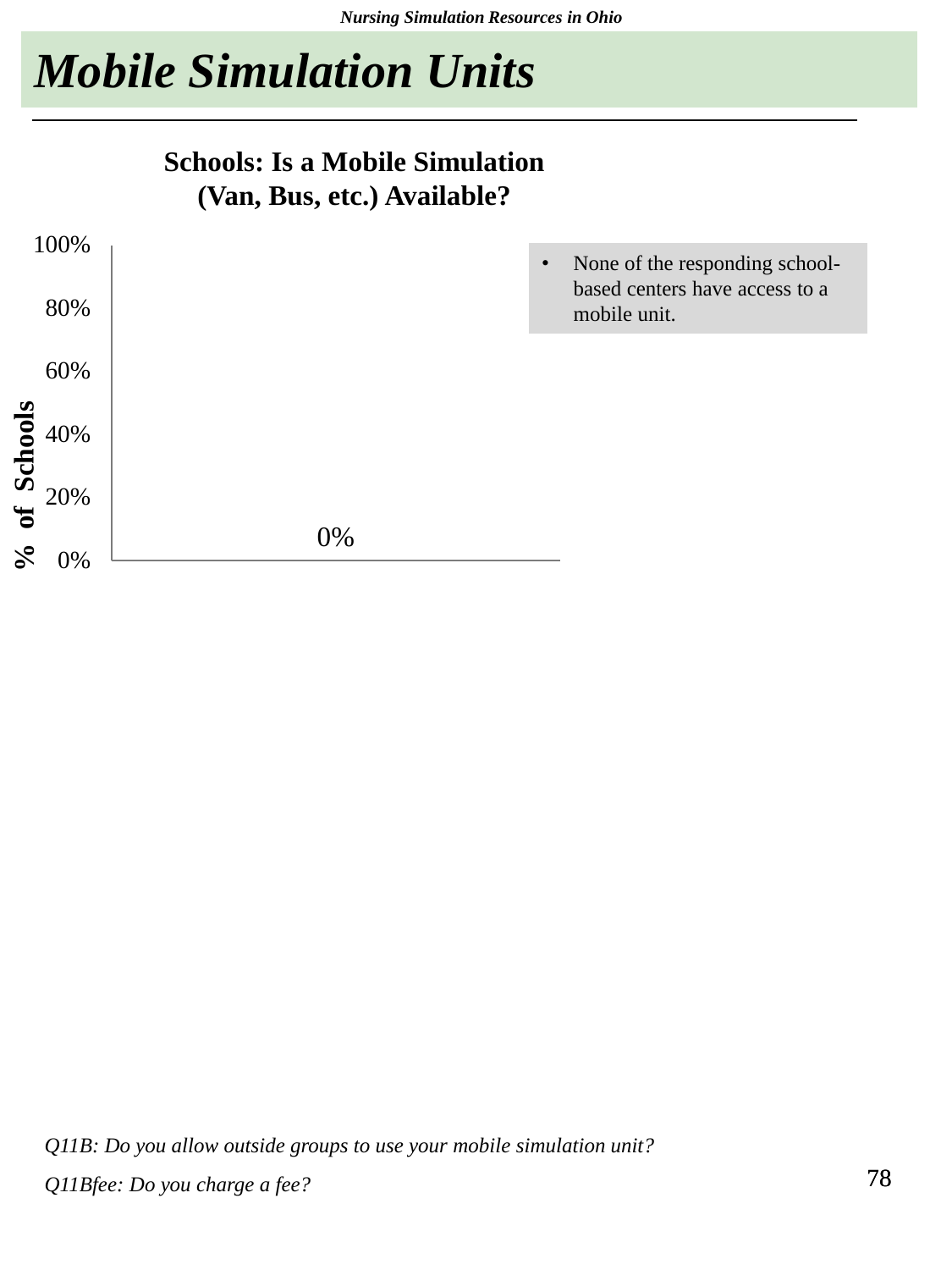# Mobile Simulation Units

**Schools: Is a Mobile Simulation (Van, Bus, etc.) Available?**

| % of Schools | |
|---|---|
| | 0% |

- None of the responding school-based centers have access to a mobile unit.

*Q11B: Do you allow outside groups to use your mobile simulation unit?*

*Q11Bfee: Do you charge a fee?*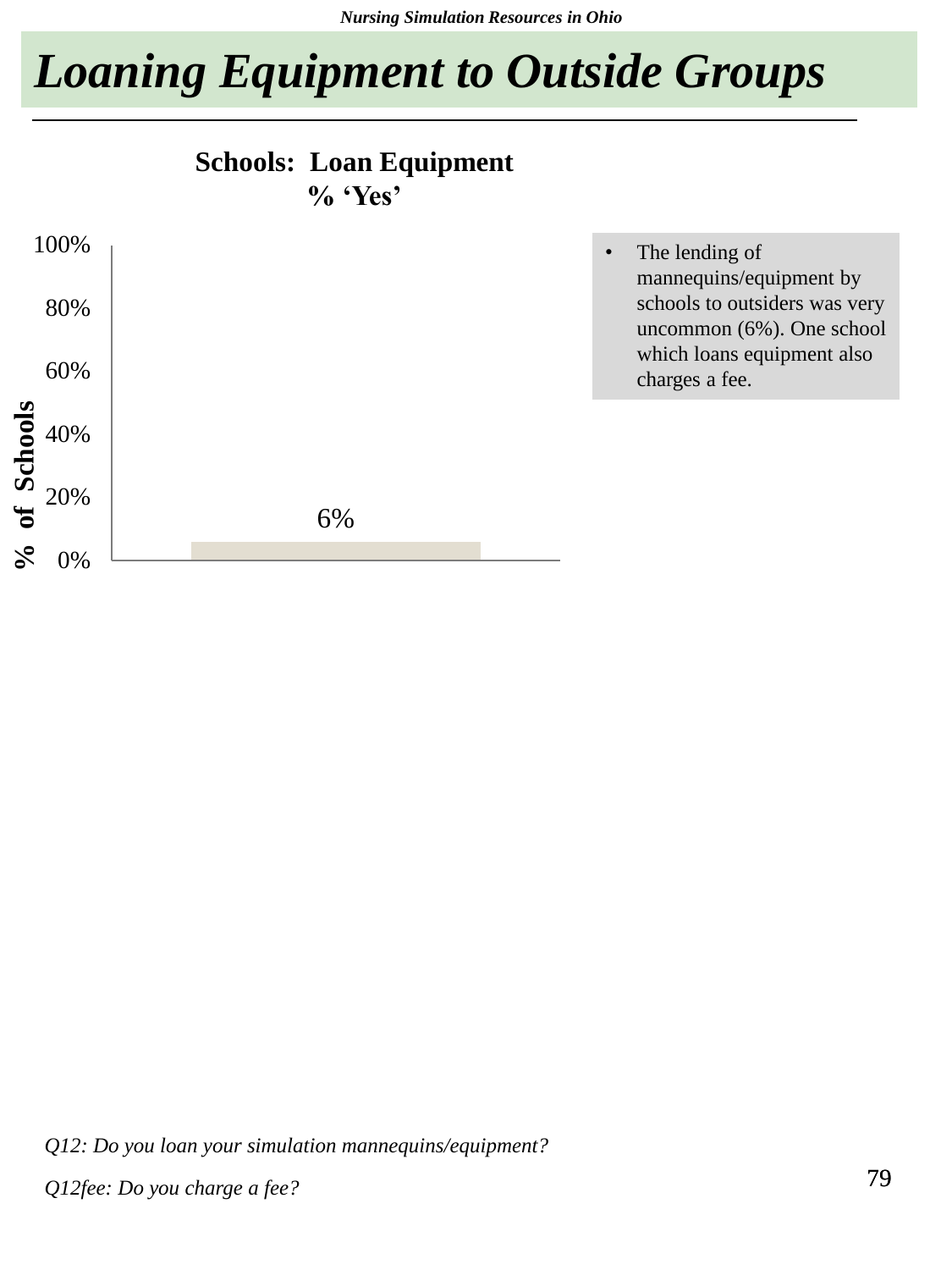# Loaning Equipment to Outside Groups

**Schools: Loan Equipment**
**% 'Yes'**

| | % of Schools |
|---|---|
| Loan Equipment | 6% |

- The lending of mannequins/equipment by schools to outsiders was very uncommon (6%). One school which loans equipment also charges a fee.

*Q12: Do you loan your simulation mannequins/equipment?*

*Q12fee: Do you charge a fee?*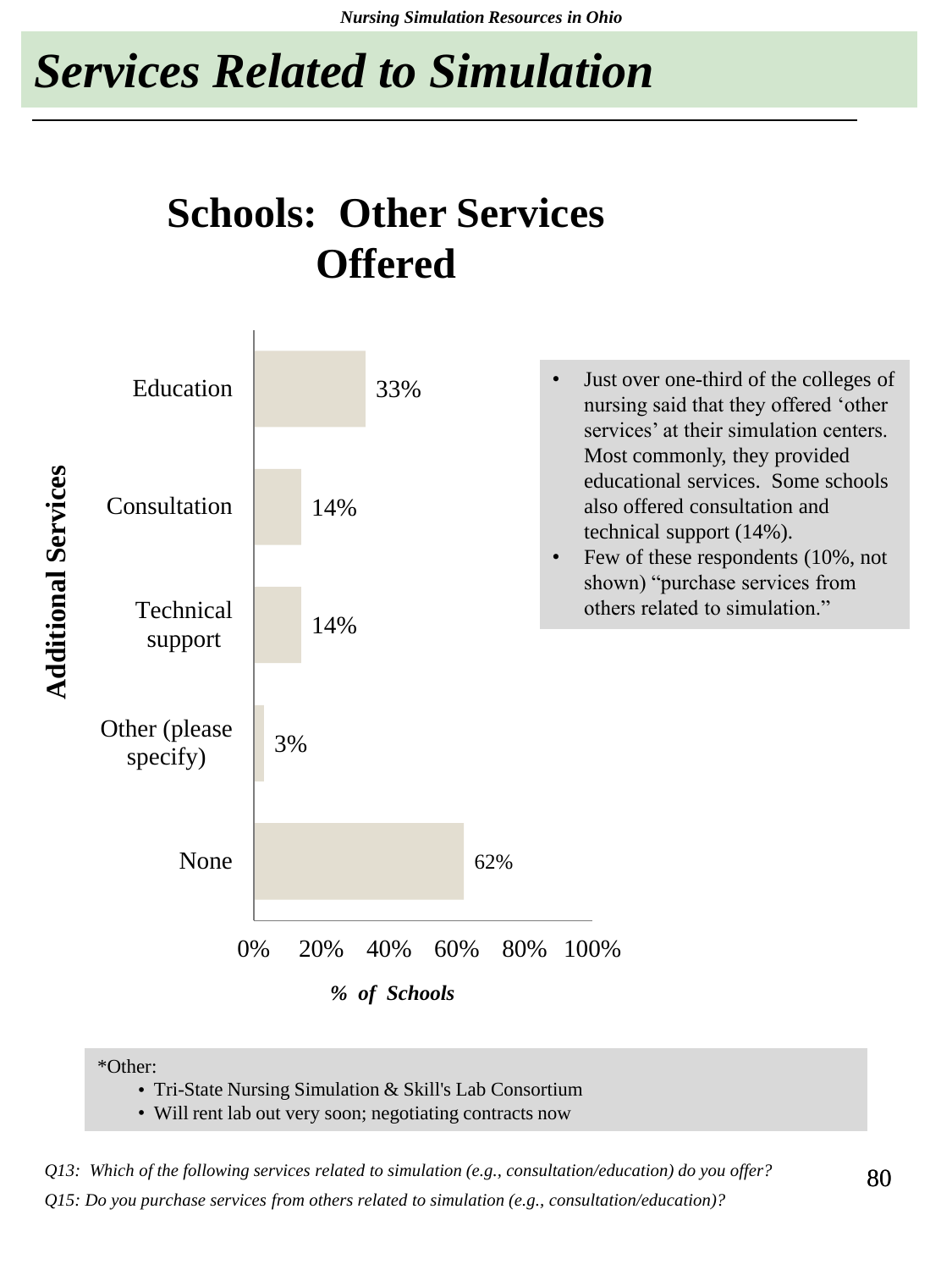# Services Related to Simulation

## Schools: Other Services Offered

| Additional Services | % of Schools |
|---|---|
| Education | 33% |
| Consultation | 14% |
| Technical support | 14% |
| Other (please specify) | 3% |
| None | 62% |

- Just over one-third of the colleges of nursing said that they offered 'other services' at their simulation centers. Most commonly, they provided educational services. Some schools also offered consultation and technical support (14%).
- Few of these respondents (10%, not shown) "purchase services from others related to simulation."

*Other:
- Tri-State Nursing Simulation & Skill's Lab Consortium
- Will rent lab out very soon; negotiating contracts now

*Q13: Which of the following services related to simulation (e.g., consultation/education) do you offer?*

*Q15: Do you purchase services from others related to simulation (e.g., consultation/education)?*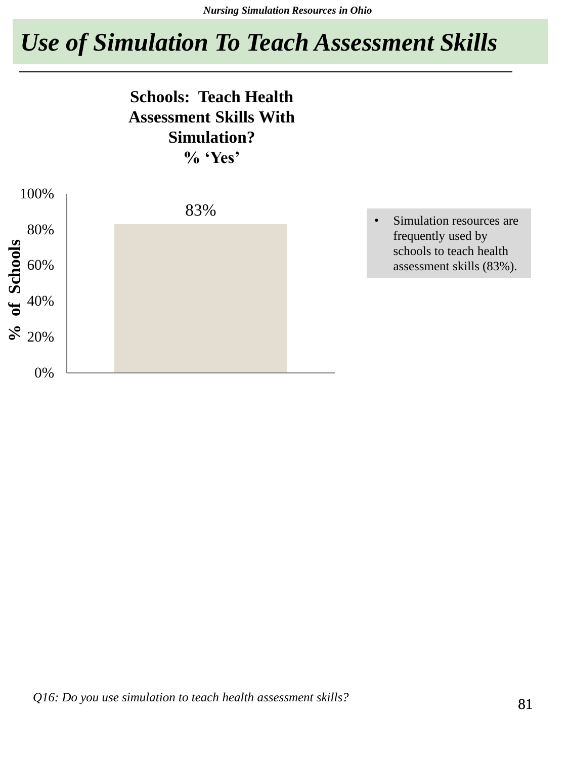# Use of Simulation To Teach Assessment Skills

**Schools: Teach Health Assessment Skills With Simulation?**
**% 'Yes'**

| | % of Schools |
|---|---|
| Yes | 83% |

- Simulation resources are frequently used by schools to teach health assessment skills (83%).

*Q16: Do you use simulation to teach health assessment skills?*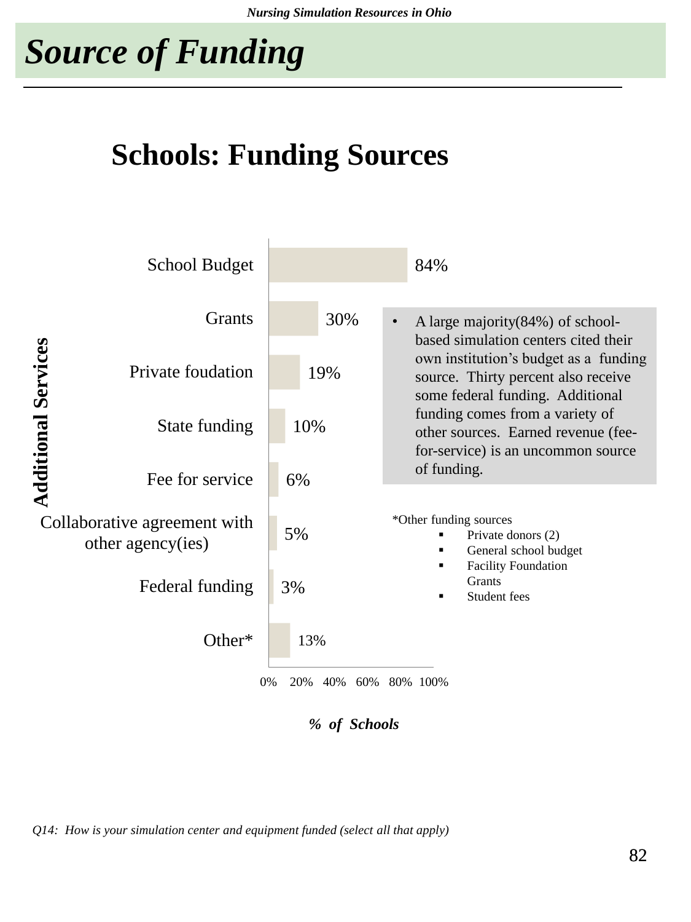# Source of Funding

## Schools: Funding Sources

| Additional Services | % of Schools |
|---|---|
| School Budget | 84% |
| Grants | 30% |
| Private foudation | 19% |
| State funding | 10% |
| Fee for service | 6% |
| Collaborative agreement with other agency(ies) | 5% |
| Federal funding | 3% |
| Other* | 13% |

- A large majority(84%) of school-based simulation centers cited their own institution's budget as a funding source. Thirty percent also receive some federal funding. Additional funding comes from a variety of other sources. Earned revenue (fee-for-service) is an uncommon source of funding.

*Other funding sources
- Private donors (2)
- General school budget
- Facility Foundation Grants
- Student fees

*Q14: How is your simulation center and equipment funded (select all that apply)*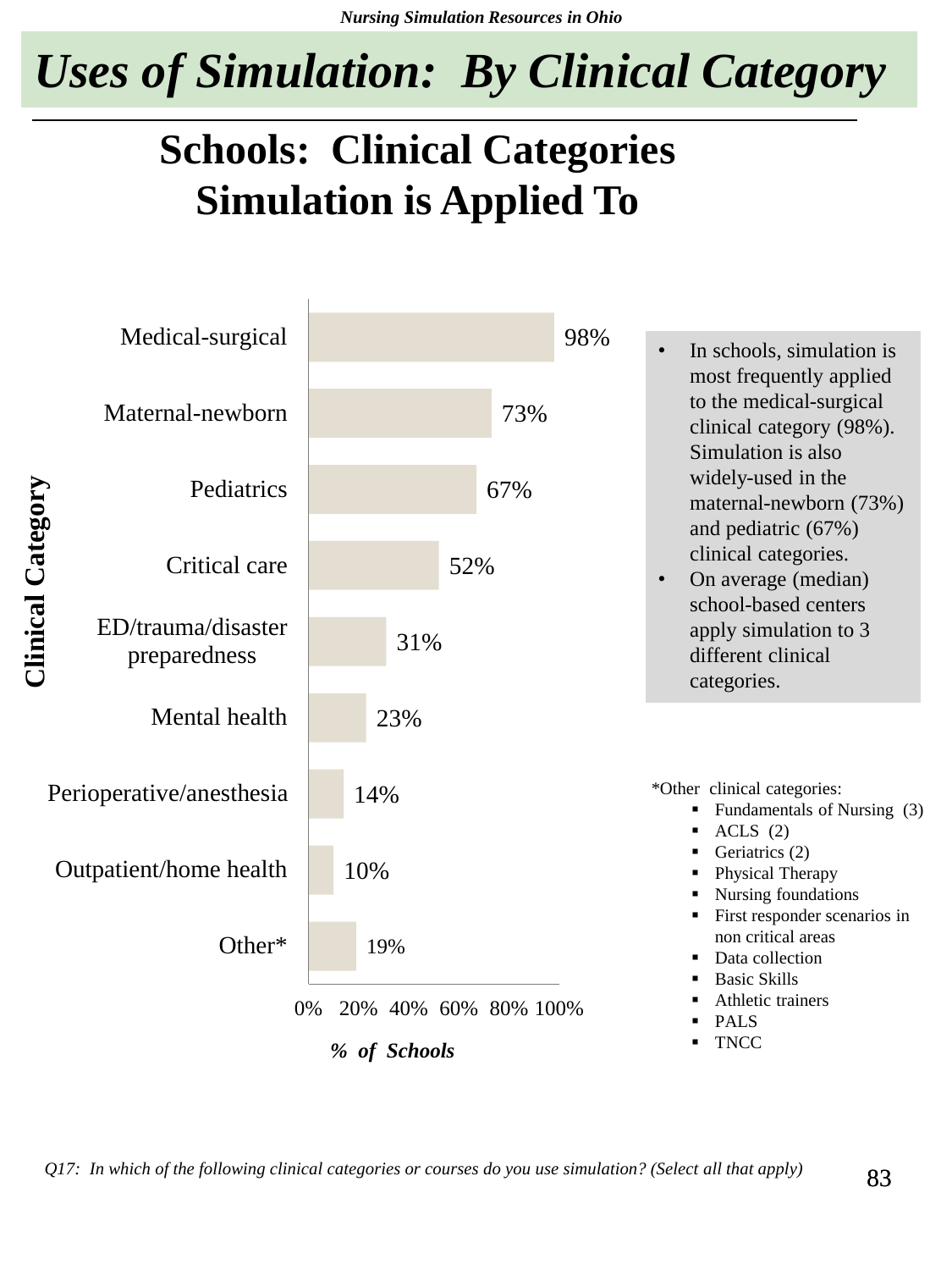# Uses of Simulation: By Clinical Category

## Schools: Clinical Categories Simulation is Applied To

| Clinical Category | % of Schools |
|---|---|
| Medical-surgical | 98% |
| Maternal-newborn | 73% |
| Pediatrics | 67% |
| Critical care | 52% |
| ED/trauma/disaster preparedness | 31% |
| Mental health | 23% |
| Perioperative/anesthesia | 14% |
| Outpatient/home health | 10% |
| Other* | 19% |

- In schools, simulation is most frequently applied to the medical-surgical clinical category (98%). Simulation is also widely-used in the maternal-newborn (73%) and pediatric (67%) clinical categories.
- On average (median) school-based centers apply simulation to 3 different clinical categories.

*Other clinical categories:

- Fundamentals of Nursing (3)
- ACLS (2)
- Geriatrics (2)
- Physical Therapy
- Nursing foundations
- First responder scenarios in non critical areas
- Data collection
- Basic Skills
- Athletic trainers
- PALS
- TNCC

*Q17: In which of the following clinical categories or courses do you use simulation? (Select all that apply)*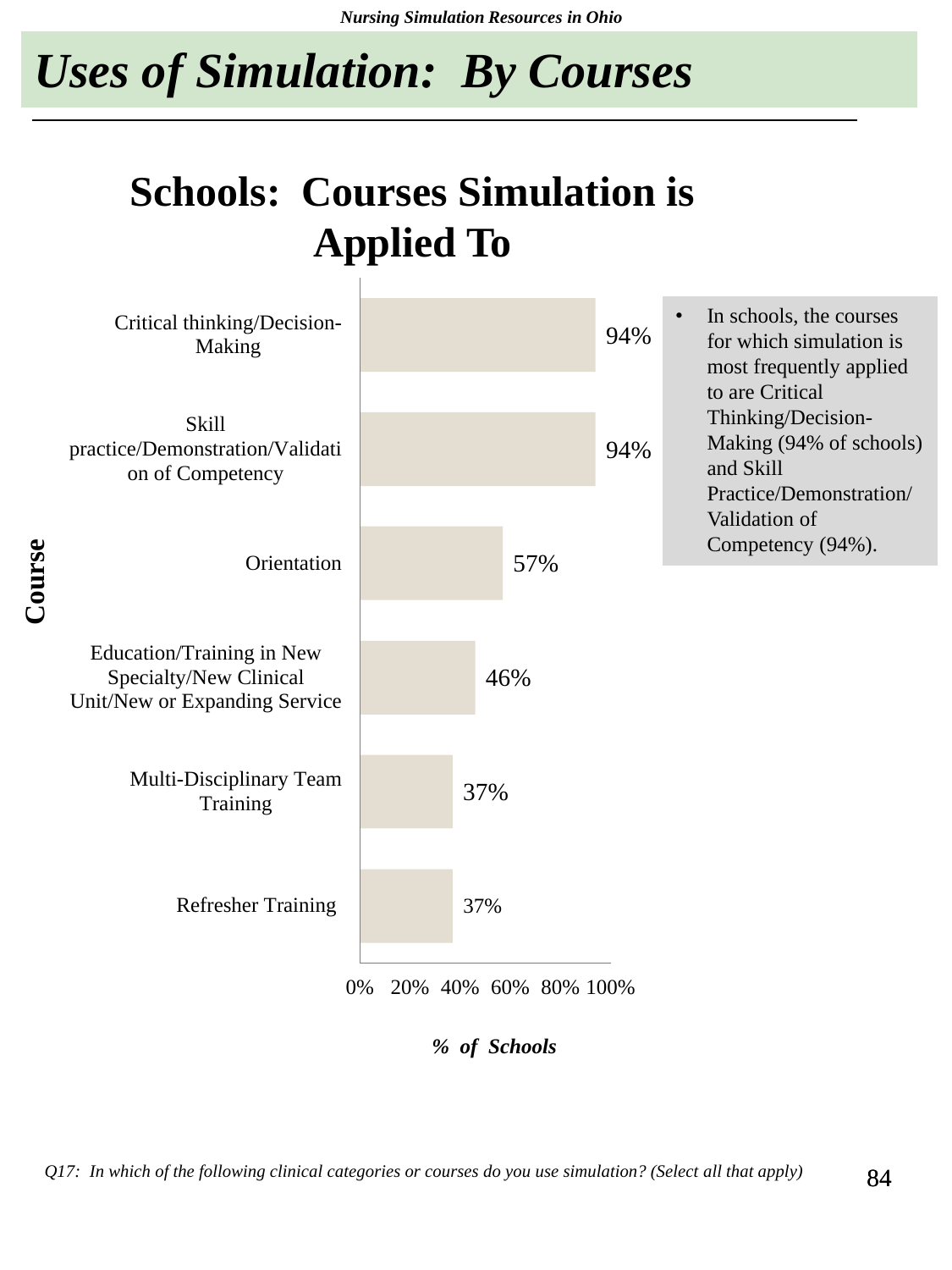# Uses of Simulation: By Courses

## Schools: Courses Simulation is Applied To

| Course | % of Schools |
|---|---|
| Critical thinking/Decision-Making | 94% |
| Skill practice/Demonstration/Validation of Competency | 94% |
| Orientation | 57% |
| Education/Training in New Specialty/New Clinical Unit/New or Expanding Service | 46% |
| Multi-Disciplinary Team Training | 37% |
| Refresher Training | 37% |

- In schools, the courses for which simulation is most frequently applied to are Critical Thinking/Decision-Making (94% of schools) and Skill Practice/Demonstration/Validation of Competency (94%).

*Q17: In which of the following clinical categories or courses do you use simulation? (Select all that apply)*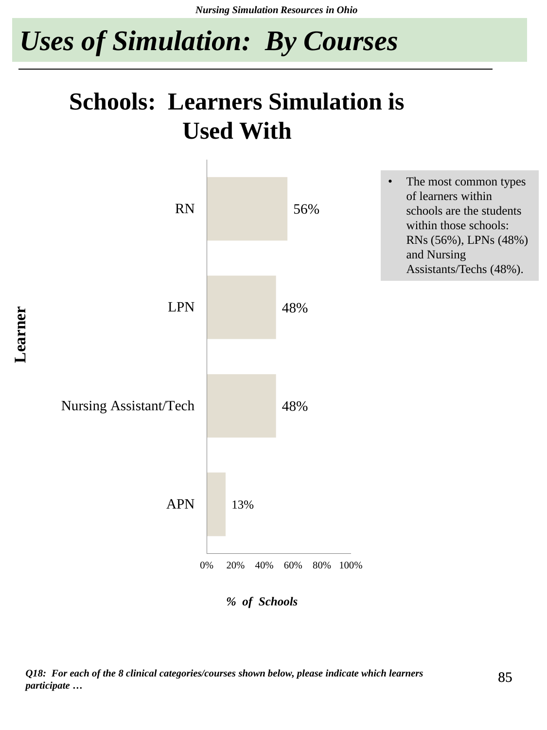# Uses of Simulation: By Courses

## Schools: Learners Simulation is Used With

| Learner | % of Schools |
| --- | --- |
| RN | 56% |
| LPN | 48% |
| Nursing Assistant/Tech | 48% |
| APN | 13% |

- The most common types of learners within schools are the students within those schools: RNs (56%), LPNs (48%) and Nursing Assistants/Techs (48%).

***Q18: For each of the 8 clinical categories/courses shown below, please indicate which learners participate …***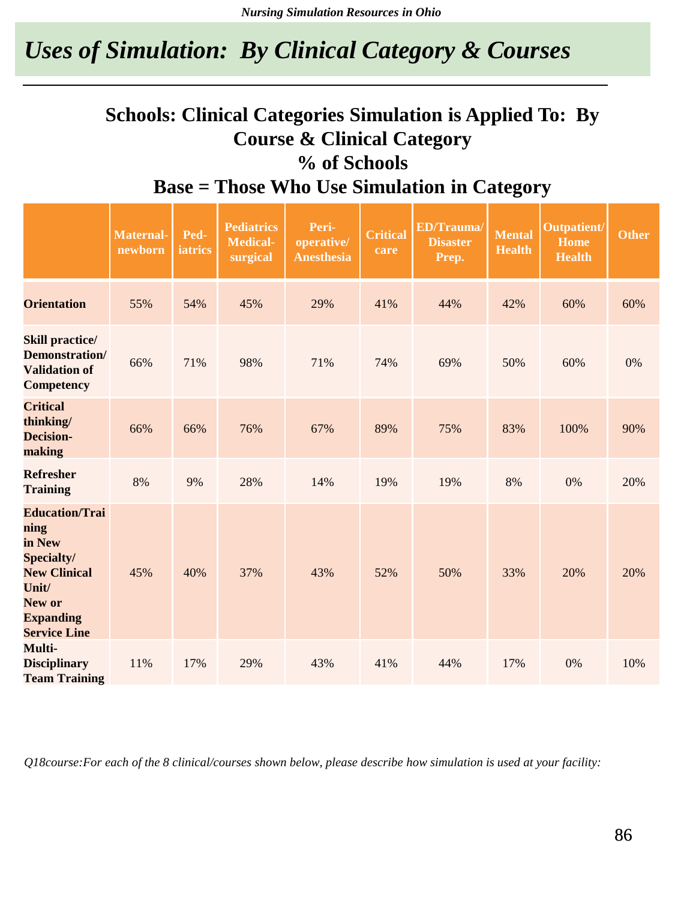# Uses of Simulation: By Clinical Category & Courses

## Schools: Clinical Categories Simulation is Applied To: By Course & Clinical Category

### % of Schools

### Base = Those Who Use Simulation in Category

| | Maternal-newborn | Ped-iatrics | Pediatrics Medical-surgical | Peri-operative/ Anesthesia | Critical care | ED/Trauma/ Disaster Prep. | Mental Health | Outpatient/ Home Health | Other |
|---|---|---|---|---|---|---|---|---|---|
| **Orientation** | 55% | 54% | 45% | 29% | 41% | 44% | 42% | 60% | 60% |
| **Skill practice/ Demonstration/ Validation of Competency** | 66% | 71% | 98% | 71% | 74% | 69% | 50% | 60% | 0% |
| **Critical thinking/ Decision-making** | 66% | 66% | 76% | 67% | 89% | 75% | 83% | 100% | 90% |
| **Refresher Training** | 8% | 9% | 28% | 14% | 19% | 19% | 8% | 0% | 20% |
| **Education/Training in New Specialty/ New Clinical Unit/ New or Expanding Service Line** | 45% | 40% | 37% | 43% | 52% | 50% | 33% | 20% | 20% |
| **Multi-Disciplinary Team Training** | 11% | 17% | 29% | 43% | 41% | 44% | 17% | 0% | 10% |

*Q18course:For each of the 8 clinical/courses shown below, please describe how simulation is used at your facility:*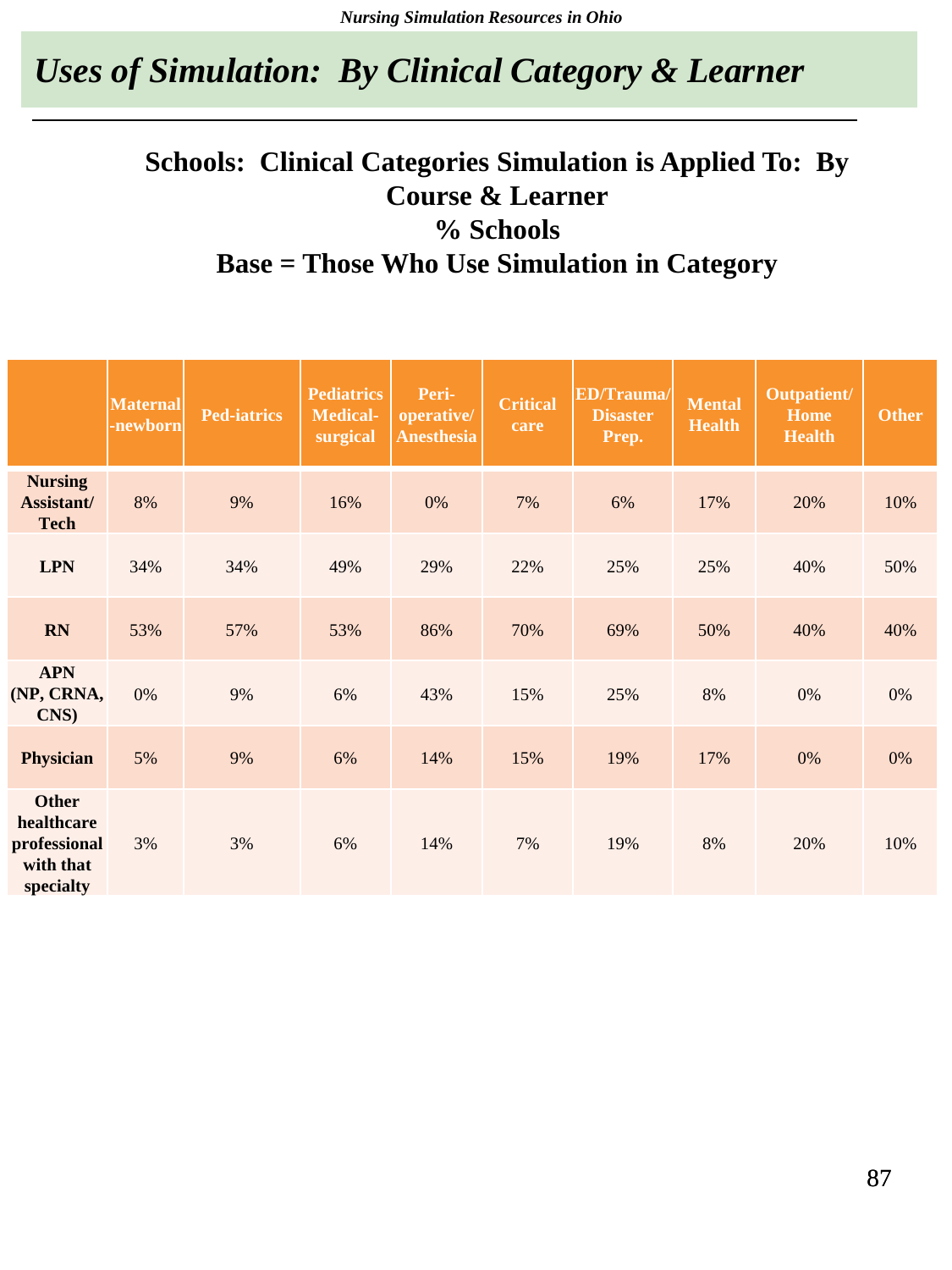# Uses of Simulation: By Clinical Category & Learner

### Schools: Clinical Categories Simulation is Applied To: By Course & Learner
### % Schools
### Base = Those Who Use Simulation in Category

| | Maternal-newborn | Ped-iatrics | Pediatrics Medical-surgical | Peri-operative/ Anesthesia | Critical care | ED/Trauma/ Disaster Prep. | Mental Health | Outpatient/ Home Health | Other |
|---|---|---|---|---|---|---|---|---|---|
| **Nursing Assistant/ Tech** | 8% | 9% | 16% | 0% | 7% | 6% | 17% | 20% | 10% |
| **LPN** | 34% | 34% | 49% | 29% | 22% | 25% | 25% | 40% | 50% |
| **RN** | 53% | 57% | 53% | 86% | 70% | 69% | 50% | 40% | 40% |
| **APN (NP, CRNA, CNS)** | 0% | 9% | 6% | 43% | 15% | 25% | 8% | 0% | 0% |
| **Physician** | 5% | 9% | 6% | 14% | 15% | 19% | 17% | 0% | 0% |
| **Other healthcare professional with that specialty** | 3% | 3% | 6% | 14% | 7% | 19% | 8% | 20% | 10% |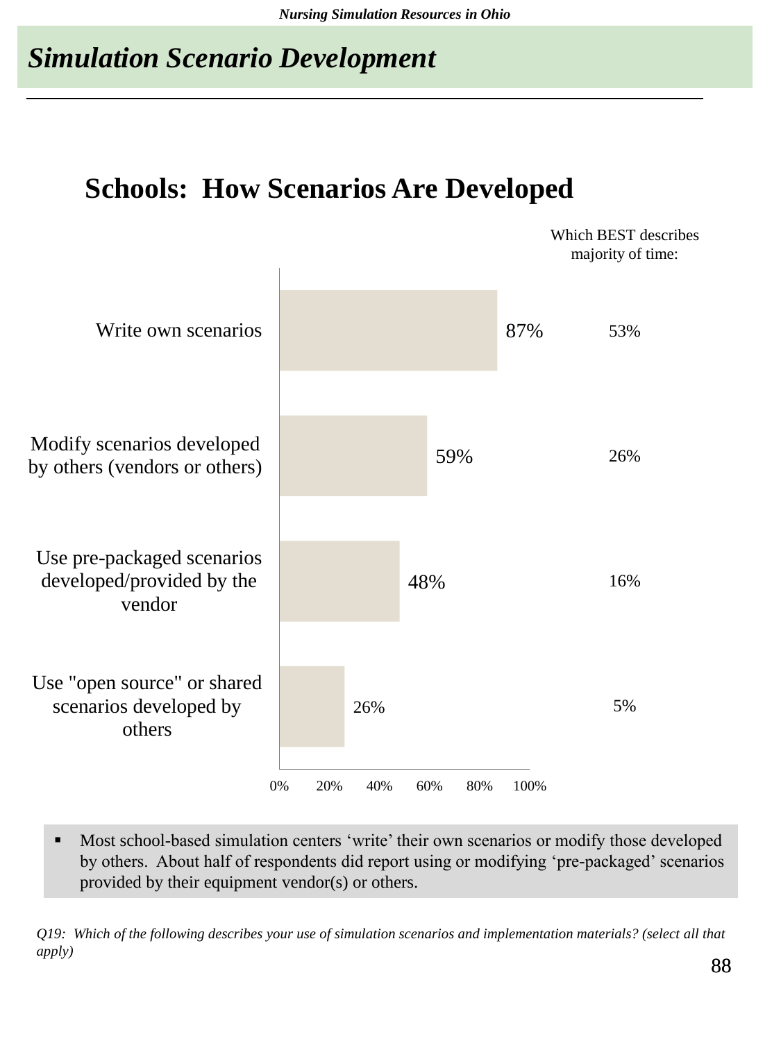## Simulation Scenario Development

### Schools: How Scenarios Are Developed

| | Percent | Which BEST describes majority of time: |
|---|---|---|
| Write own scenarios | 87% | 53% |
| Modify scenarios developed by others (vendors or others) | 59% | 26% |
| Use pre-packaged scenarios developed/provided by the vendor | 48% | 16% |
| Use "open source" or shared scenarios developed by others | 26% | 5% |

- Most school-based simulation centers 'write' their own scenarios or modify those developed by others. About half of respondents did report using or modifying 'pre-packaged' scenarios provided by their equipment vendor(s) or others.

*Q19: Which of the following describes your use of simulation scenarios and implementation materials? (select all that apply)*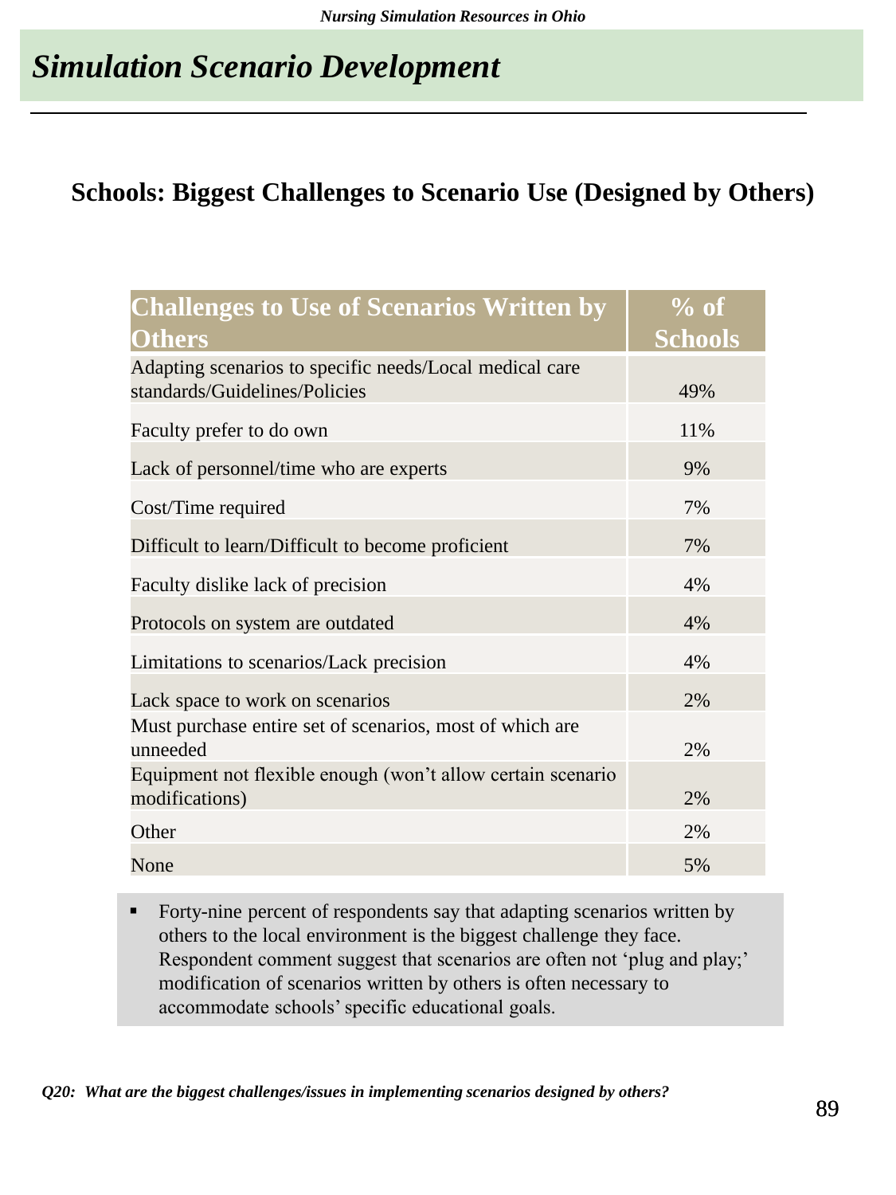# *Simulation Scenario Development*

## Schools: Biggest Challenges to Scenario Use (Designed by Others)

| Challenges to Use of Scenarios Written by Others | % of Schools |
|---|---|
| Adapting scenarios to specific needs/Local medical care standards/Guidelines/Policies | 49% |
| Faculty prefer to do own | 11% |
| Lack of personnel/time who are experts | 9% |
| Cost/Time required | 7% |
| Difficult to learn/Difficult to become proficient | 7% |
| Faculty dislike lack of precision | 4% |
| Protocols on system are outdated | 4% |
| Limitations to scenarios/Lack precision | 4% |
| Lack space to work on scenarios | 2% |
| Must purchase entire set of scenarios, most of which are unneeded | 2% |
| Equipment not flexible enough (won't allow certain scenario modifications) | 2% |
| Other | 2% |
| None | 5% |

- Forty-nine percent of respondents say that adapting scenarios written by others to the local environment is the biggest challenge they face. Respondent comment suggest that scenarios are often not 'plug and play;' modification of scenarios written by others is often necessary to accommodate schools' specific educational goals.

***Q20: What are the biggest challenges/issues in implementing scenarios designed by others?***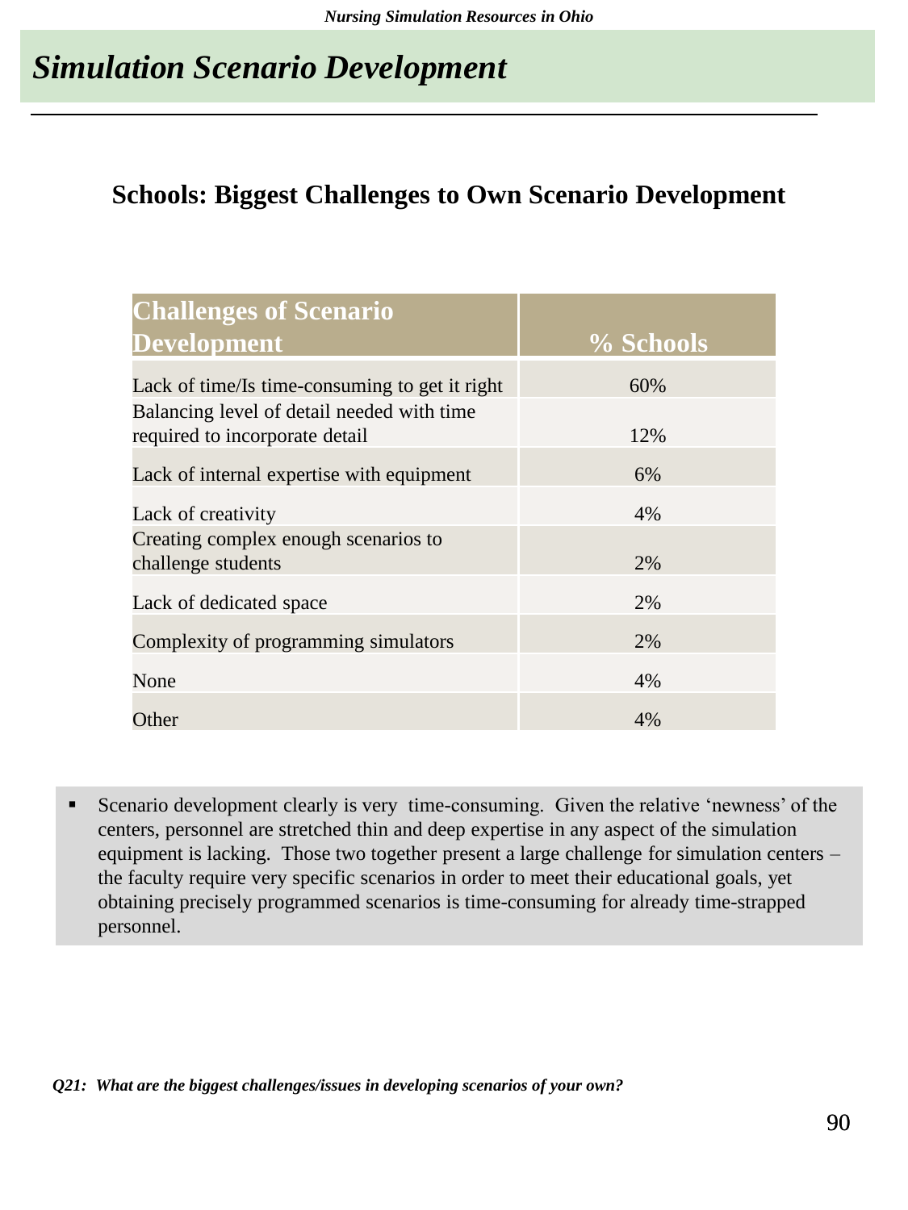# *Simulation Scenario Development*

## Schools: Biggest Challenges to Own Scenario Development

| Challenges of Scenario Development | % Schools |
|---|---|
| Lack of time/Is time-consuming to get it right | 60% |
| Balancing level of detail needed with time required to incorporate detail | 12% |
| Lack of internal expertise with equipment | 6% |
| Lack of creativity | 4% |
| Creating complex enough scenarios to challenge students | 2% |
| Lack of dedicated space | 2% |
| Complexity of programming simulators | 2% |
| None | 4% |
| Other | 4% |

- Scenario development clearly is very time-consuming. Given the relative 'newness' of the centers, personnel are stretched thin and deep expertise in any aspect of the simulation equipment is lacking. Those two together present a large challenge for simulation centers – the faculty require very specific scenarios in order to meet their educational goals, yet obtaining precisely programmed scenarios is time-consuming for already time-strapped personnel.

***Q21: What are the biggest challenges/issues in developing scenarios of your own?***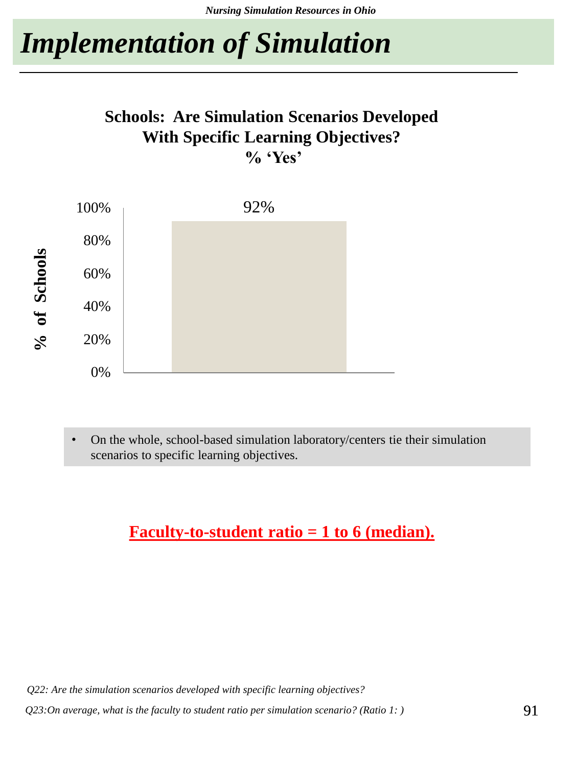# *Implementation of Simulation*

**Schools: Are Simulation Scenarios Developed With Specific Learning Objectives? % 'Yes'**

| % of Schools | % 'Yes' |
|---|---|
| Schools | 92% |

- On the whole, school-based simulation laboratory/centers tie their simulation scenarios to specific learning objectives.

**Faculty-to-student ratio = 1 to 6 (median).**

*Q22: Are the simulation scenarios developed with specific learning objectives?*

*Q23:On average, what is the faculty to student ratio per simulation scenario? (Ratio 1: )*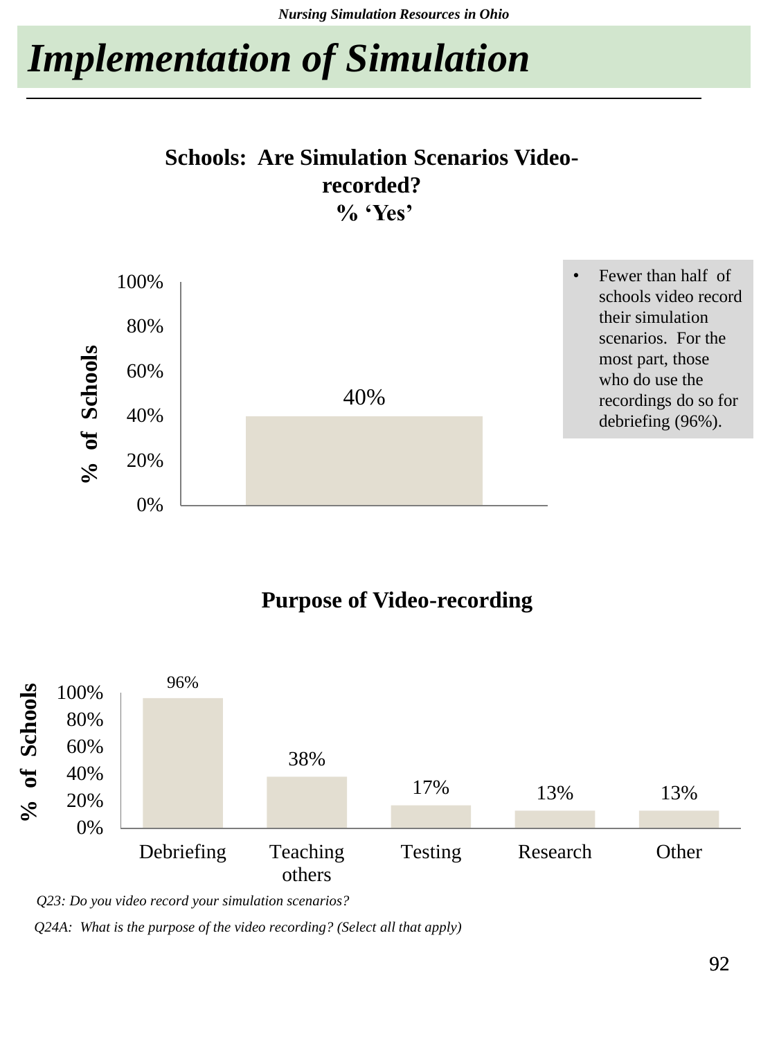# Implementation of Simulation

**Schools: Are Simulation Scenarios Video-recorded?**
**% 'Yes'**

| | % of Schools |
|---|---|
| Yes | 40% |

- Fewer than half of schools video record their simulation scenarios. For the most part, those who do use the recordings do so for debriefing (96%).

**Purpose of Video-recording**

| Purpose | % of Schools |
|---|---|
| Debriefing | 96% |
| Teaching others | 38% |
| Testing | 17% |
| Research | 13% |
| Other | 13% |

*Q23: Do you video record your simulation scenarios?*

*Q24A: What is the purpose of the video recording? (Select all that apply)*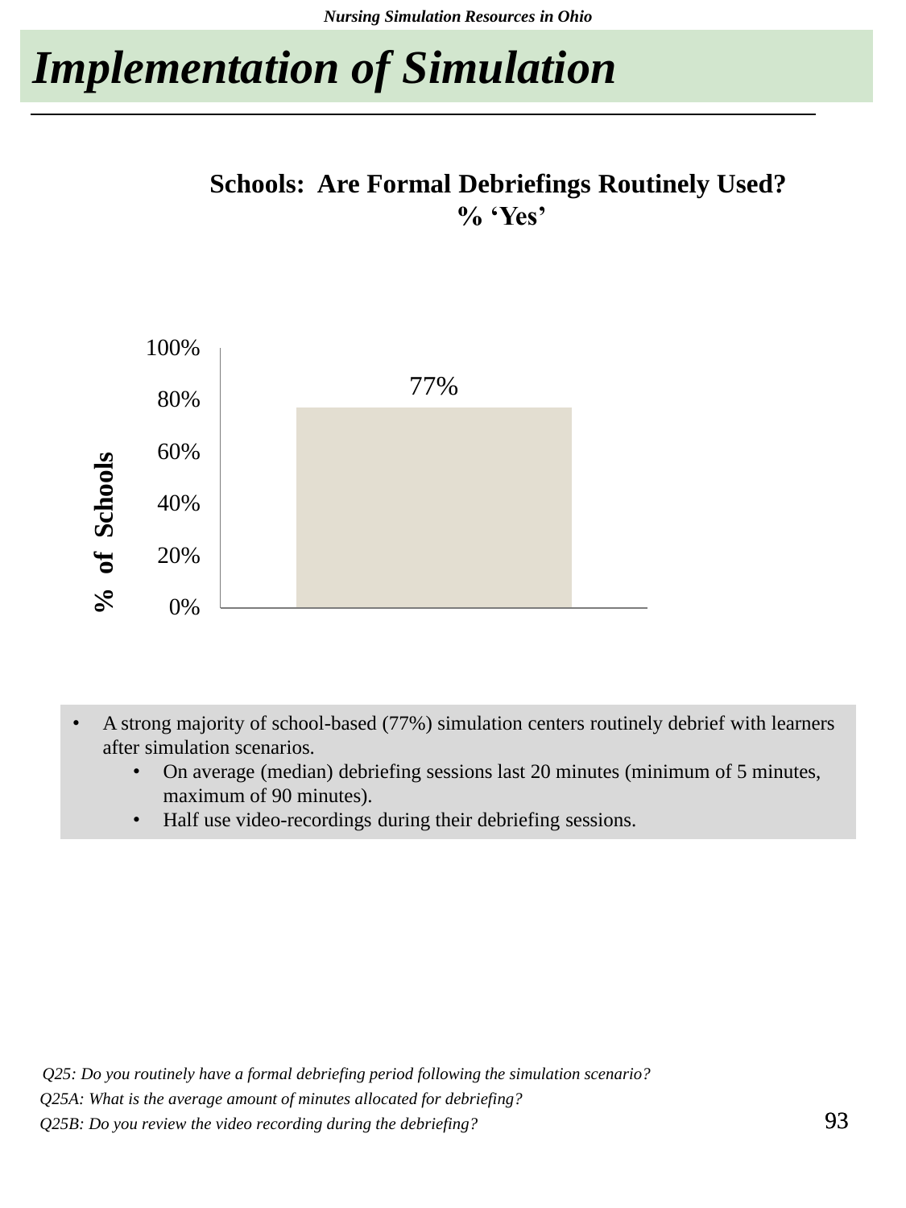# Implementation of Simulation

**Schools: Are Formal Debriefings Routinely Used?**
**% 'Yes'**

| | % of Schools |
|---|---|
| Yes | 77% |

- A strong majority of school-based (77%) simulation centers routinely debrief with learners after simulation scenarios.
  - On average (median) debriefing sessions last 20 minutes (minimum of 5 minutes, maximum of 90 minutes).
  - Half use video-recordings during their debriefing sessions.

*Q25: Do you routinely have a formal debriefing period following the simulation scenario?*
*Q25A: What is the average amount of minutes allocated for debriefing?*
*Q25B: Do you review the video recording during the debriefing?*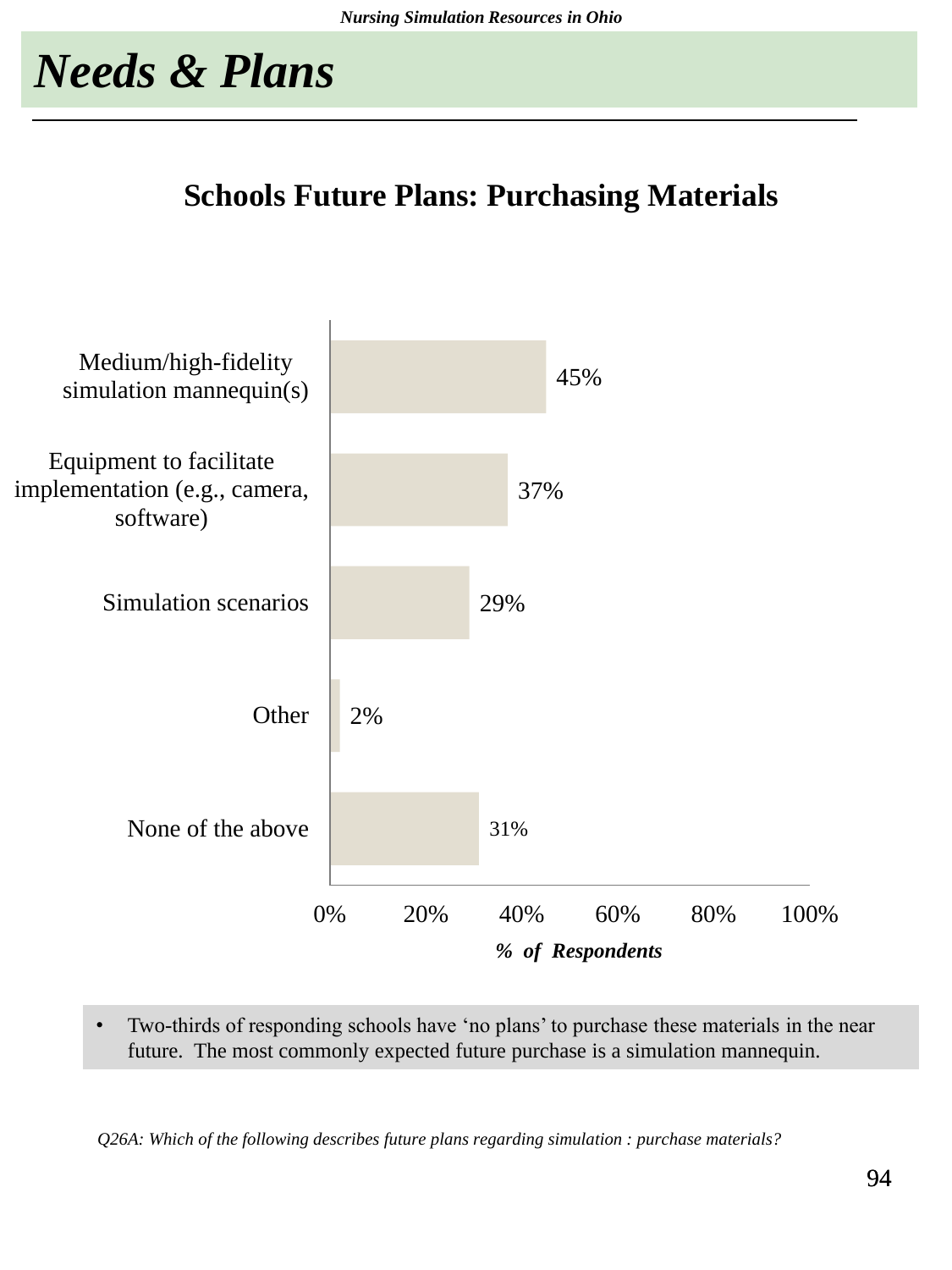# Needs & Plans

## Schools Future Plans: Purchasing Materials

| Category | % of Respondents |
|---|---|
| Medium/high-fidelity simulation mannequin(s) | 45% |
| Equipment to facilitate implementation (e.g., camera, software) | 37% |
| Simulation scenarios | 29% |
| Other | 2% |
| None of the above | 31% |

- Two-thirds of responding schools have 'no plans' to purchase these materials in the near future. The most commonly expected future purchase is a simulation mannequin.

*Q26A: Which of the following describes future plans regarding simulation : purchase materials?*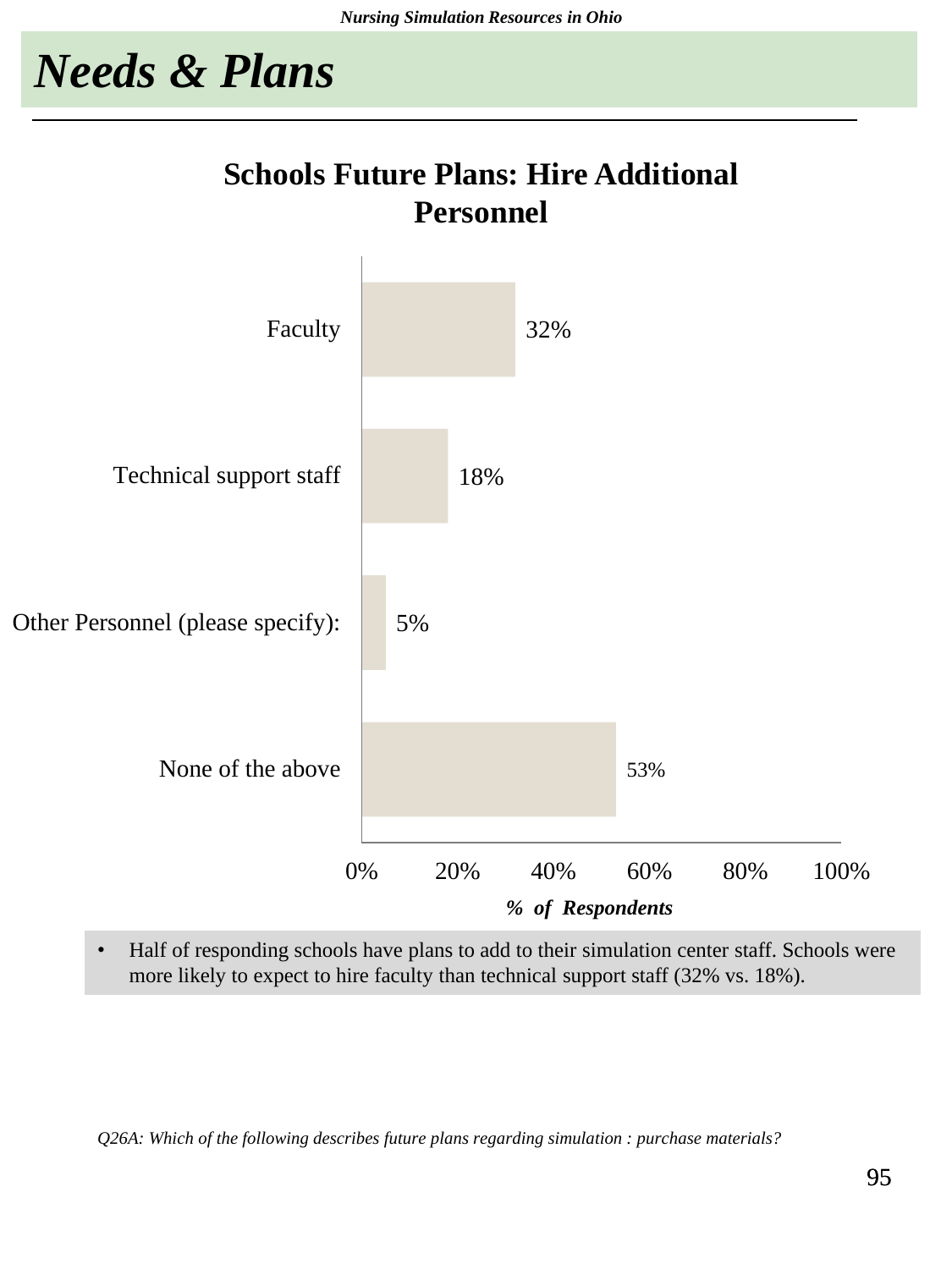# Needs & Plans

## Schools Future Plans: Hire Additional Personnel

| | % of Respondents |
|---|---|
| Faculty | 32% |
| Technical support staff | 18% |
| Other Personnel (please specify): | 5% |
| None of the above | 53% |

- Half of responding schools have plans to add to their simulation center staff. Schools were more likely to expect to hire faculty than technical support staff (32% vs. 18%).

*Q26A: Which of the following describes future plans regarding simulation : purchase materials?*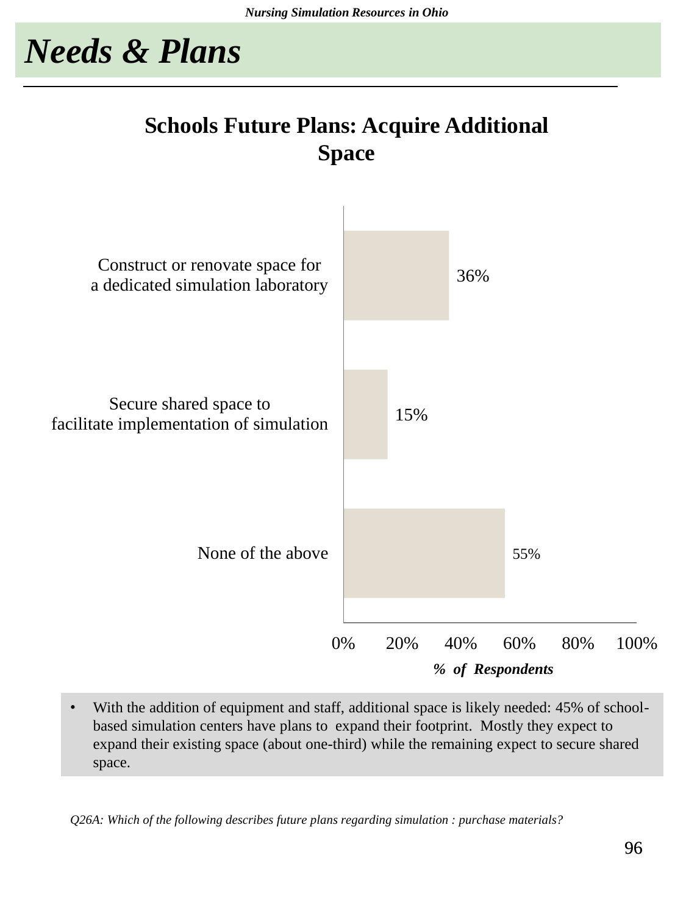# Needs & Plans

## Schools Future Plans: Acquire Additional Space

| | % of Respondents |
|---|---|
| Construct or renovate space for a dedicated simulation laboratory | 36% |
| Secure shared space to facilitate implementation of simulation | 15% |
| None of the above | 55% |

- With the addition of equipment and staff, additional space is likely needed: 45% of school-based simulation centers have plans to expand their footprint. Mostly they expect to expand their existing space (about one-third) while the remaining expect to secure shared space.

*Q26A: Which of the following describes future plans regarding simulation : purchase materials?*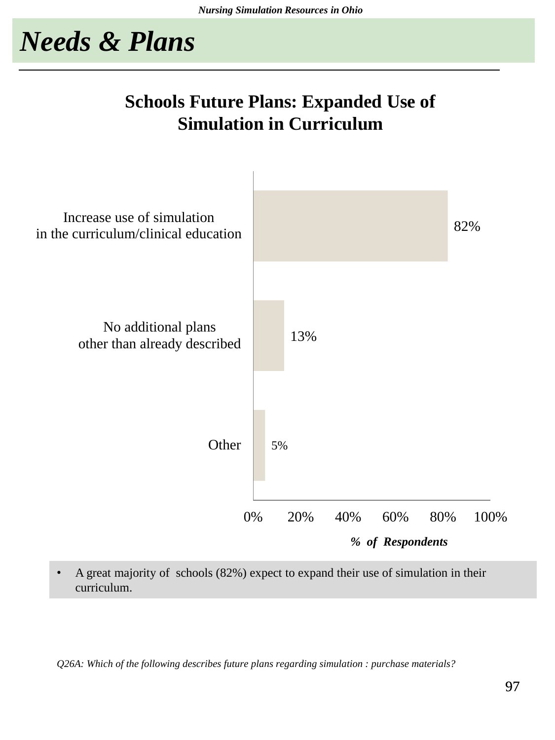# Needs & Plans

## Schools Future Plans: Expanded Use of Simulation in Curriculum

| Plan | % of Respondents |
|---|---|
| Increase use of simulation in the curriculum/clinical education | 82% |
| No additional plans other than already described | 13% |
| Other | 5% |

- A great majority of schools (82%) expect to expand their use of simulation in their curriculum.

*Q26A: Which of the following describes future plans regarding simulation : purchase materials?*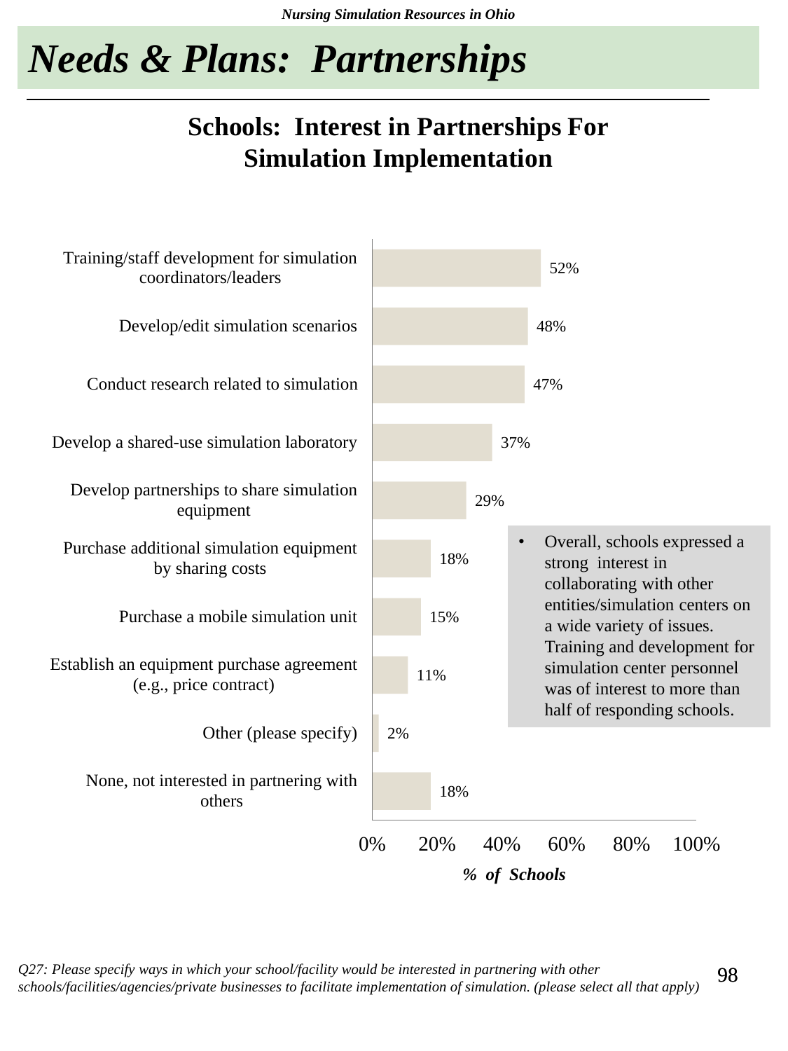# Needs & Plans: Partnerships

## Schools: Interest in Partnerships For Simulation Implementation

| Type of partnership | % of Schools |
|---|---|
| Training/staff development for simulation coordinators/leaders | 52% |
| Develop/edit simulation scenarios | 48% |
| Conduct research related to simulation | 47% |
| Develop a shared-use simulation laboratory | 37% |
| Develop partnerships to share simulation equipment | 29% |
| Purchase additional simulation equipment by sharing costs | 18% |
| Purchase a mobile simulation unit | 15% |
| Establish an equipment purchase agreement (e.g., price contract) | 11% |
| Other (please specify) | 2% |
| None, not interested in partnering with others | 18% |

- Overall, schools expressed a strong interest in collaborating with other entities/simulation centers on a wide variety of issues. Training and development for simulation center personnel was of interest to more than half of responding schools.

*Q27: Please specify ways in which your school/facility would be interested in partnering with other schools/facilities/agencies/private businesses to facilitate implementation of simulation. (please select all that apply)*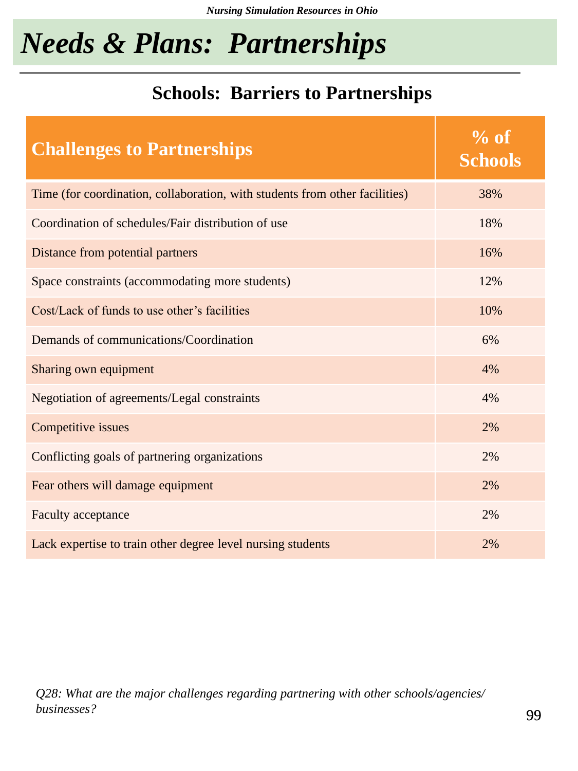# Needs & Plans: Partnerships

## Schools: Barriers to Partnerships

| Challenges to Partnerships | % of Schools |
|---|---|
| Time (for coordination, collaboration, with students from other facilities) | 38% |
| Coordination of schedules/Fair distribution of use | 18% |
| Distance from potential partners | 16% |
| Space constraints (accommodating more students) | 12% |
| Cost/Lack of funds to use other's facilities | 10% |
| Demands of communications/Coordination | 6% |
| Sharing own equipment | 4% |
| Negotiation of agreements/Legal constraints | 4% |
| Competitive issues | 2% |
| Conflicting goals of partnering organizations | 2% |
| Fear others will damage equipment | 2% |
| Faculty acceptance | 2% |
| Lack expertise to train other degree level nursing students | 2% |

*Q28: What are the major challenges regarding partnering with other schools/agencies/ businesses?*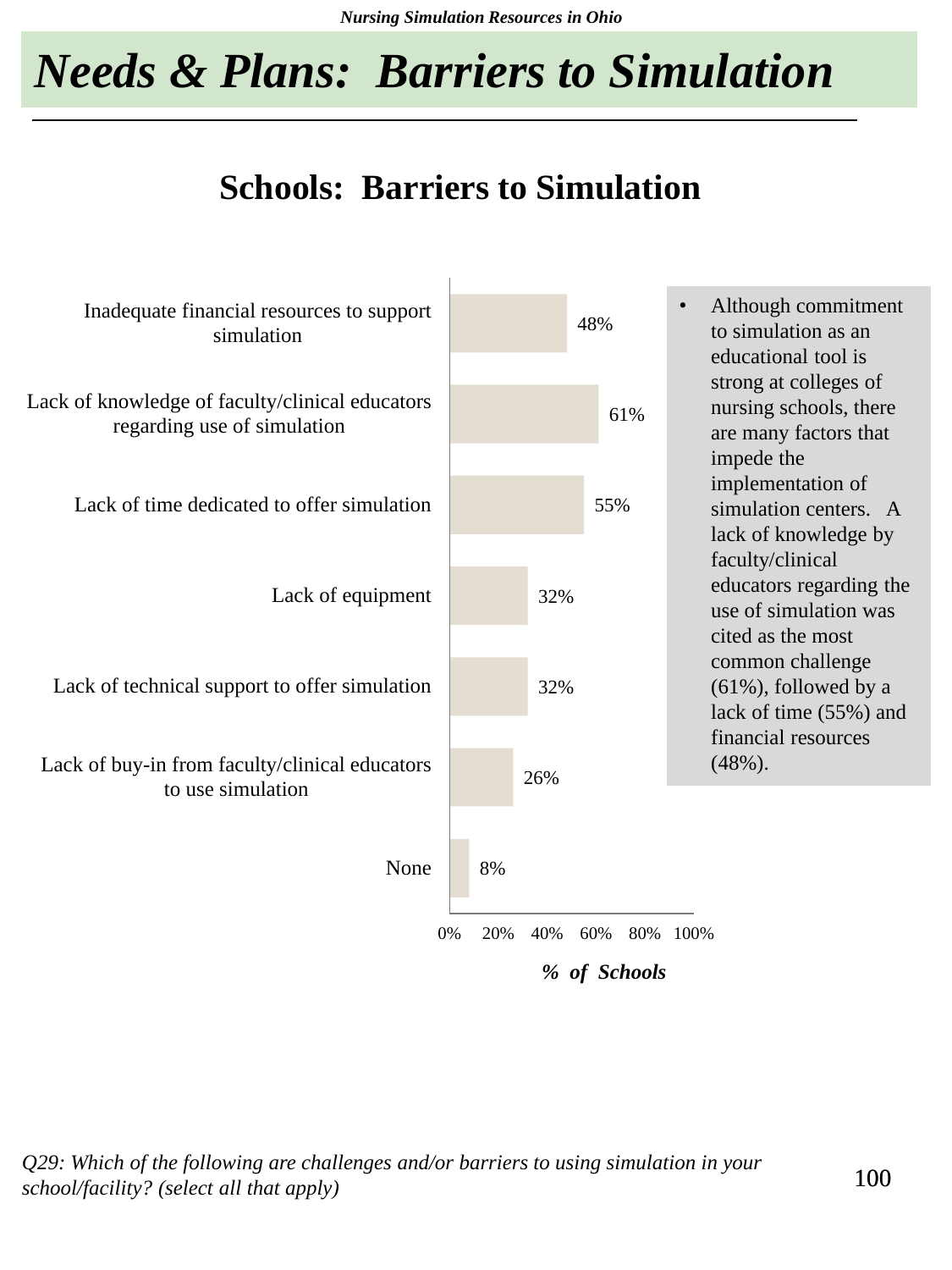# Needs & Plans: Barriers to Simulation

## Schools: Barriers to Simulation

| Barrier | % of Schools |
|---|---|
| Inadequate financial resources to support simulation | 48% |
| Lack of knowledge of faculty/clinical educators regarding use of simulation | 61% |
| Lack of time dedicated to offer simulation | 55% |
| Lack of equipment | 32% |
| Lack of technical support to offer simulation | 32% |
| Lack of buy-in from faculty/clinical educators to use simulation | 26% |
| None | 8% |

- Although commitment to simulation as an educational tool is strong at colleges of nursing schools, there are many factors that impede the implementation of simulation centers. A lack of knowledge by faculty/clinical educators regarding the use of simulation was cited as the most common challenge (61%), followed by a lack of time (55%) and financial resources (48%).

*Q29: Which of the following are challenges and/or barriers to using simulation in your school/facility? (select all that apply)*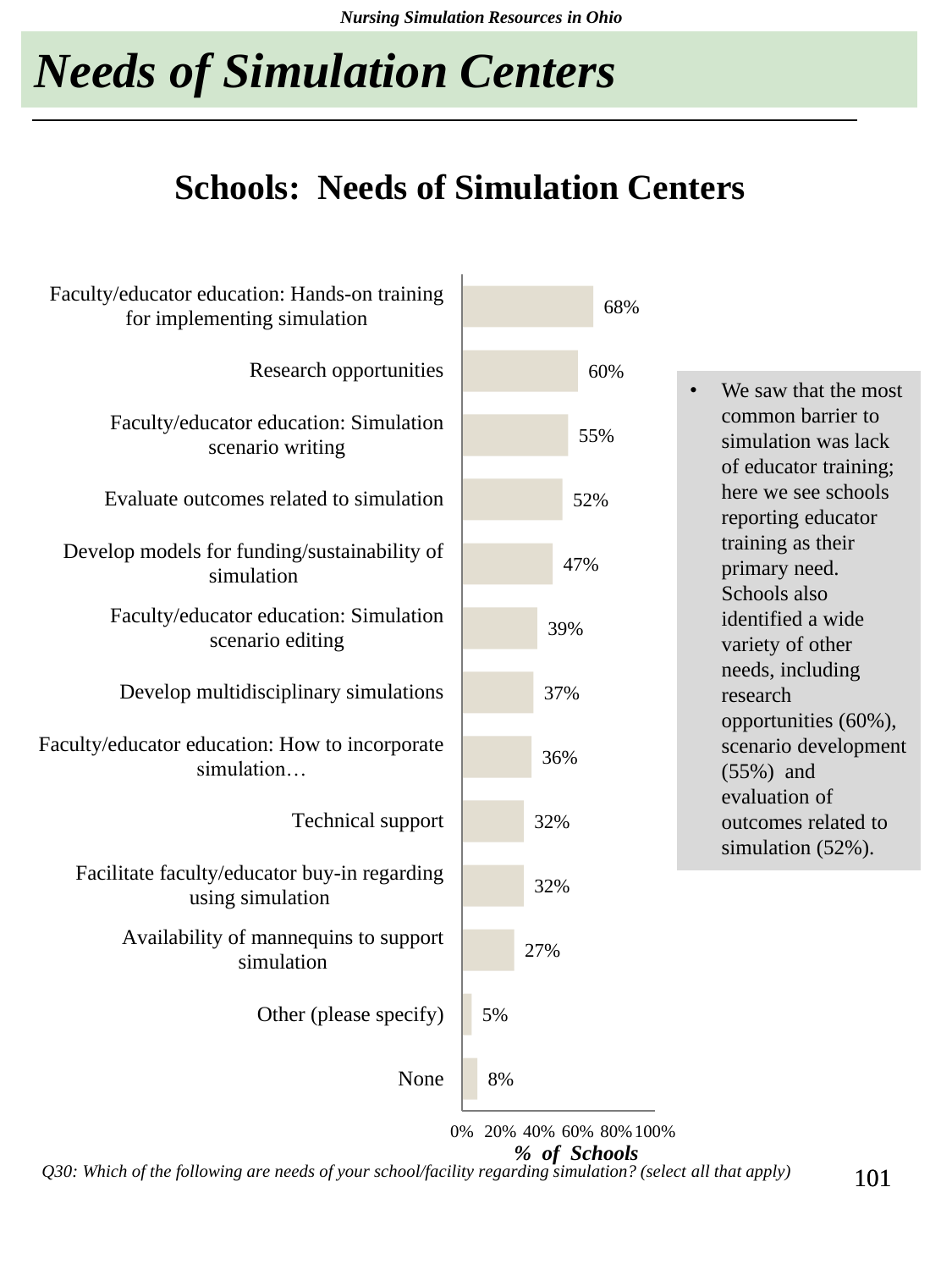# Needs of Simulation Centers

## Schools: Needs of Simulation Centers

| Need | % of Schools |
|---|---|
| Faculty/educator education: Hands-on training for implementing simulation | 68% |
| Research opportunities | 60% |
| Faculty/educator education: Simulation scenario writing | 55% |
| Evaluate outcomes related to simulation | 52% |
| Develop models for funding/sustainability of simulation | 47% |
| Faculty/educator education: Simulation scenario editing | 39% |
| Develop multidisciplinary simulations | 37% |
| Faculty/educator education: How to incorporate simulation… | 36% |
| Technical support | 32% |
| Facilitate faculty/educator buy-in regarding using simulation | 32% |
| Availability of mannequins to support simulation | 27% |
| Other (please specify) | 5% |
| None | 8% |

- We saw that the most common barrier to simulation was lack of educator training; here we see schools reporting educator training as their primary need. Schools also identified a wide variety of other needs, including research opportunities (60%), scenario development (55%) and evaluation of outcomes related to simulation (52%).

*Q30: Which of the following are needs of your school/facility regarding simulation? (select all that apply)*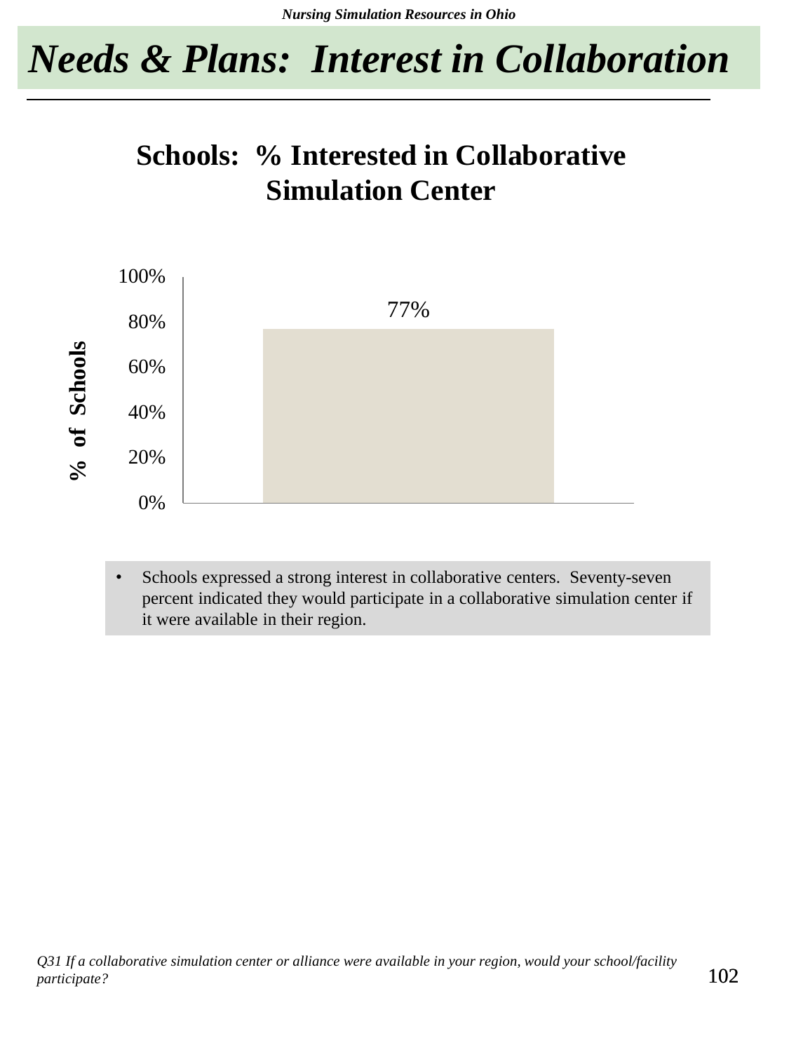# Needs & Plans: Interest in Collaboration

## Schools: % Interested in Collaborative Simulation Center

| | % of Schools |
|---|---|
| Interested in Collaborative Simulation Center | 77% |

- Schools expressed a strong interest in collaborative centers. Seventy-seven percent indicated they would participate in a collaborative simulation center if it were available in their region.

*Q31 If a collaborative simulation center or alliance were available in your region, would your school/facility participate?*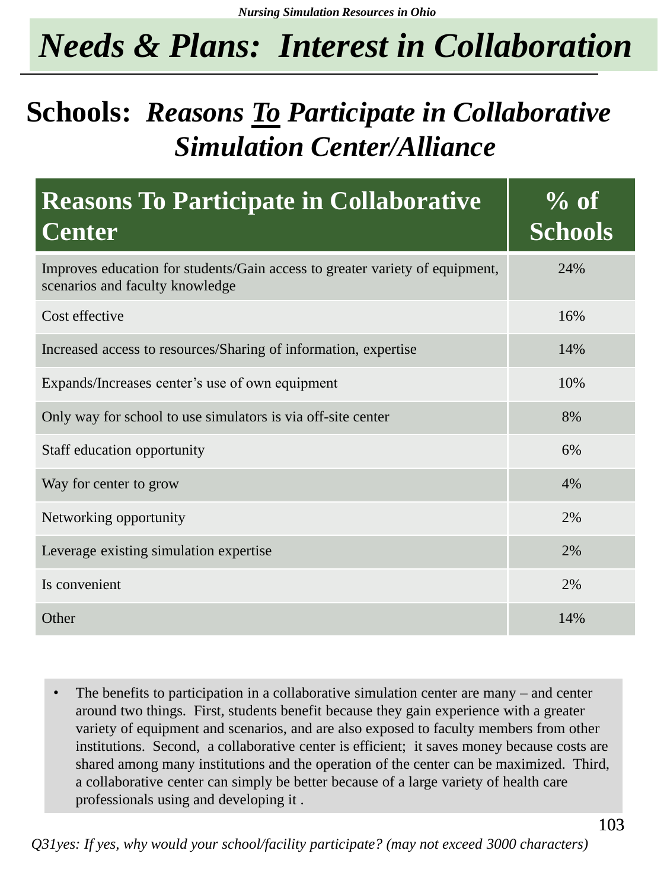# Needs & Plans: Interest in Collaboration

## Schools: *Reasons* *To* *Participate in Collaborative Simulation Center/Alliance*

| Reasons To Participate in Collaborative Center | % of Schools |
|---|---|
| Improves education for students/Gain access to greater variety of equipment, scenarios and faculty knowledge | 24% |
| Cost effective | 16% |
| Increased access to resources/Sharing of information, expertise | 14% |
| Expands/Increases center's use of own equipment | 10% |
| Only way for school to use simulators is via off-site center | 8% |
| Staff education opportunity | 6% |
| Way for center to grow | 4% |
| Networking opportunity | 2% |
| Leverage existing simulation expertise | 2% |
| Is convenient | 2% |
| Other | 14% |

- The benefits to participation in a collaborative simulation center are many – and center around two things. First, students benefit because they gain experience with a greater variety of equipment and scenarios, and are also exposed to faculty members from other institutions. Second, a collaborative center is efficient; it saves money because costs are shared among many institutions and the operation of the center can be maximized. Third, a collaborative center can simply be better because of a large variety of health care professionals using and developing it .

*Q31yes: If yes, why would your school/facility participate? (may not exceed 3000 characters)*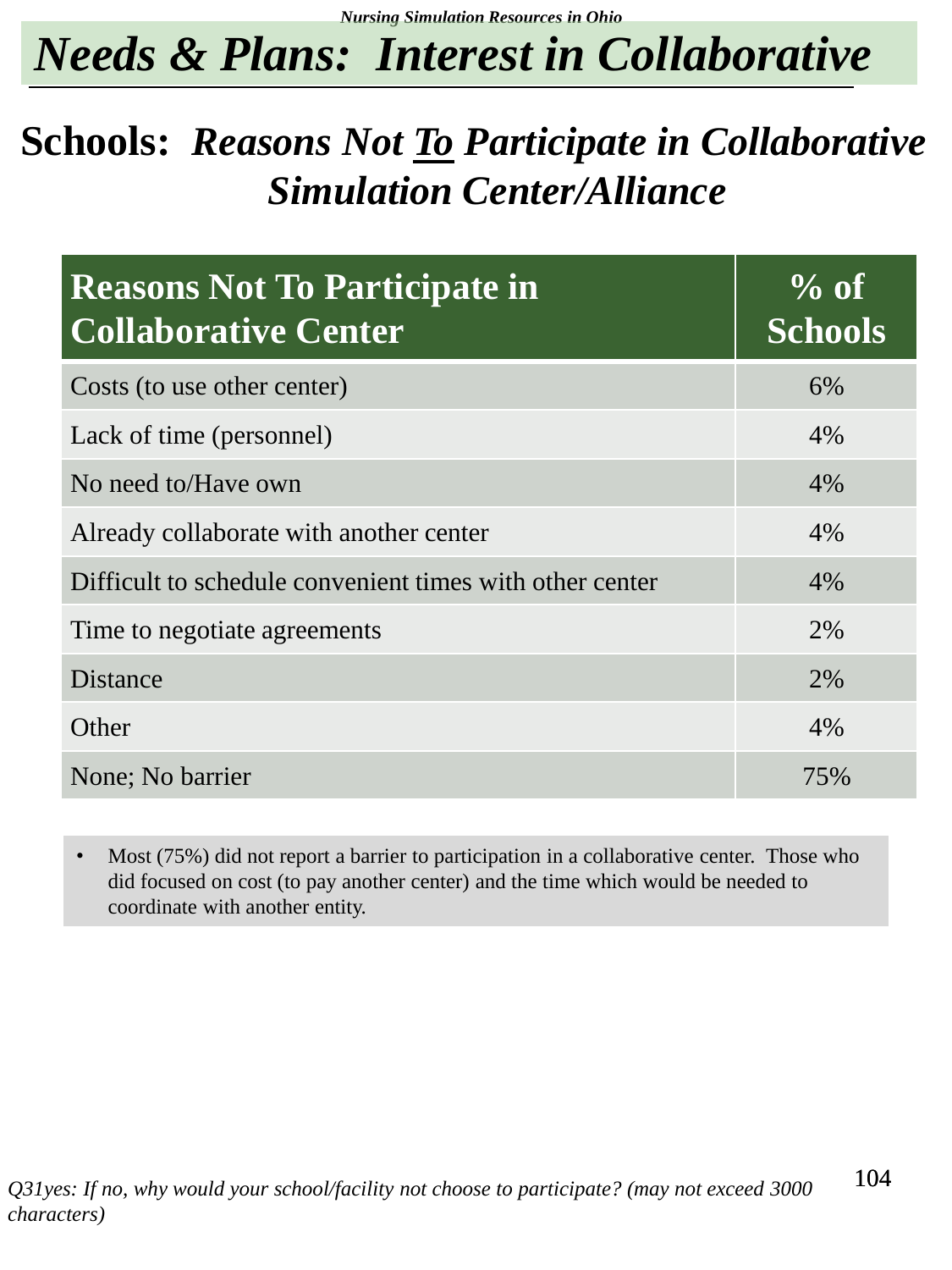# *Needs & Plans: Interest in Collaborative*

## Schools: *Reasons Not To Participate in Collaborative Simulation Center/Alliance*

| Reasons Not To Participate in Collaborative Center | % of Schools |
|---|---|
| Costs (to use other center) | 6% |
| Lack of time (personnel) | 4% |
| No need to/Have own | 4% |
| Already collaborate with another center | 4% |
| Difficult to schedule convenient times with other center | 4% |
| Time to negotiate agreements | 2% |
| Distance | 2% |
| Other | 4% |
| None; No barrier | 75% |

- Most (75%) did not report a barrier to participation in a collaborative center. Those who did focused on cost (to pay another center) and the time which would be needed to coordinate with another entity.

*Q31yes: If no, why would your school/facility not choose to participate? (may not exceed 3000 characters)*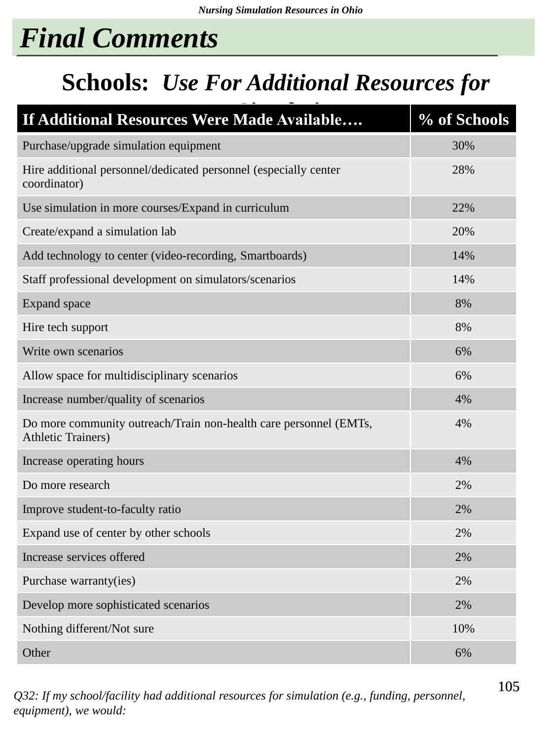# *Final Comments*

## Schools: *Use For Additional Resources for Simulation*

| If Additional Resources Were Made Available…. | % of Schools |
|---|---|
| Purchase/upgrade simulation equipment | 30% |
| Hire additional personnel/dedicated personnel (especially center coordinator) | 28% |
| Use simulation in more courses/Expand in curriculum | 22% |
| Create/expand a simulation lab | 20% |
| Add technology to center (video-recording, Smartboards) | 14% |
| Staff professional development on simulators/scenarios | 14% |
| Expand space | 8% |
| Hire tech support | 8% |
| Write own scenarios | 6% |
| Allow space for multidisciplinary scenarios | 6% |
| Increase number/quality of scenarios | 4% |
| Do more community outreach/Train non-health care personnel (EMTs, Athletic Trainers) | 4% |
| Increase operating hours | 4% |
| Do more research | 2% |
| Improve student-to-faculty ratio | 2% |
| Expand use of center by other schools | 2% |
| Increase services offered | 2% |
| Purchase warranty(ies) | 2% |
| Develop more sophisticated scenarios | 2% |
| Nothing different/Not sure | 10% |
| Other | 6% |

*Q32: If my school/facility had additional resources for simulation (e.g., funding, personnel, equipment), we would:*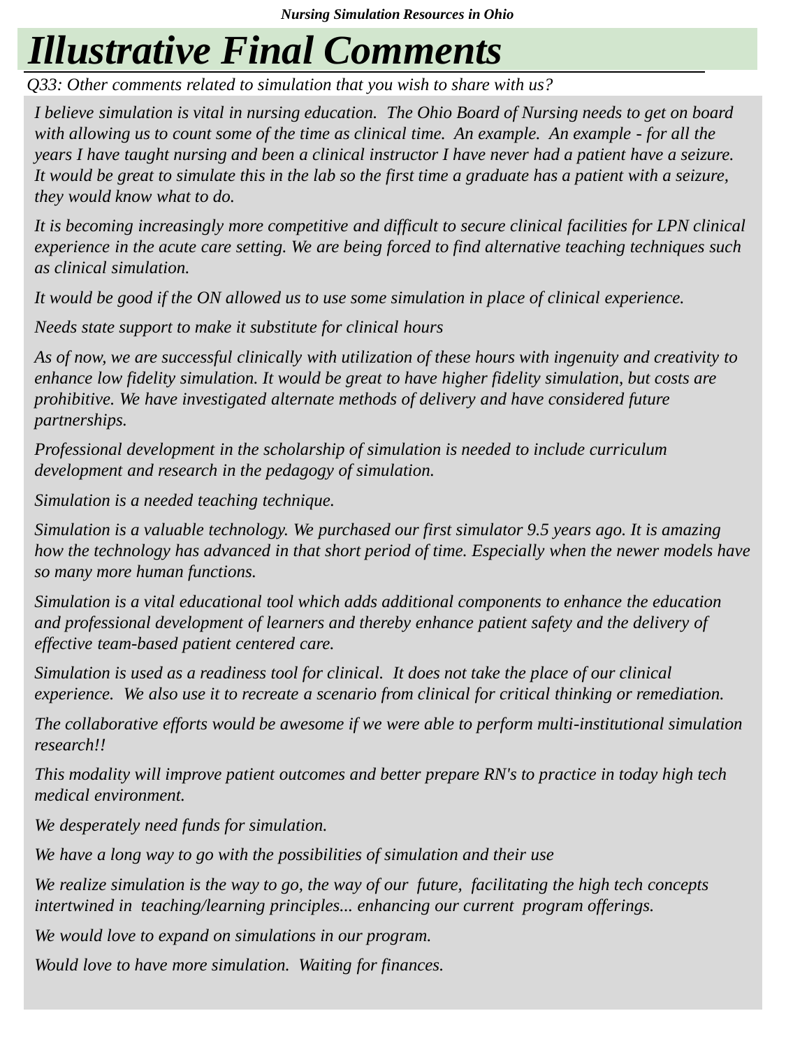# *Illustrative Final Comments*

*Q33: Other comments related to simulation that you wish to share with us?*

*I believe simulation is vital in nursing education. The Ohio Board of Nursing needs to get on board with allowing us to count some of the time as clinical time. An example. An example - for all the years I have taught nursing and been a clinical instructor I have never had a patient have a seizure. It would be great to simulate this in the lab so the first time a graduate has a patient with a seizure, they would know what to do.*

*It is becoming increasingly more competitive and difficult to secure clinical facilities for LPN clinical experience in the acute care setting. We are being forced to find alternative teaching techniques such as clinical simulation.*

*It would be good if the ON allowed us to use some simulation in place of clinical experience.*

*Needs state support to make it substitute for clinical hours*

*As of now, we are successful clinically with utilization of these hours with ingenuity and creativity to enhance low fidelity simulation. It would be great to have higher fidelity simulation, but costs are prohibitive. We have investigated alternate methods of delivery and have considered future partnerships.*

*Professional development in the scholarship of simulation is needed to include curriculum development and research in the pedagogy of simulation.*

*Simulation is a needed teaching technique.*

*Simulation is a valuable technology. We purchased our first simulator 9.5 years ago. It is amazing how the technology has advanced in that short period of time. Especially when the newer models have so many more human functions.*

*Simulation is a vital educational tool which adds additional components to enhance the education and professional development of learners and thereby enhance patient safety and the delivery of effective team-based patient centered care.*

*Simulation is used as a readiness tool for clinical. It does not take the place of our clinical experience. We also use it to recreate a scenario from clinical for critical thinking or remediation.*

*The collaborative efforts would be awesome if we were able to perform multi-institutional simulation research!!*

*This modality will improve patient outcomes and better prepare RN's to practice in today high tech medical environment.*

*We desperately need funds for simulation.*

*We have a long way to go with the possibilities of simulation and their use*

*We realize simulation is the way to go, the way of our future, facilitating the high tech concepts intertwined in teaching/learning principles... enhancing our current program offerings.*

*We would love to expand on simulations in our program.*

*Would love to have more simulation. Waiting for finances.*